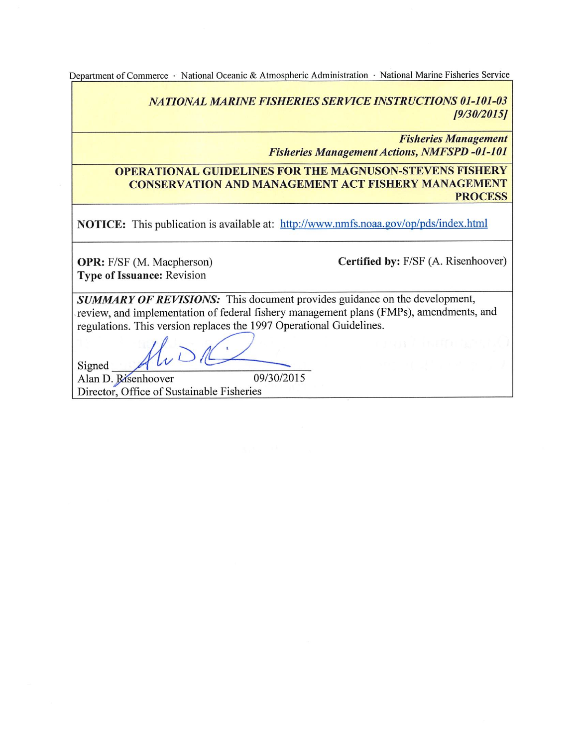Department of Commerce · National Oceanic & Atmospheric Administration · National Marine Fisheries Service

*NATIONAL MARINE FISHERIES SERVICE INSTRUCTIONS 01-101-03*
*[9/30/2015]*

***Fisheries Management***
***Fisheries Management Actions, NMFSPD -01-101***

# OPERATIONAL GUIDELINES FOR THE MAGNUSON-STEVENS FISHERY CONSERVATION AND MANAGEMENT ACT FISHERY MANAGEMENT PROCESS

**NOTICE:** This publication is available at: http://www.nmfs.noaa.gov/op/pds/index.html

**OPR:** F/SF (M. Macpherson)
**Type of Issuance:** Revision

**Certified by:** F/SF (A. Risenhoover)

***SUMMARY OF REVISIONS:*** This document provides guidance on the development, review, and implementation of federal fishery management plans (FMPs), amendments, and regulations. This version replaces the 1997 Operational Guidelines.

Signed
Alan D. Risenhoover 09/30/2015
Director, Office of Sustainable Fisheries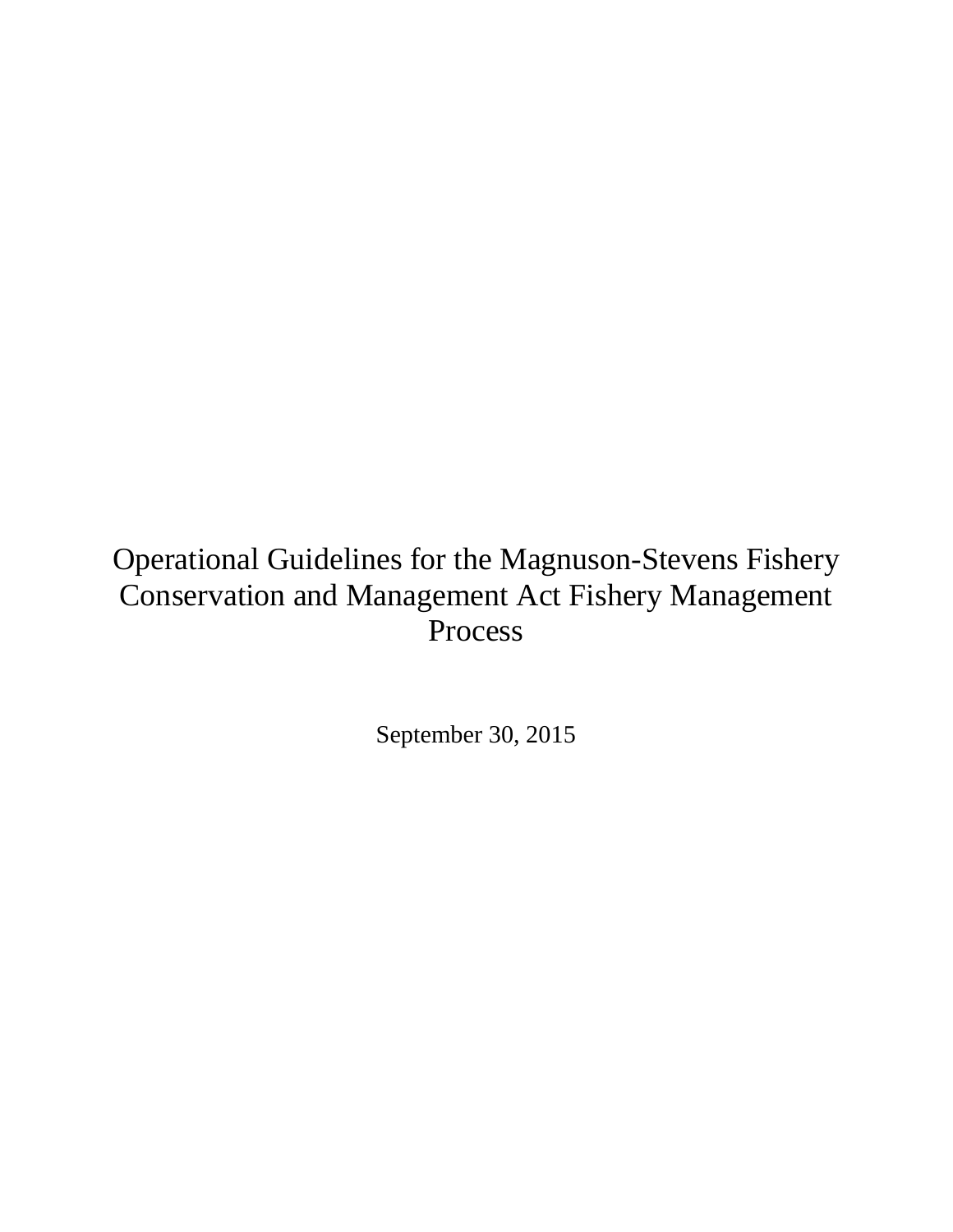# Operational Guidelines for the Magnuson-Stevens Fishery Conservation and Management Act Fishery Management Process

September 30, 2015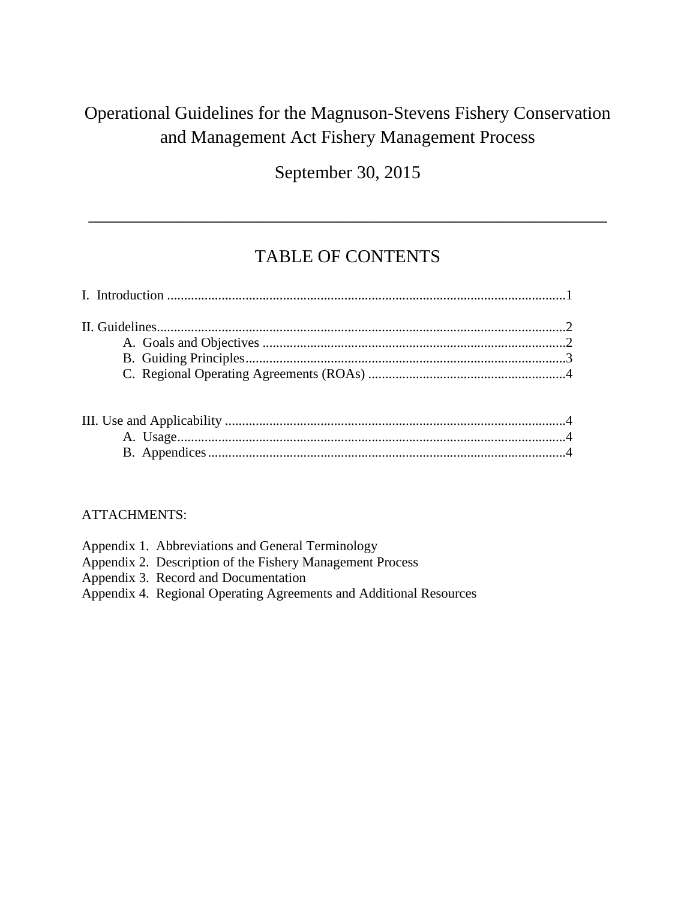# Operational Guidelines for the Magnuson-Stevens Fishery Conservation and Management Act Fishery Management Process

September 30, 2015

---

## TABLE OF CONTENTS

I. Introduction .................................................................................................................1

II. Guidelines.....................................................................................................................2
- A. Goals and Objectives .........................................................................................2
- B. Guiding Principles..............................................................................................3
- C. Regional Operating Agreements (ROAs) ..........................................................4

III. Use and Applicability ...................................................................................................4
- A. Usage..................................................................................................................4
- B. Appendices .........................................................................................................4

ATTACHMENTS:

Appendix 1. Abbreviations and General Terminology
Appendix 2. Description of the Fishery Management Process
Appendix 3. Record and Documentation
Appendix 4. Regional Operating Agreements and Additional Resources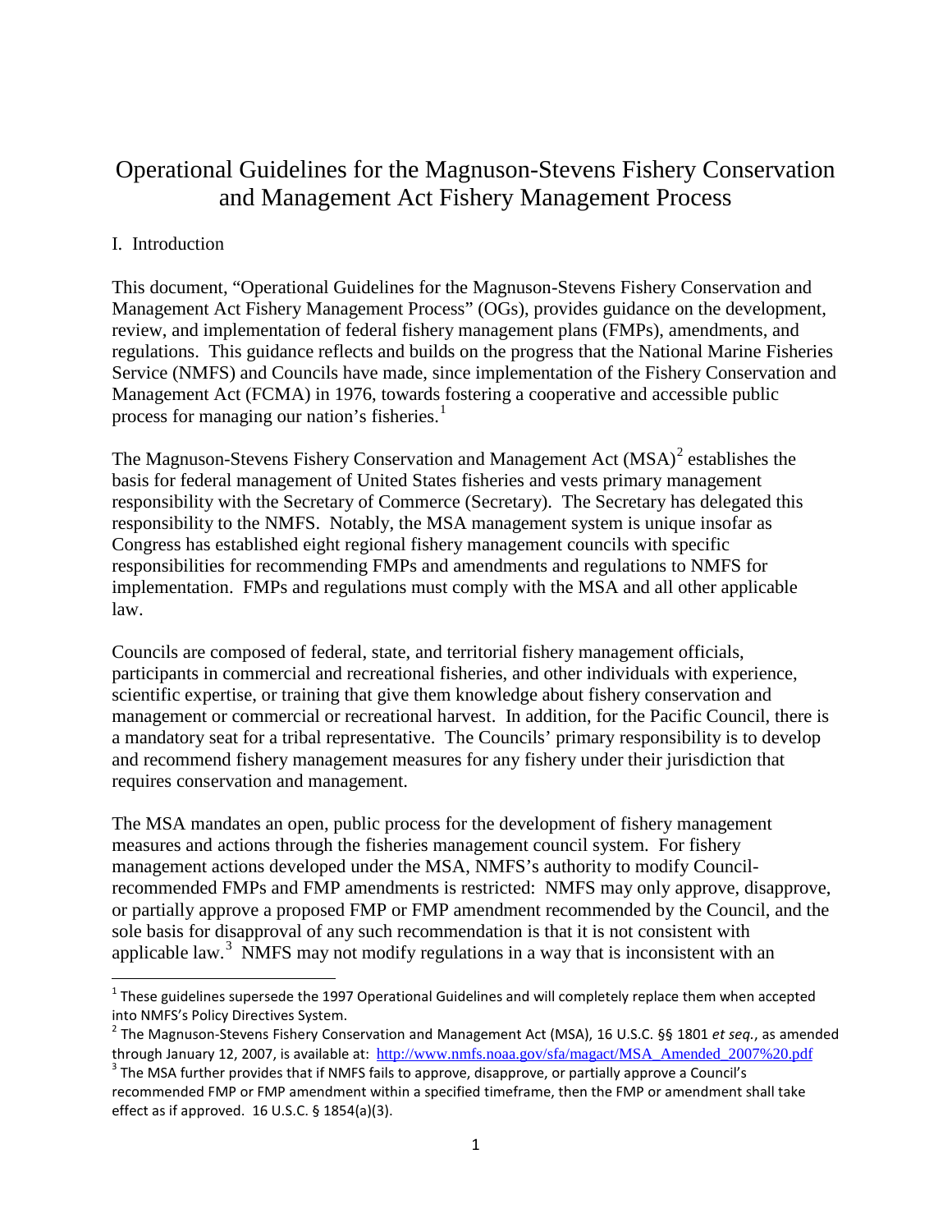# Operational Guidelines for the Magnuson-Stevens Fishery Conservation and Management Act Fishery Management Process

## I. Introduction

This document, "Operational Guidelines for the Magnuson-Stevens Fishery Conservation and Management Act Fishery Management Process" (OGs), provides guidance on the development, review, and implementation of federal fishery management plans (FMPs), amendments, and regulations. This guidance reflects and builds on the progress that the National Marine Fisheries Service (NMFS) and Councils have made, since implementation of the Fishery Conservation and Management Act (FCMA) in 1976, towards fostering a cooperative and accessible public process for managing our nation's fisheries.[1]

The Magnuson-Stevens Fishery Conservation and Management Act (MSA)[2] establishes the basis for federal management of United States fisheries and vests primary management responsibility with the Secretary of Commerce (Secretary). The Secretary has delegated this responsibility to the NMFS. Notably, the MSA management system is unique insofar as Congress has established eight regional fishery management councils with specific responsibilities for recommending FMPs and amendments and regulations to NMFS for implementation. FMPs and regulations must comply with the MSA and all other applicable law.

Councils are composed of federal, state, and territorial fishery management officials, participants in commercial and recreational fisheries, and other individuals with experience, scientific expertise, or training that give them knowledge about fishery conservation and management or commercial or recreational harvest. In addition, for the Pacific Council, there is a mandatory seat for a tribal representative. The Councils' primary responsibility is to develop and recommend fishery management measures for any fishery under their jurisdiction that requires conservation and management.

The MSA mandates an open, public process for the development of fishery management measures and actions through the fisheries management council system. For fishery management actions developed under the MSA, NMFS's authority to modify Council-recommended FMPs and FMP amendments is restricted: NMFS may only approve, disapprove, or partially approve a proposed FMP or FMP amendment recommended by the Council, and the sole basis for disapproval of any such recommendation is that it is not consistent with applicable law.[3] NMFS may not modify regulations in a way that is inconsistent with an

---

[1] These guidelines supersede the 1997 Operational Guidelines and will completely replace them when accepted into NMFS's Policy Directives System.

[2] The Magnuson-Stevens Fishery Conservation and Management Act (MSA), 16 U.S.C. §§ 1801 *et seq.*, as amended through January 12, 2007, is available at: http://www.nmfs.noaa.gov/sfa/magact/MSA_Amended_2007%20.pdf

[3] The MSA further provides that if NMFS fails to approve, disapprove, or partially approve a Council's recommended FMP or FMP amendment within a specified timeframe, then the FMP or amendment shall take effect as if approved. 16 U.S.C. § 1854(a)(3).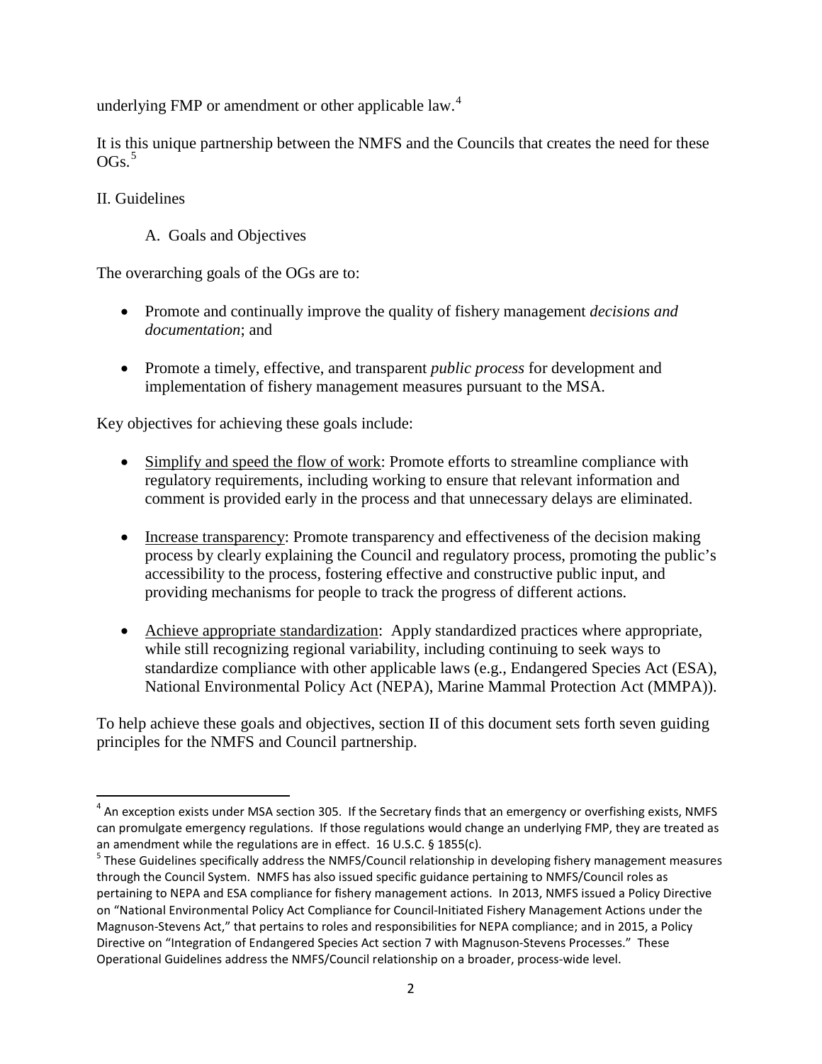underlying FMP or amendment or other applicable law.[4]

It is this unique partnership between the NMFS and the Councils that creates the need for these OGs.[5]

## II. Guidelines

### A. Goals and Objectives

The overarching goals of the OGs are to:

- Promote and continually improve the quality of fishery management *decisions and documentation*; and
- Promote a timely, effective, and transparent *public process* for development and implementation of fishery management measures pursuant to the MSA.

Key objectives for achieving these goals include:

- Simplify and speed the flow of work: Promote efforts to streamline compliance with regulatory requirements, including working to ensure that relevant information and comment is provided early in the process and that unnecessary delays are eliminated.
- Increase transparency: Promote transparency and effectiveness of the decision making process by clearly explaining the Council and regulatory process, promoting the public's accessibility to the process, fostering effective and constructive public input, and providing mechanisms for people to track the progress of different actions.
- Achieve appropriate standardization: Apply standardized practices where appropriate, while still recognizing regional variability, including continuing to seek ways to standardize compliance with other applicable laws (e.g., Endangered Species Act (ESA), National Environmental Policy Act (NEPA), Marine Mammal Protection Act (MMPA)).

To help achieve these goals and objectives, section II of this document sets forth seven guiding principles for the NMFS and Council partnership.

[4] An exception exists under MSA section 305. If the Secretary finds that an emergency or overfishing exists, NMFS can promulgate emergency regulations. If those regulations would change an underlying FMP, they are treated as an amendment while the regulations are in effect. 16 U.S.C. § 1855(c).

[5] These Guidelines specifically address the NMFS/Council relationship in developing fishery management measures through the Council System. NMFS has also issued specific guidance pertaining to NMFS/Council roles as pertaining to NEPA and ESA compliance for fishery management actions. In 2013, NMFS issued a Policy Directive on "National Environmental Policy Act Compliance for Council-Initiated Fishery Management Actions under the Magnuson-Stevens Act," that pertains to roles and responsibilities for NEPA compliance; and in 2015, a Policy Directive on "Integration of Endangered Species Act section 7 with Magnuson-Stevens Processes." These Operational Guidelines address the NMFS/Council relationship on a broader, process-wide level.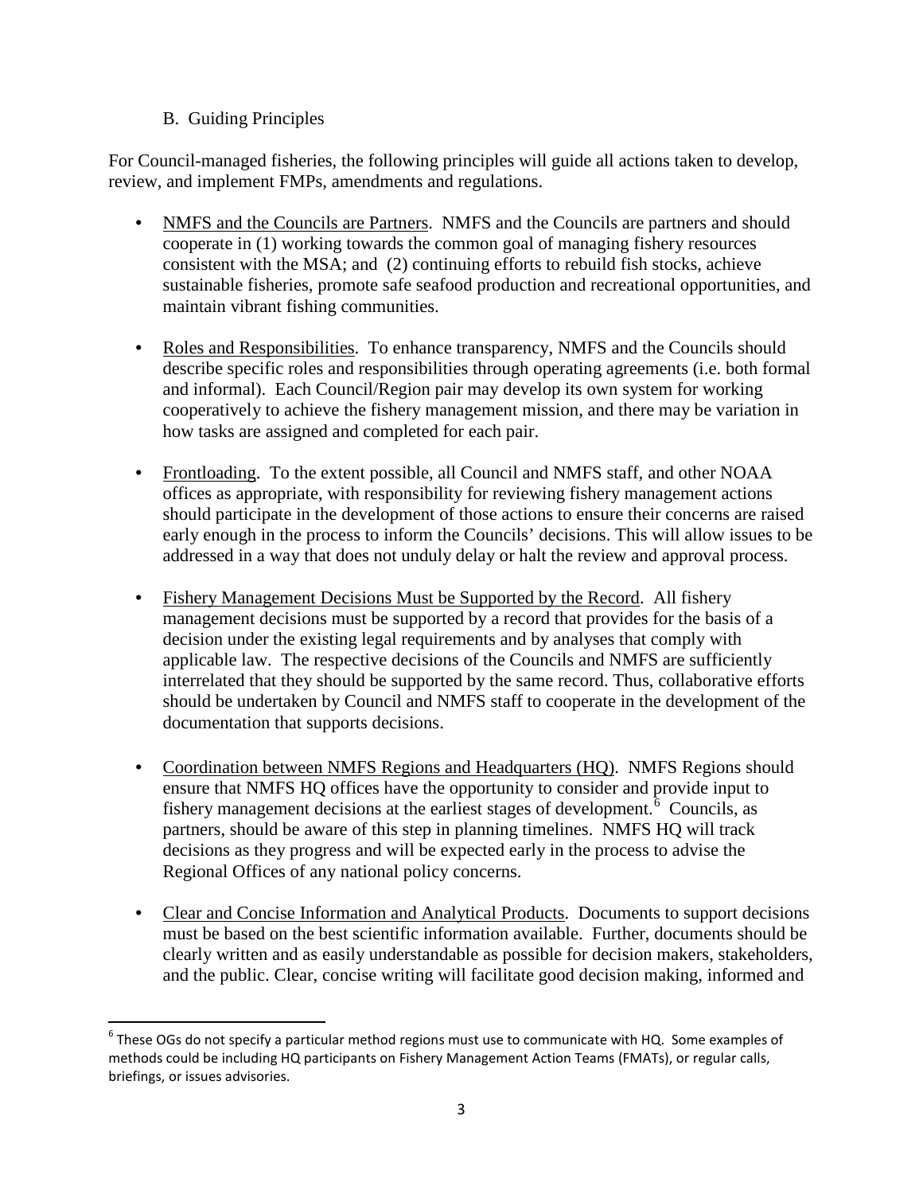### B. Guiding Principles

For Council-managed fisheries, the following principles will guide all actions taken to develop, review, and implement FMPs, amendments and regulations.

- NMFS and the Councils are Partners. NMFS and the Councils are partners and should cooperate in (1) working towards the common goal of managing fishery resources consistent with the MSA; and (2) continuing efforts to rebuild fish stocks, achieve sustainable fisheries, promote safe seafood production and recreational opportunities, and maintain vibrant fishing communities.

- Roles and Responsibilities. To enhance transparency, NMFS and the Councils should describe specific roles and responsibilities through operating agreements (i.e. both formal and informal). Each Council/Region pair may develop its own system for working cooperatively to achieve the fishery management mission, and there may be variation in how tasks are assigned and completed for each pair.

- Frontloading. To the extent possible, all Council and NMFS staff, and other NOAA offices as appropriate, with responsibility for reviewing fishery management actions should participate in the development of those actions to ensure their concerns are raised early enough in the process to inform the Councils' decisions. This will allow issues to be addressed in a way that does not unduly delay or halt the review and approval process.

- Fishery Management Decisions Must be Supported by the Record. All fishery management decisions must be supported by a record that provides for the basis of a decision under the existing legal requirements and by analyses that comply with applicable law. The respective decisions of the Councils and NMFS are sufficiently interrelated that they should be supported by the same record. Thus, collaborative efforts should be undertaken by Council and NMFS staff to cooperate in the development of the documentation that supports decisions.

- Coordination between NMFS Regions and Headquarters (HQ). NMFS Regions should ensure that NMFS HQ offices have the opportunity to consider and provide input to fishery management decisions at the earliest stages of development.[6] Councils, as partners, should be aware of this step in planning timelines. NMFS HQ will track decisions as they progress and will be expected early in the process to advise the Regional Offices of any national policy concerns.

- Clear and Concise Information and Analytical Products. Documents to support decisions must be based on the best scientific information available. Further, documents should be clearly written and as easily understandable as possible for decision makers, stakeholders, and the public. Clear, concise writing will facilitate good decision making, informed and

[6] These OGs do not specify a particular method regions must use to communicate with HQ. Some examples of methods could be including HQ participants on Fishery Management Action Teams (FMATs), or regular calls, briefings, or issues advisories.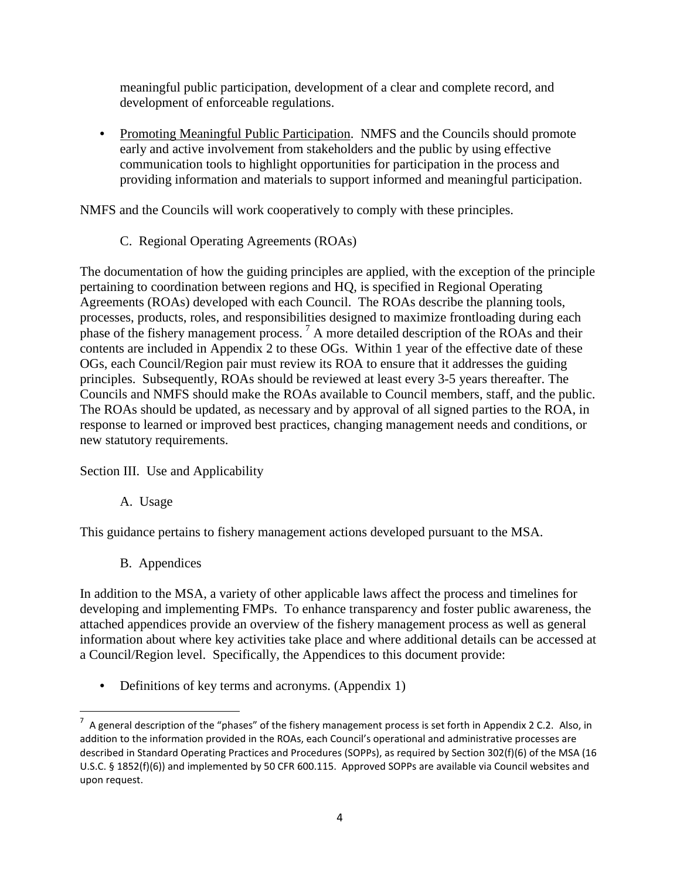meaningful public participation, development of a clear and complete record, and development of enforceable regulations.

- Promoting Meaningful Public Participation. NMFS and the Councils should promote early and active involvement from stakeholders and the public by using effective communication tools to highlight opportunities for participation in the process and providing information and materials to support informed and meaningful participation.

NMFS and the Councils will work cooperatively to comply with these principles.

C. Regional Operating Agreements (ROAs)

The documentation of how the guiding principles are applied, with the exception of the principle pertaining to coordination between regions and HQ, is specified in Regional Operating Agreements (ROAs) developed with each Council. The ROAs describe the planning tools, processes, products, roles, and responsibilities designed to maximize frontloading during each phase of the fishery management process.[7] A more detailed description of the ROAs and their contents are included in Appendix 2 to these OGs. Within 1 year of the effective date of these OGs, each Council/Region pair must review its ROA to ensure that it addresses the guiding principles. Subsequently, ROAs should be reviewed at least every 3-5 years thereafter. The Councils and NMFS should make the ROAs available to Council members, staff, and the public. The ROAs should be updated, as necessary and by approval of all signed parties to the ROA, in response to learned or improved best practices, changing management needs and conditions, or new statutory requirements.

Section III. Use and Applicability

A. Usage

This guidance pertains to fishery management actions developed pursuant to the MSA.

B. Appendices

In addition to the MSA, a variety of other applicable laws affect the process and timelines for developing and implementing FMPs. To enhance transparency and foster public awareness, the attached appendices provide an overview of the fishery management process as well as general information about where key activities take place and where additional details can be accessed at a Council/Region level. Specifically, the Appendices to this document provide:

- Definitions of key terms and acronyms. (Appendix 1)

[7] A general description of the "phases" of the fishery management process is set forth in Appendix 2 C.2. Also, in addition to the information provided in the ROAs, each Council's operational and administrative processes are described in Standard Operating Practices and Procedures (SOPPs), as required by Section 302(f)(6) of the MSA (16 U.S.C. § 1852(f)(6)) and implemented by 50 CFR 600.115. Approved SOPPs are available via Council websites and upon request.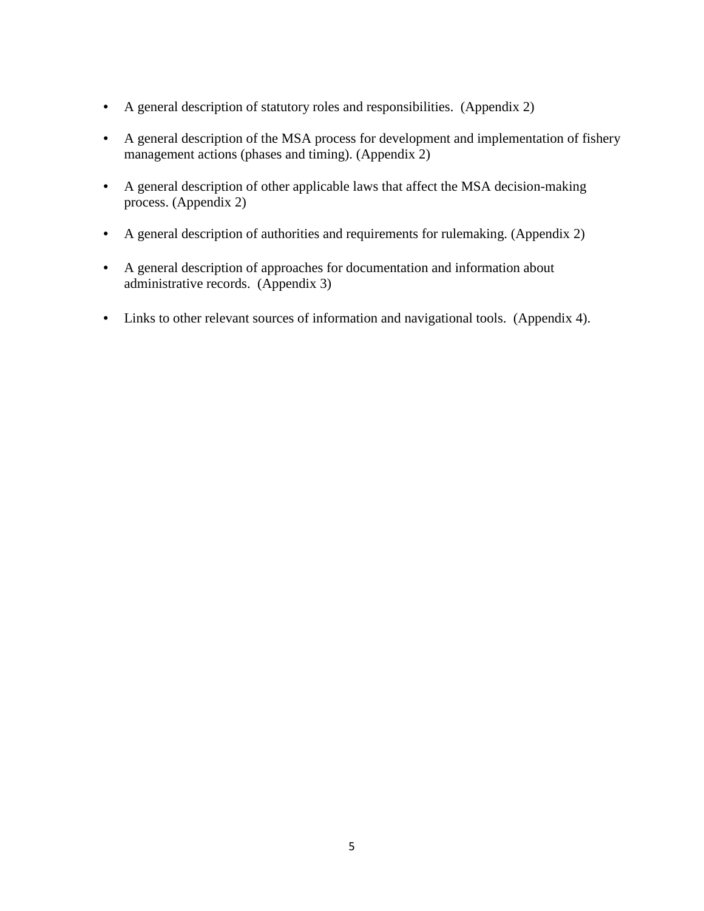- A general description of statutory roles and responsibilities. (Appendix 2)

- A general description of the MSA process for development and implementation of fishery management actions (phases and timing). (Appendix 2)

- A general description of other applicable laws that affect the MSA decision-making process. (Appendix 2)

- A general description of authorities and requirements for rulemaking. (Appendix 2)

- A general description of approaches for documentation and information about administrative records. (Appendix 3)

- Links to other relevant sources of information and navigational tools. (Appendix 4).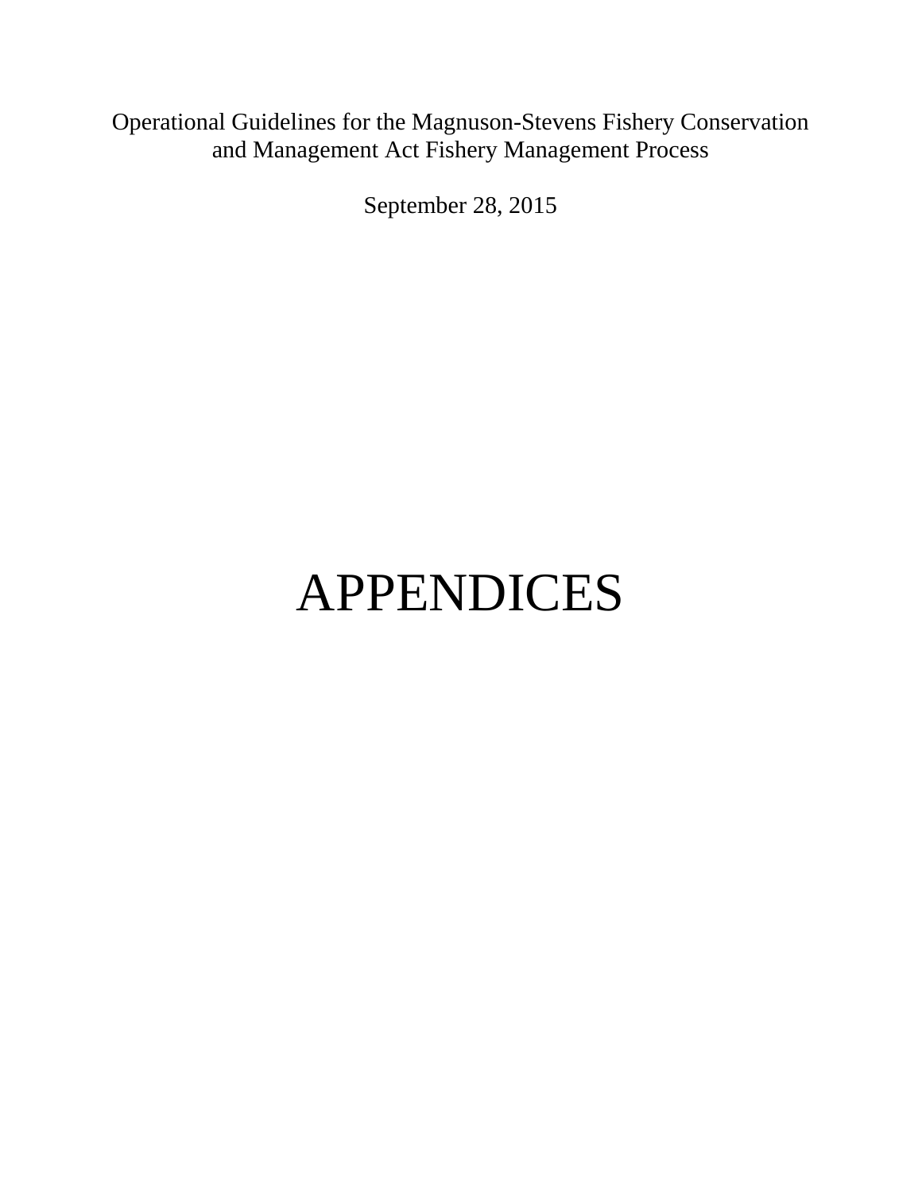Operational Guidelines for the Magnuson-Stevens Fishery Conservation and Management Act Fishery Management Process

September 28, 2015

# APPENDICES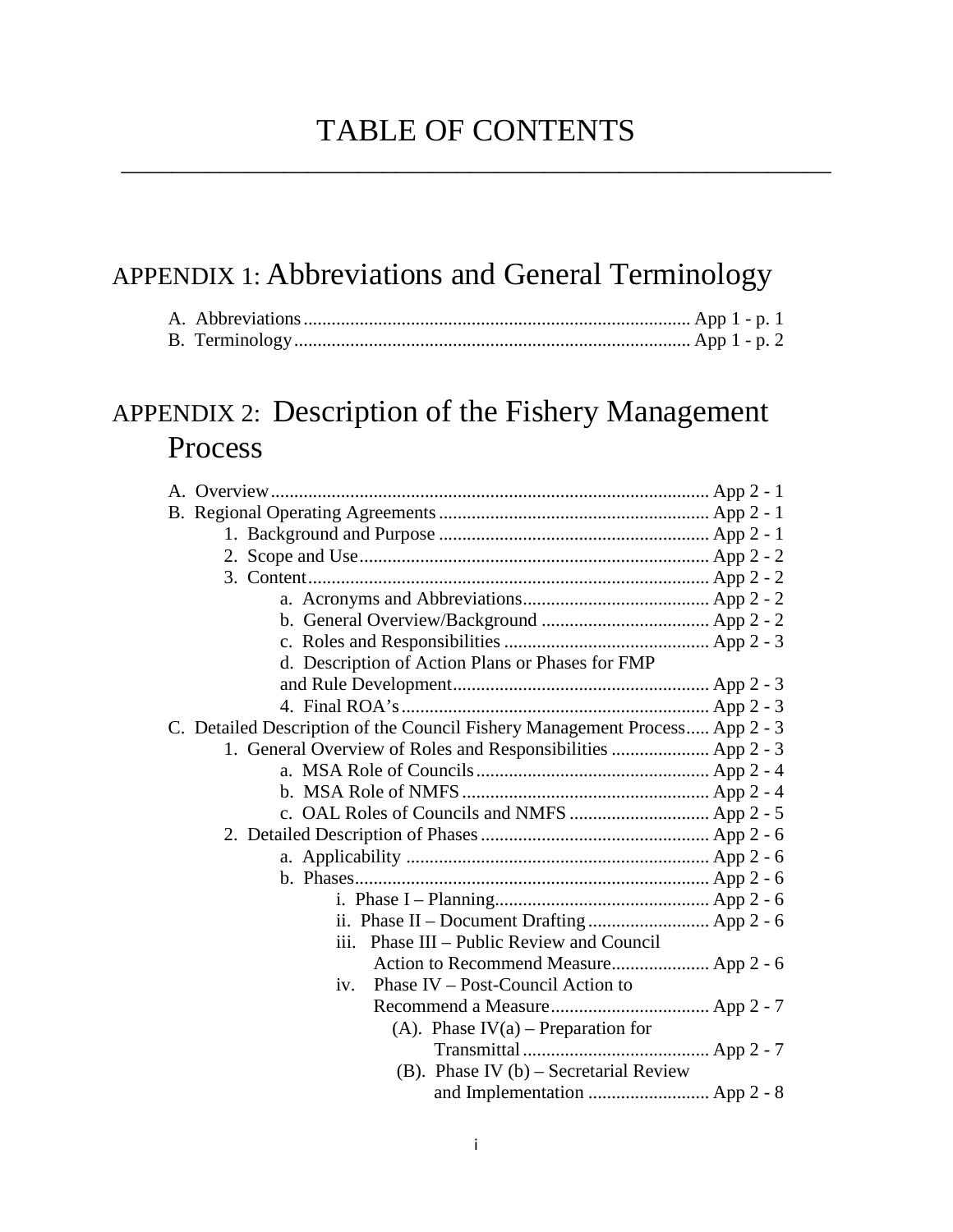# TABLE OF CONTENTS

## APPENDIX 1: Abbreviations and General Terminology

- A. Abbreviations .................................................................................. App 1 - p. 1
- B. Terminology .................................................................................... App 1 - p. 2

## APPENDIX 2: Description of the Fishery Management Process

- A. Overview ............................................................................................ App 2 - 1
- B. Regional Operating Agreements .......................................................... App 2 - 1
  - 1. Background and Purpose .......................................................... App 2 - 1
  - 2. Scope and Use ........................................................................... App 2 - 2
  - 3. Content ..................................................................................... App 2 - 2
    - a. Acronyms and Abbreviations ........................................ App 2 - 2
    - b. General Overview/Background .................................... App 2 - 2
    - c. Roles and Responsibilities ............................................ App 2 - 3
    - d. Description of Action Plans or Phases for FMP and Rule Development ....................................................... App 2 - 3
    - 4. Final ROA's ................................................................. App 2 - 3
- C. Detailed Description of the Council Fishery Management Process ..... App 2 - 3
  - 1. General Overview of Roles and Responsibilities ..................... App 2 - 3
    - a. MSA Role of Councils .................................................. App 2 - 4
    - b. MSA Role of NMFS ..................................................... App 2 - 4
    - c. OAL Roles of Councils and NMFS .............................. App 2 - 5
  - 2. Detailed Description of Phases ................................................. App 2 - 6
    - a. Applicability ................................................................. App 2 - 6
    - b. Phases ............................................................................ App 2 - 6
      - i. Phase I – Planning ............................................. App 2 - 6
      - ii. Phase II – Document Drafting .......................... App 2 - 6
      - iii. Phase III – Public Review and Council Action to Recommend Measure ..................... App 2 - 6
      - iv. Phase IV – Post-Council Action to Recommend a Measure .................................. App 2 - 7
        - (A). Phase IV(a) – Preparation for Transmittal ........................................ App 2 - 7
        - (B). Phase IV (b) – Secretarial Review and Implementation .......................... App 2 - 8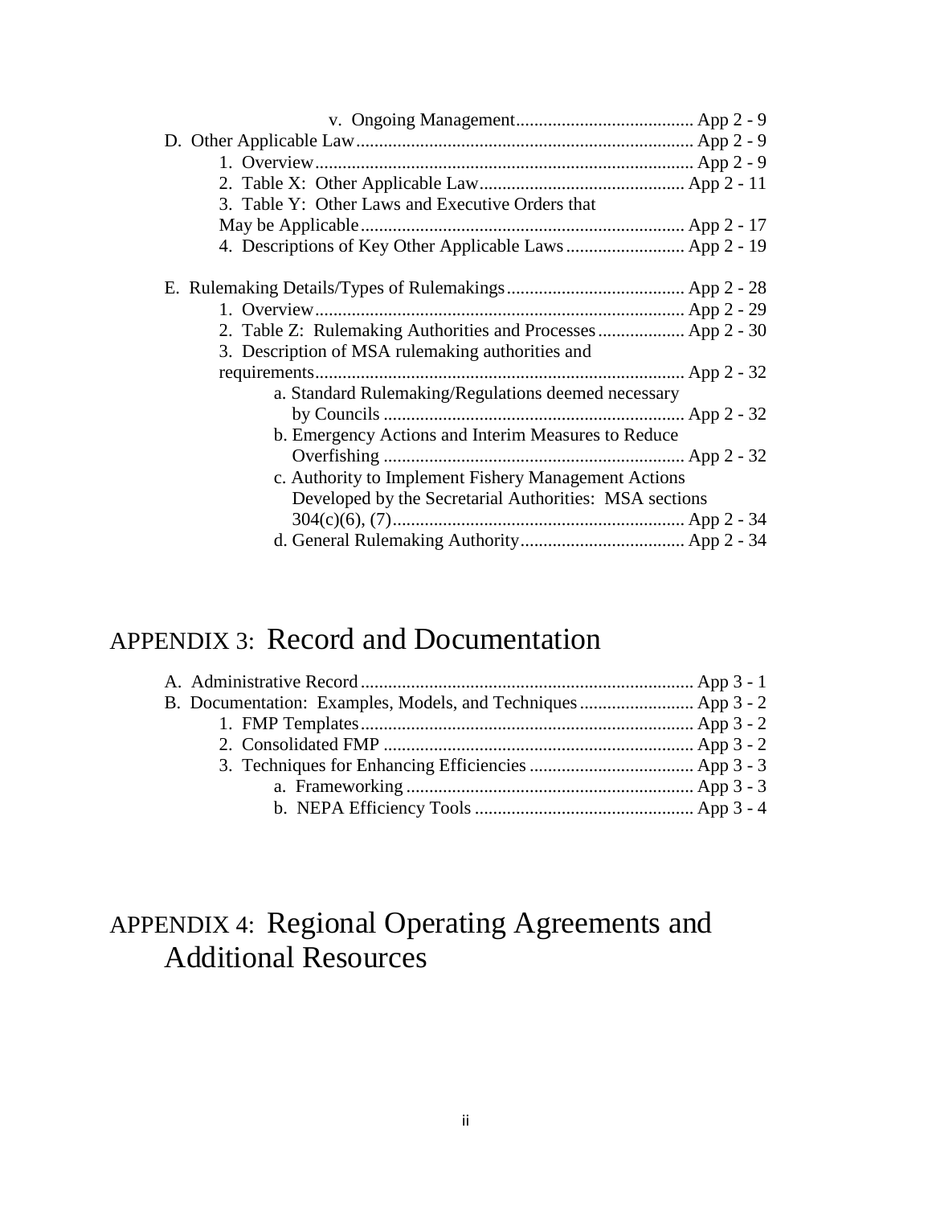v. Ongoing Management....................................... App 2 - 9

D. Other Applicable Law........................................................................ App 2 - 9

1. Overview.................................................................................. App 2 - 9

2. Table X: Other Applicable Law............................................. App 2 - 11

3. Table Y: Other Laws and Executive Orders that May be Applicable....................................................................... App 2 - 17

4. Descriptions of Key Other Applicable Laws.......................... App 2 - 19

E. Rulemaking Details/Types of Rulemakings....................................... App 2 - 28

1. Overview................................................................................ App 2 - 29

2. Table Z: Rulemaking Authorities and Processes................... App 2 - 30

3. Description of MSA rulemaking authorities and requirements.............................................................................. App 2 - 32

a. Standard Rulemaking/Regulations deemed necessary by Councils .................................................................. App 2 - 32

b. Emergency Actions and Interim Measures to Reduce Overfishing .................................................................. App 2 - 32

c. Authority to Implement Fishery Management Actions Developed by the Secretarial Authorities: MSA sections 304(c)(6), (7)................................................................ App 2 - 34

d. General Rulemaking Authority.................................... App 2 - 34

# APPENDIX 3: Record and Documentation

A. Administrative Record......................................................................... App 3 - 1

B. Documentation: Examples, Models, and Techniques......................... App 3 - 2

1. FMP Templates......................................................................... App 3 - 2

2. Consolidated FMP .................................................................... App 3 - 2

3. Techniques for Enhancing Efficiencies .................................... App 3 - 3

a. Frameworking ............................................................... App 3 - 3

b. NEPA Efficiency Tools ................................................ App 3 - 4

# APPENDIX 4: Regional Operating Agreements and Additional Resources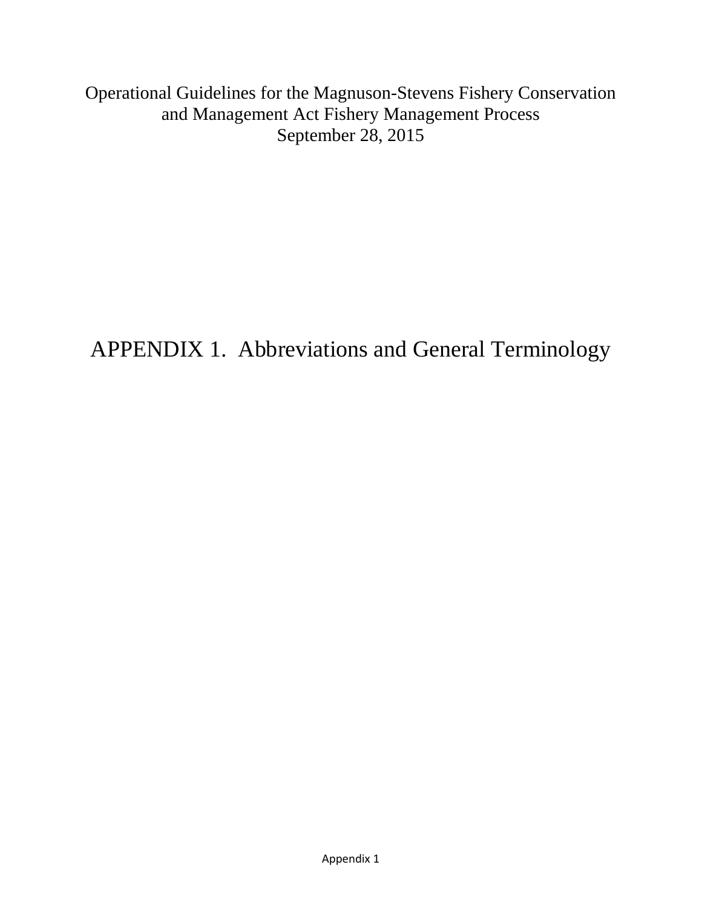Operational Guidelines for the Magnuson-Stevens Fishery Conservation and Management Act Fishery Management Process
September 28, 2015

# APPENDIX 1. Abbreviations and General Terminology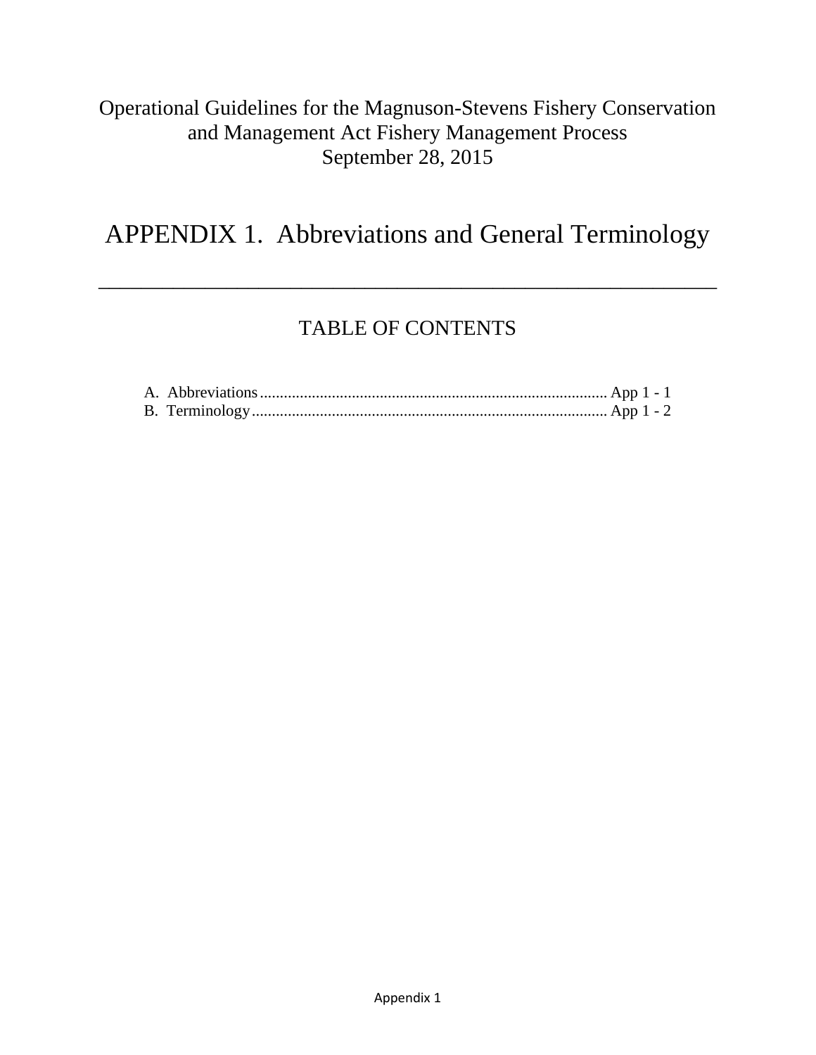Operational Guidelines for the Magnuson-Stevens Fishery Conservation and Management Act Fishery Management Process
September 28, 2015

# APPENDIX 1. Abbreviations and General Terminology

---

## TABLE OF CONTENTS

A. Abbreviations ........................................................................................ App 1 - 1
B. Terminology ........................................................................................... App 1 - 2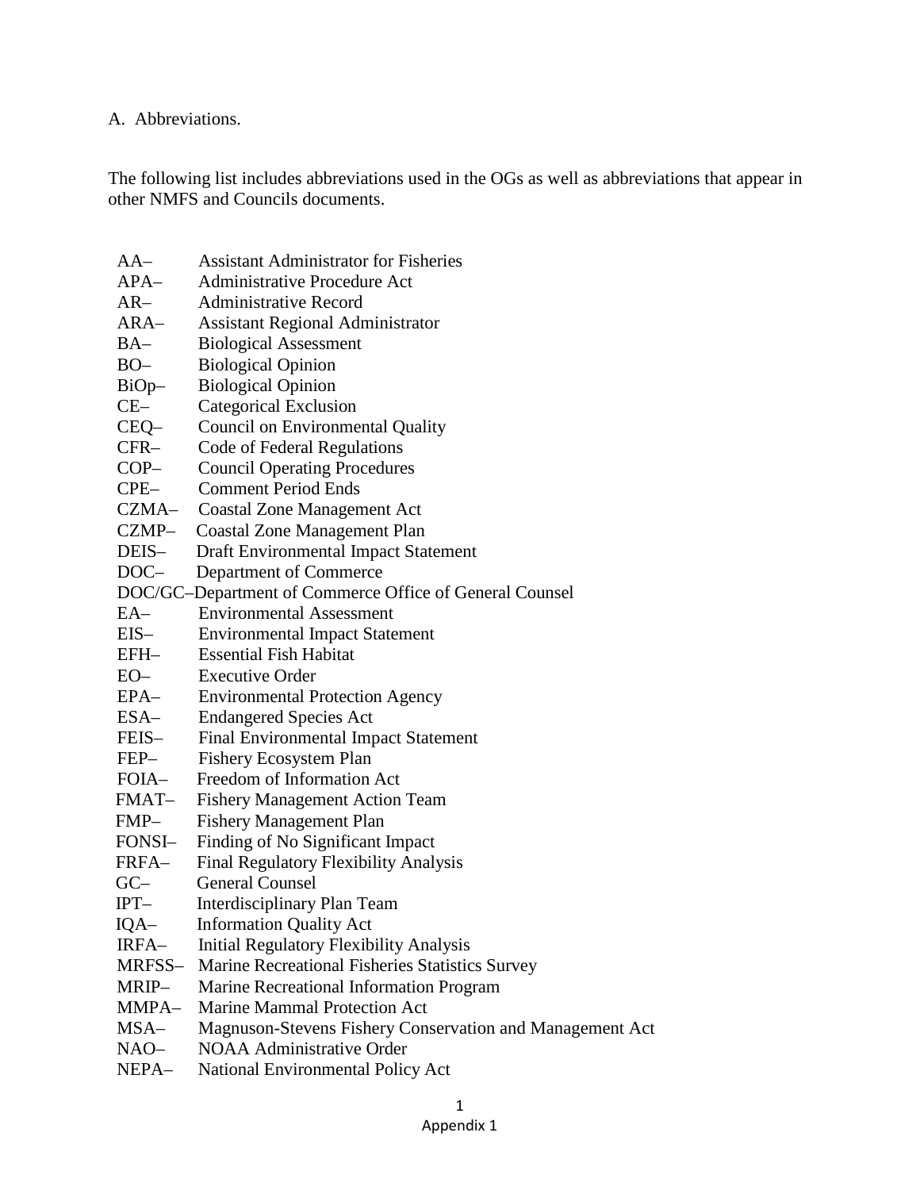A. Abbreviations.

The following list includes abbreviations used in the OGs as well as abbreviations that appear in other NMFS and Councils documents.

AA– Assistant Administrator for Fisheries
APA– Administrative Procedure Act
AR– Administrative Record
ARA– Assistant Regional Administrator
BA– Biological Assessment
BO– Biological Opinion
BiOp– Biological Opinion
CE– Categorical Exclusion
CEQ– Council on Environmental Quality
CFR– Code of Federal Regulations
COP– Council Operating Procedures
CPE– Comment Period Ends
CZMA– Coastal Zone Management Act
CZMP– Coastal Zone Management Plan
DEIS– Draft Environmental Impact Statement
DOC– Department of Commerce
DOC/GC–Department of Commerce Office of General Counsel
EA– Environmental Assessment
EIS– Environmental Impact Statement
EFH– Essential Fish Habitat
EO– Executive Order
EPA– Environmental Protection Agency
ESA– Endangered Species Act
FEIS– Final Environmental Impact Statement
FEP– Fishery Ecosystem Plan
FOIA– Freedom of Information Act
FMAT– Fishery Management Action Team
FMP– Fishery Management Plan
FONSI– Finding of No Significant Impact
FRFA– Final Regulatory Flexibility Analysis
GC– General Counsel
IPT– Interdisciplinary Plan Team
IQA– Information Quality Act
IRFA– Initial Regulatory Flexibility Analysis
MRFSS– Marine Recreational Fisheries Statistics Survey
MRIP– Marine Recreational Information Program
MMPA– Marine Mammal Protection Act
MSA– Magnuson-Stevens Fishery Conservation and Management Act
NAO– NOAA Administrative Order
NEPA– National Environmental Policy Act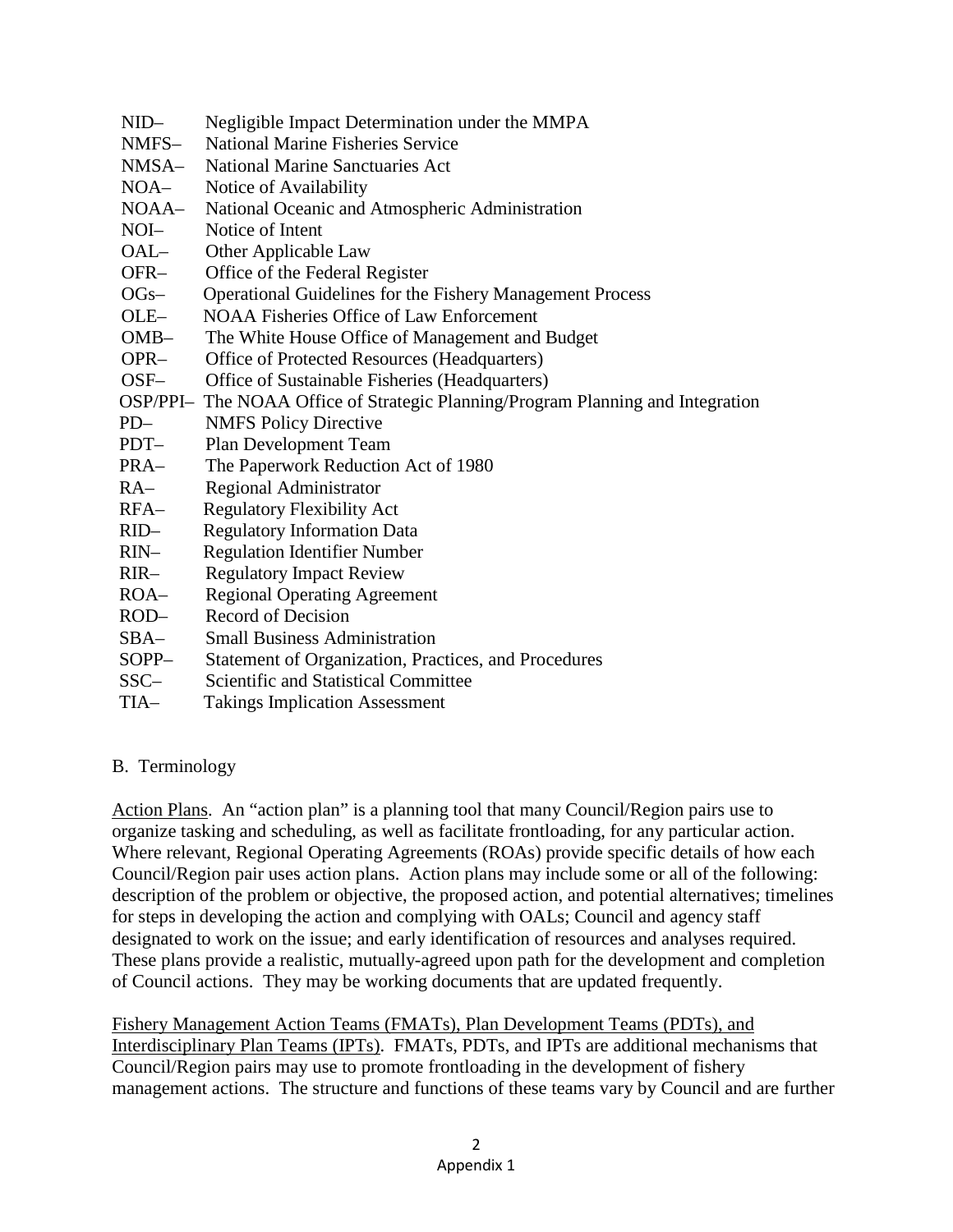NID– Negligible Impact Determination under the MMPA
NMFS– National Marine Fisheries Service
NMSA– National Marine Sanctuaries Act
NOA– Notice of Availability
NOAA– National Oceanic and Atmospheric Administration
NOI– Notice of Intent
OAL– Other Applicable Law
OFR– Office of the Federal Register
OGs– Operational Guidelines for the Fishery Management Process
OLE– NOAA Fisheries Office of Law Enforcement
OMB– The White House Office of Management and Budget
OPR– Office of Protected Resources (Headquarters)
OSF– Office of Sustainable Fisheries (Headquarters)
OSP/PPI– The NOAA Office of Strategic Planning/Program Planning and Integration
PD– NMFS Policy Directive
PDT– Plan Development Team
PRA– The Paperwork Reduction Act of 1980
RA– Regional Administrator
RFA– Regulatory Flexibility Act
RID– Regulatory Information Data
RIN– Regulation Identifier Number
RIR– Regulatory Impact Review
ROA– Regional Operating Agreement
ROD– Record of Decision
SBA– Small Business Administration
SOPP– Statement of Organization, Practices, and Procedures
SSC– Scientific and Statistical Committee
TIA– Takings Implication Assessment

B. Terminology

Action Plans. An "action plan" is a planning tool that many Council/Region pairs use to organize tasking and scheduling, as well as facilitate frontloading, for any particular action. Where relevant, Regional Operating Agreements (ROAs) provide specific details of how each Council/Region pair uses action plans. Action plans may include some or all of the following: description of the problem or objective, the proposed action, and potential alternatives; timelines for steps in developing the action and complying with OALs; Council and agency staff designated to work on the issue; and early identification of resources and analyses required. These plans provide a realistic, mutually-agreed upon path for the development and completion of Council actions. They may be working documents that are updated frequently.

Fishery Management Action Teams (FMATs), Plan Development Teams (PDTs), and Interdisciplinary Plan Teams (IPTs). FMATs, PDTs, and IPTs are additional mechanisms that Council/Region pairs may use to promote frontloading in the development of fishery management actions. The structure and functions of these teams vary by Council and are further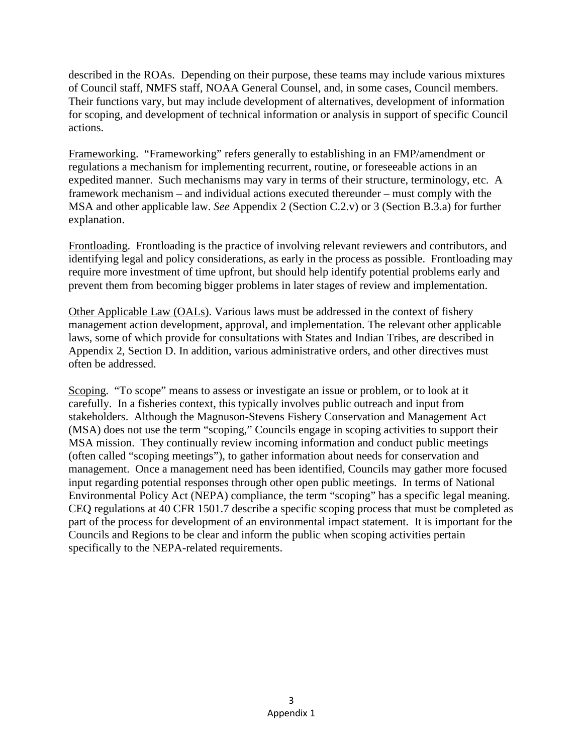described in the ROAs. Depending on their purpose, these teams may include various mixtures of Council staff, NMFS staff, NOAA General Counsel, and, in some cases, Council members. Their functions vary, but may include development of alternatives, development of information for scoping, and development of technical information or analysis in support of specific Council actions.

Frameworking. "Frameworking" refers generally to establishing in an FMP/amendment or regulations a mechanism for implementing recurrent, routine, or foreseeable actions in an expedited manner. Such mechanisms may vary in terms of their structure, terminology, etc. A framework mechanism – and individual actions executed thereunder – must comply with the MSA and other applicable law. *See* Appendix 2 (Section C.2.v) or 3 (Section B.3.a) for further explanation.

Frontloading. Frontloading is the practice of involving relevant reviewers and contributors, and identifying legal and policy considerations, as early in the process as possible. Frontloading may require more investment of time upfront, but should help identify potential problems early and prevent them from becoming bigger problems in later stages of review and implementation.

Other Applicable Law (OALs). Various laws must be addressed in the context of fishery management action development, approval, and implementation. The relevant other applicable laws, some of which provide for consultations with States and Indian Tribes, are described in Appendix 2, Section D. In addition, various administrative orders, and other directives must often be addressed.

Scoping. "To scope" means to assess or investigate an issue or problem, or to look at it carefully. In a fisheries context, this typically involves public outreach and input from stakeholders. Although the Magnuson-Stevens Fishery Conservation and Management Act (MSA) does not use the term "scoping," Councils engage in scoping activities to support their MSA mission. They continually review incoming information and conduct public meetings (often called "scoping meetings"), to gather information about needs for conservation and management. Once a management need has been identified, Councils may gather more focused input regarding potential responses through other open public meetings. In terms of National Environmental Policy Act (NEPA) compliance, the term "scoping" has a specific legal meaning. CEQ regulations at 40 CFR 1501.7 describe a specific scoping process that must be completed as part of the process for development of an environmental impact statement. It is important for the Councils and Regions to be clear and inform the public when scoping activities pertain specifically to the NEPA-related requirements.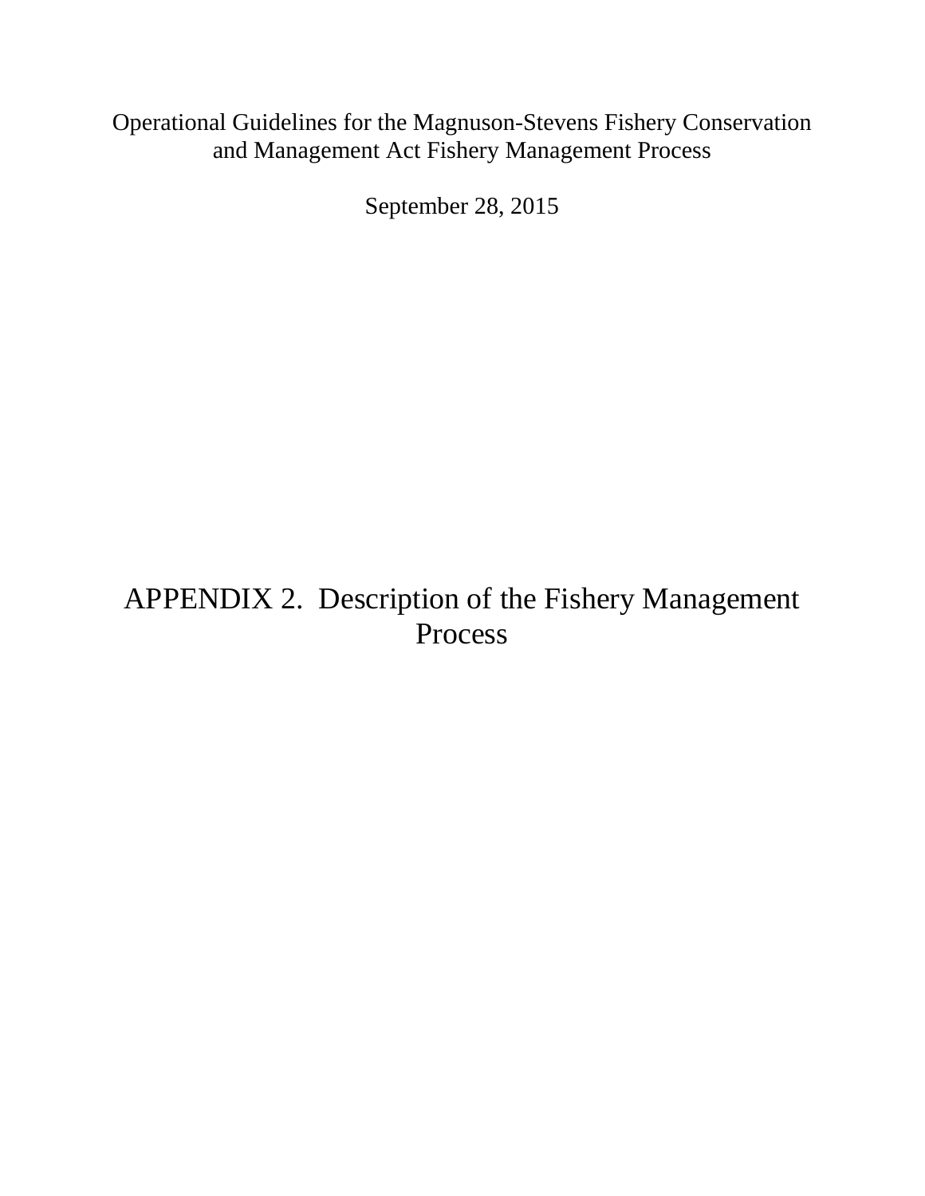Operational Guidelines for the Magnuson-Stevens Fishery Conservation and Management Act Fishery Management Process

September 28, 2015

# APPENDIX 2. Description of the Fishery Management Process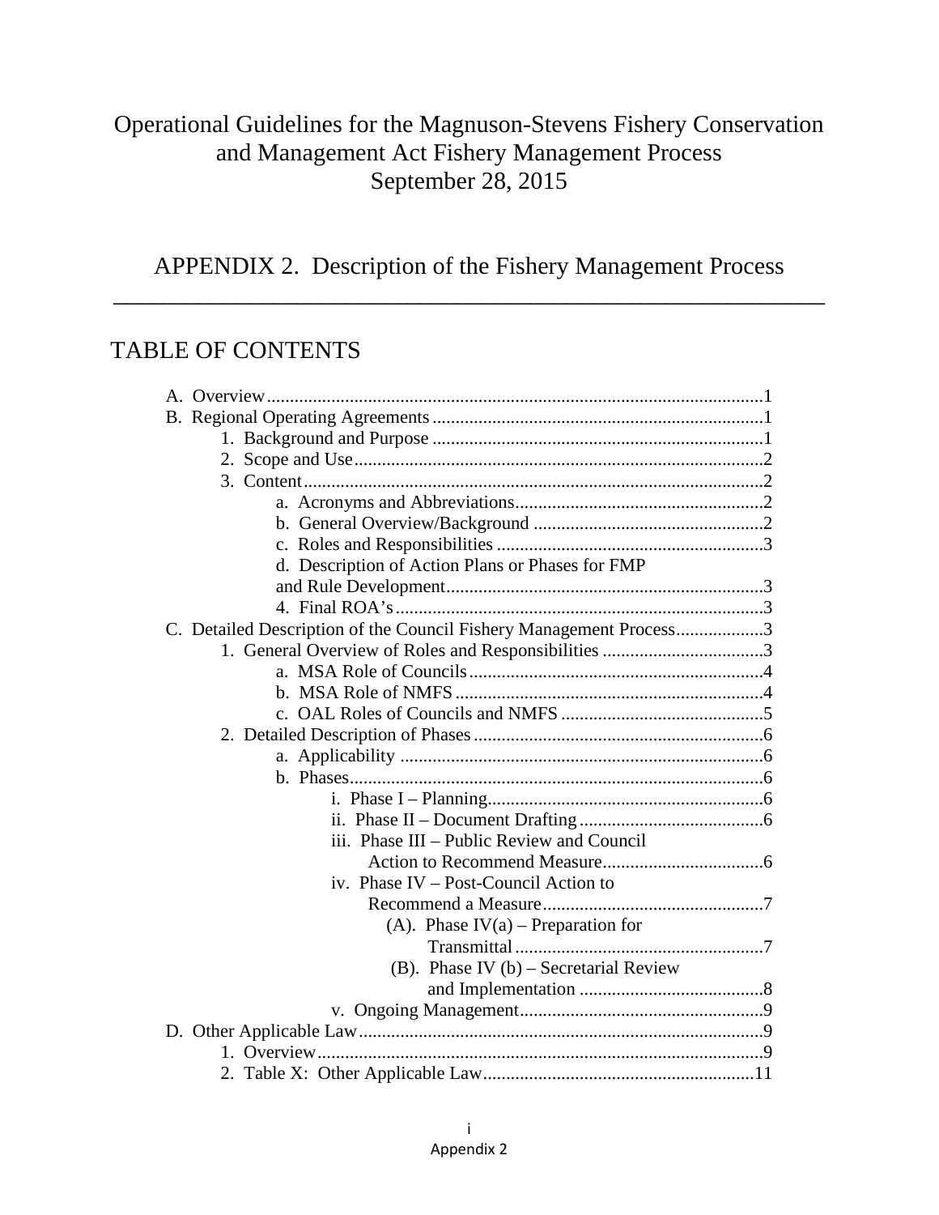# Operational Guidelines for the Magnuson-Stevens Fishery Conservation and Management Act Fishery Management Process
# September 28, 2015

## APPENDIX 2. Description of the Fishery Management Process

---

## TABLE OF CONTENTS

- A. Overview ........ 1
- B. Regional Operating Agreements ........ 1
  - 1. Background and Purpose ........ 1
  - 2. Scope and Use ........ 2
  - 3. Content ........ 2
    - a. Acronyms and Abbreviations ........ 2
    - b. General Overview/Background ........ 2
    - c. Roles and Responsibilities ........ 3
    - d. Description of Action Plans or Phases for FMP and Rule Development ........ 3
    - 4. Final ROA's ........ 3
- C. Detailed Description of the Council Fishery Management Process ........ 3
  - 1. General Overview of Roles and Responsibilities ........ 3
    - a. MSA Role of Councils ........ 4
    - b. MSA Role of NMFS ........ 4
    - c. OAL Roles of Councils and NMFS ........ 5
  - 2. Detailed Description of Phases ........ 6
    - a. Applicability ........ 6
    - b. Phases ........ 6
      - i. Phase I – Planning ........ 6
      - ii. Phase II – Document Drafting ........ 6
      - iii. Phase III – Public Review and Council Action to Recommend Measure ........ 6
      - iv. Phase IV – Post-Council Action to Recommend a Measure ........ 7
        - (A). Phase IV(a) – Preparation for Transmittal ........ 7
        - (B). Phase IV (b) – Secretarial Review and Implementation ........ 8
      - v. Ongoing Management ........ 9
- D. Other Applicable Law ........ 9
  - 1. Overview ........ 9
  - 2. Table X: Other Applicable Law ........ 11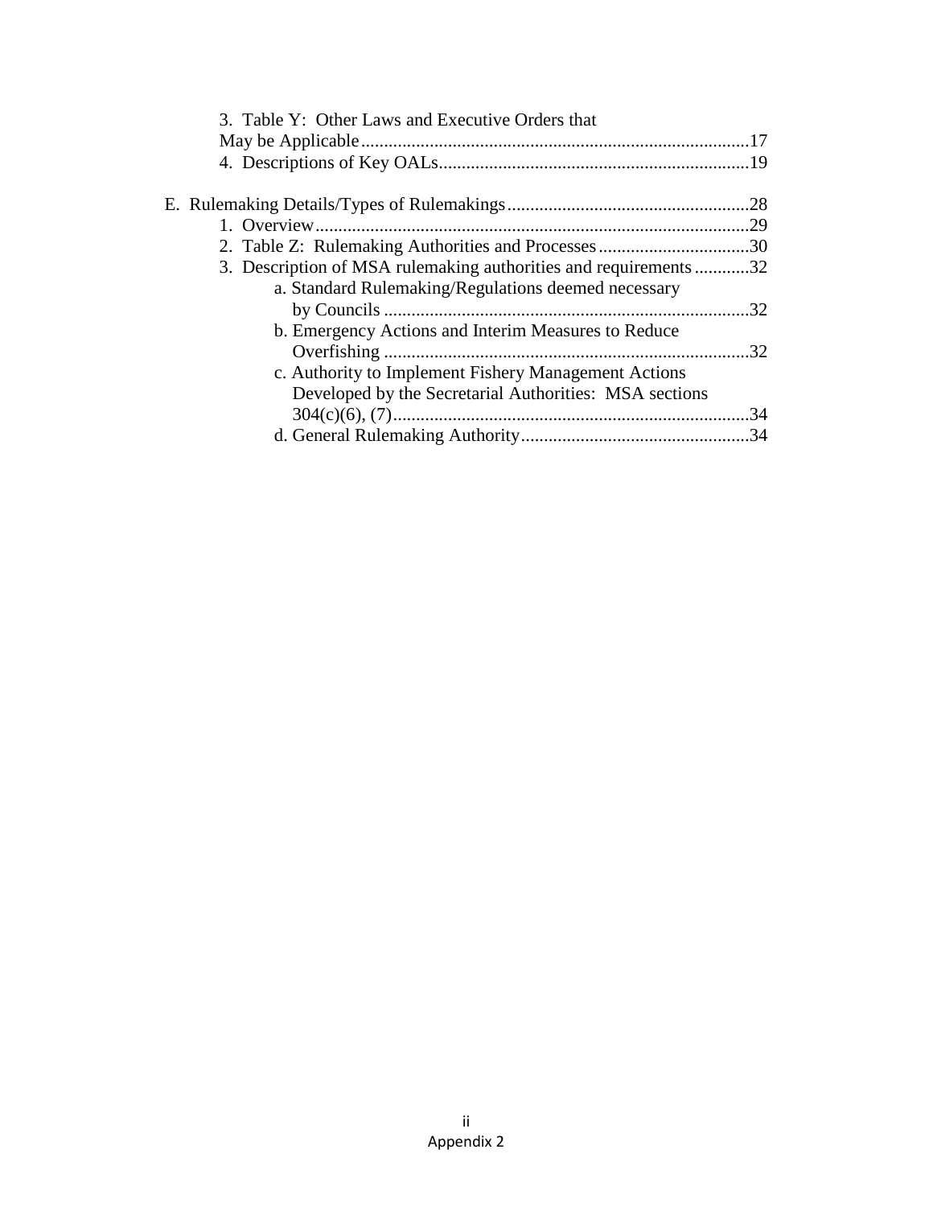3. Table Y: Other Laws and Executive Orders that May be Applicable....................................................................................17
4. Descriptions of Key OALs...................................................................19

E. Rulemaking Details/Types of Rulemakings.....................................................28
1. Overview...............................................................................................29
2. Table Z: Rulemaking Authorities and Processes.................................30
3. Description of MSA rulemaking authorities and requirements............32
   a. Standard Rulemaking/Regulations deemed necessary by Councils ................................................................................32
   b. Emergency Actions and Interim Measures to Reduce Overfishing ................................................................................32
   c. Authority to Implement Fishery Management Actions Developed by the Secretarial Authorities: MSA sections 304(c)(6), (7)..............................................................................34
   d. General Rulemaking Authority..................................................34

Appendix 2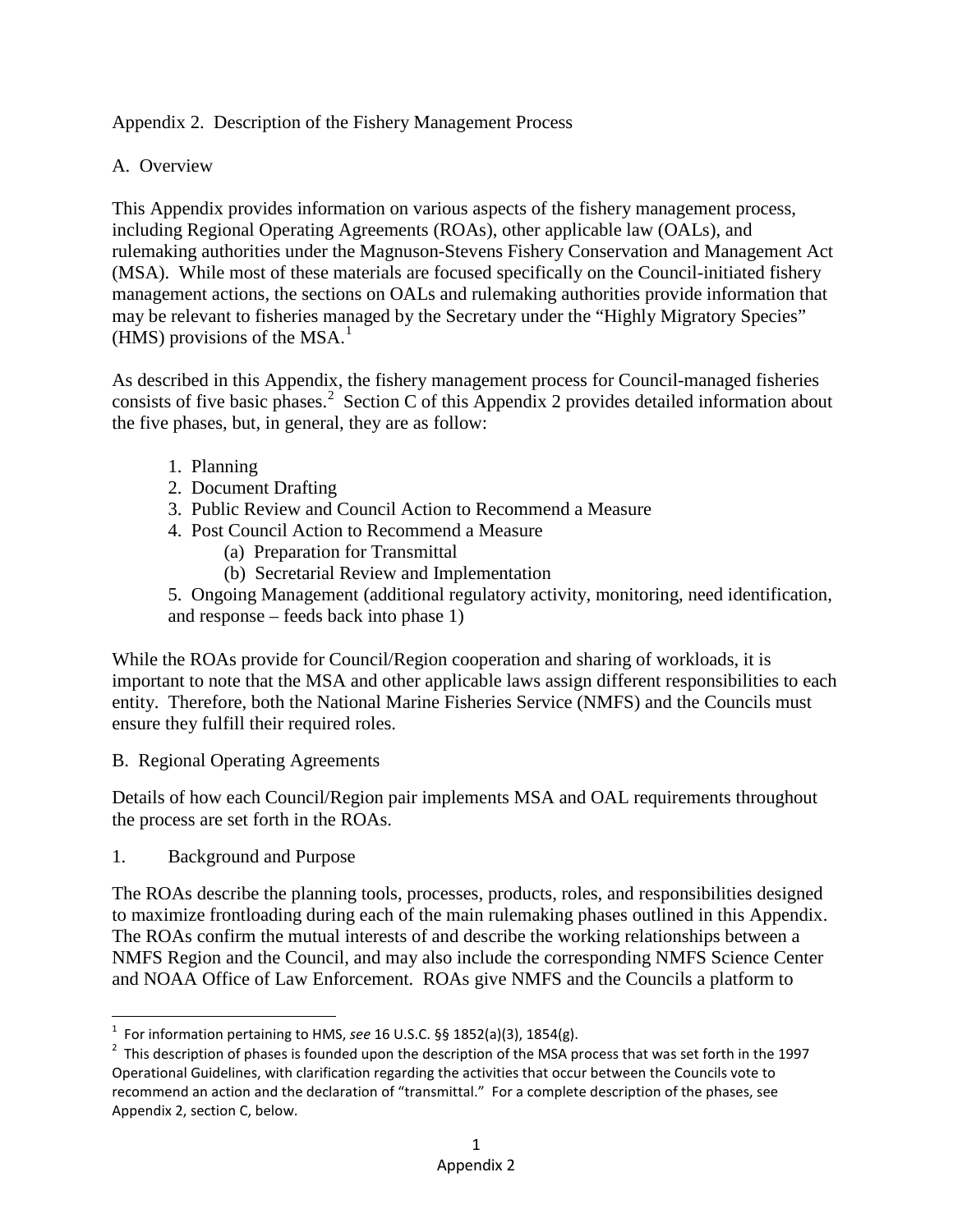## Appendix 2. Description of the Fishery Management Process

### A. Overview

This Appendix provides information on various aspects of the fishery management process, including Regional Operating Agreements (ROAs), other applicable law (OALs), and rulemaking authorities under the Magnuson-Stevens Fishery Conservation and Management Act (MSA). While most of these materials are focused specifically on the Council-initiated fishery management actions, the sections on OALs and rulemaking authorities provide information that may be relevant to fisheries managed by the Secretary under the "Highly Migratory Species" (HMS) provisions of the MSA.[1]

As described in this Appendix, the fishery management process for Council-managed fisheries consists of five basic phases.[2] Section C of this Appendix 2 provides detailed information about the five phases, but, in general, they are as follow:

1. Planning
2. Document Drafting
3. Public Review and Council Action to Recommend a Measure
4. Post Council Action to Recommend a Measure
   (a) Preparation for Transmittal
   (b) Secretarial Review and Implementation
5. Ongoing Management (additional regulatory activity, monitoring, need identification, and response – feeds back into phase 1)

While the ROAs provide for Council/Region cooperation and sharing of workloads, it is important to note that the MSA and other applicable laws assign different responsibilities to each entity. Therefore, both the National Marine Fisheries Service (NMFS) and the Councils must ensure they fulfill their required roles.

### B. Regional Operating Agreements

Details of how each Council/Region pair implements MSA and OAL requirements throughout the process are set forth in the ROAs.

#### 1. Background and Purpose

The ROAs describe the planning tools, processes, products, roles, and responsibilities designed to maximize frontloading during each of the main rulemaking phases outlined in this Appendix. The ROAs confirm the mutual interests of and describe the working relationships between a NMFS Region and the Council, and may also include the corresponding NMFS Science Center and NOAA Office of Law Enforcement. ROAs give NMFS and the Councils a platform to

---

[1] For information pertaining to HMS, *see* 16 U.S.C. §§ 1852(a)(3), 1854(g).

[2] This description of phases is founded upon the description of the MSA process that was set forth in the 1997 Operational Guidelines, with clarification regarding the activities that occur between the Councils vote to recommend an action and the declaration of "transmittal." For a complete description of the phases, see Appendix 2, section C, below.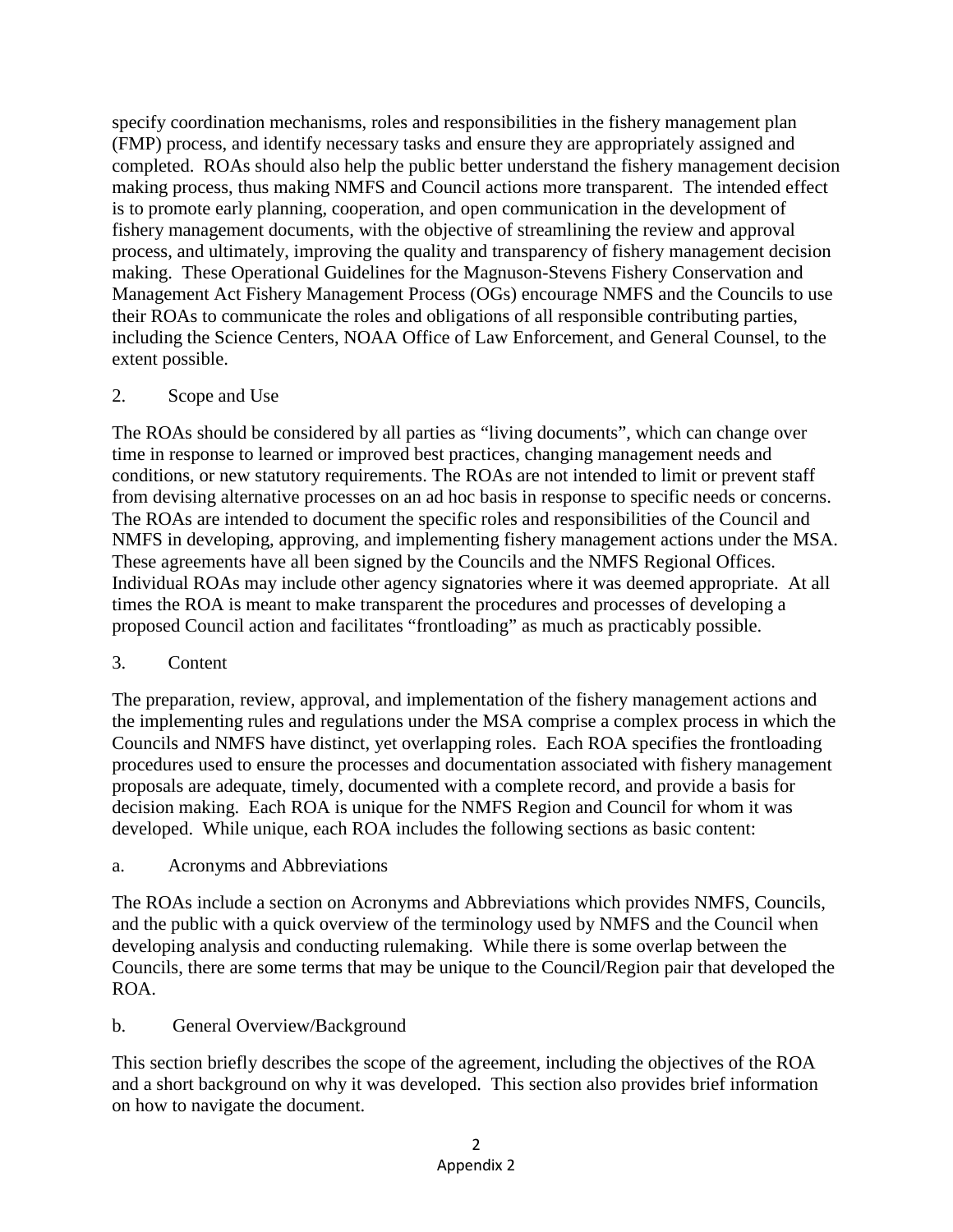specify coordination mechanisms, roles and responsibilities in the fishery management plan (FMP) process, and identify necessary tasks and ensure they are appropriately assigned and completed. ROAs should also help the public better understand the fishery management decision making process, thus making NMFS and Council actions more transparent. The intended effect is to promote early planning, cooperation, and open communication in the development of fishery management documents, with the objective of streamlining the review and approval process, and ultimately, improving the quality and transparency of fishery management decision making. These Operational Guidelines for the Magnuson-Stevens Fishery Conservation and Management Act Fishery Management Process (OGs) encourage NMFS and the Councils to use their ROAs to communicate the roles and obligations of all responsible contributing parties, including the Science Centers, NOAA Office of Law Enforcement, and General Counsel, to the extent possible.

## 2. Scope and Use

The ROAs should be considered by all parties as "living documents", which can change over time in response to learned or improved best practices, changing management needs and conditions, or new statutory requirements. The ROAs are not intended to limit or prevent staff from devising alternative processes on an ad hoc basis in response to specific needs or concerns. The ROAs are intended to document the specific roles and responsibilities of the Council and NMFS in developing, approving, and implementing fishery management actions under the MSA. These agreements have all been signed by the Councils and the NMFS Regional Offices. Individual ROAs may include other agency signatories where it was deemed appropriate. At all times the ROA is meant to make transparent the procedures and processes of developing a proposed Council action and facilitates "frontloading" as much as practicably possible.

## 3. Content

The preparation, review, approval, and implementation of the fishery management actions and the implementing rules and regulations under the MSA comprise a complex process in which the Councils and NMFS have distinct, yet overlapping roles. Each ROA specifies the frontloading procedures used to ensure the processes and documentation associated with fishery management proposals are adequate, timely, documented with a complete record, and provide a basis for decision making. Each ROA is unique for the NMFS Region and Council for whom it was developed. While unique, each ROA includes the following sections as basic content:

### a. Acronyms and Abbreviations

The ROAs include a section on Acronyms and Abbreviations which provides NMFS, Councils, and the public with a quick overview of the terminology used by NMFS and the Council when developing analysis and conducting rulemaking. While there is some overlap between the Councils, there are some terms that may be unique to the Council/Region pair that developed the ROA.

### b. General Overview/Background

This section briefly describes the scope of the agreement, including the objectives of the ROA and a short background on why it was developed. This section also provides brief information on how to navigate the document.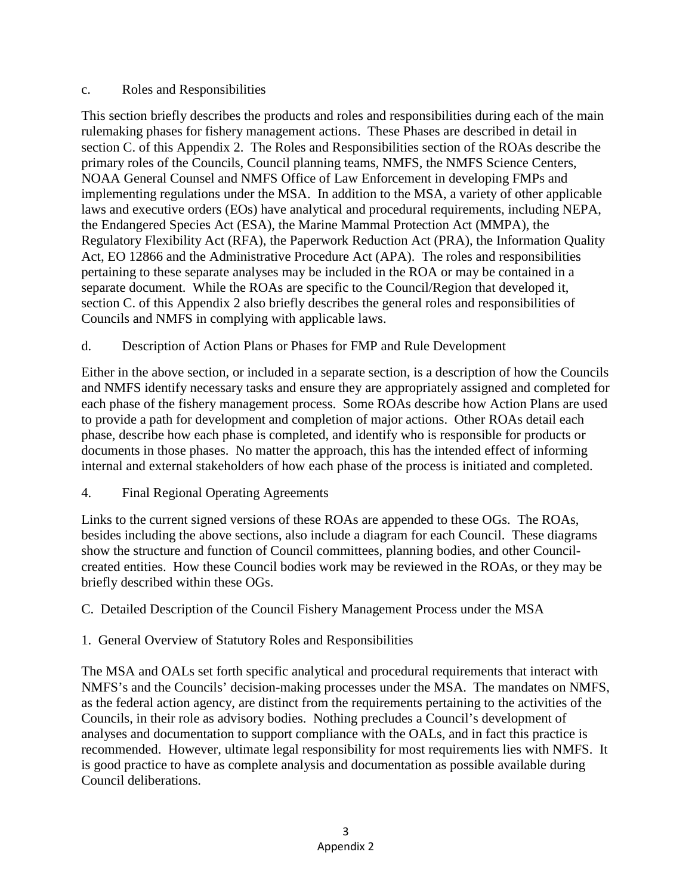c. Roles and Responsibilities

This section briefly describes the products and roles and responsibilities during each of the main rulemaking phases for fishery management actions. These Phases are described in detail in section C. of this Appendix 2. The Roles and Responsibilities section of the ROAs describe the primary roles of the Councils, Council planning teams, NMFS, the NMFS Science Centers, NOAA General Counsel and NMFS Office of Law Enforcement in developing FMPs and implementing regulations under the MSA. In addition to the MSA, a variety of other applicable laws and executive orders (EOs) have analytical and procedural requirements, including NEPA, the Endangered Species Act (ESA), the Marine Mammal Protection Act (MMPA), the Regulatory Flexibility Act (RFA), the Paperwork Reduction Act (PRA), the Information Quality Act, EO 12866 and the Administrative Procedure Act (APA). The roles and responsibilities pertaining to these separate analyses may be included in the ROA or may be contained in a separate document. While the ROAs are specific to the Council/Region that developed it, section C. of this Appendix 2 also briefly describes the general roles and responsibilities of Councils and NMFS in complying with applicable laws.

d. Description of Action Plans or Phases for FMP and Rule Development

Either in the above section, or included in a separate section, is a description of how the Councils and NMFS identify necessary tasks and ensure they are appropriately assigned and completed for each phase of the fishery management process. Some ROAs describe how Action Plans are used to provide a path for development and completion of major actions. Other ROAs detail each phase, describe how each phase is completed, and identify who is responsible for products or documents in those phases. No matter the approach, this has the intended effect of informing internal and external stakeholders of how each phase of the process is initiated and completed.

4. Final Regional Operating Agreements

Links to the current signed versions of these ROAs are appended to these OGs. The ROAs, besides including the above sections, also include a diagram for each Council. These diagrams show the structure and function of Council committees, planning bodies, and other Council-created entities. How these Council bodies work may be reviewed in the ROAs, or they may be briefly described within these OGs.

## C. Detailed Description of the Council Fishery Management Process under the MSA

### 1. General Overview of Statutory Roles and Responsibilities

The MSA and OALs set forth specific analytical and procedural requirements that interact with NMFS's and the Councils' decision-making processes under the MSA. The mandates on NMFS, as the federal action agency, are distinct from the requirements pertaining to the activities of the Councils, in their role as advisory bodies. Nothing precludes a Council's development of analyses and documentation to support compliance with the OALs, and in fact this practice is recommended. However, ultimate legal responsibility for most requirements lies with NMFS. It is good practice to have as complete analysis and documentation as possible available during Council deliberations.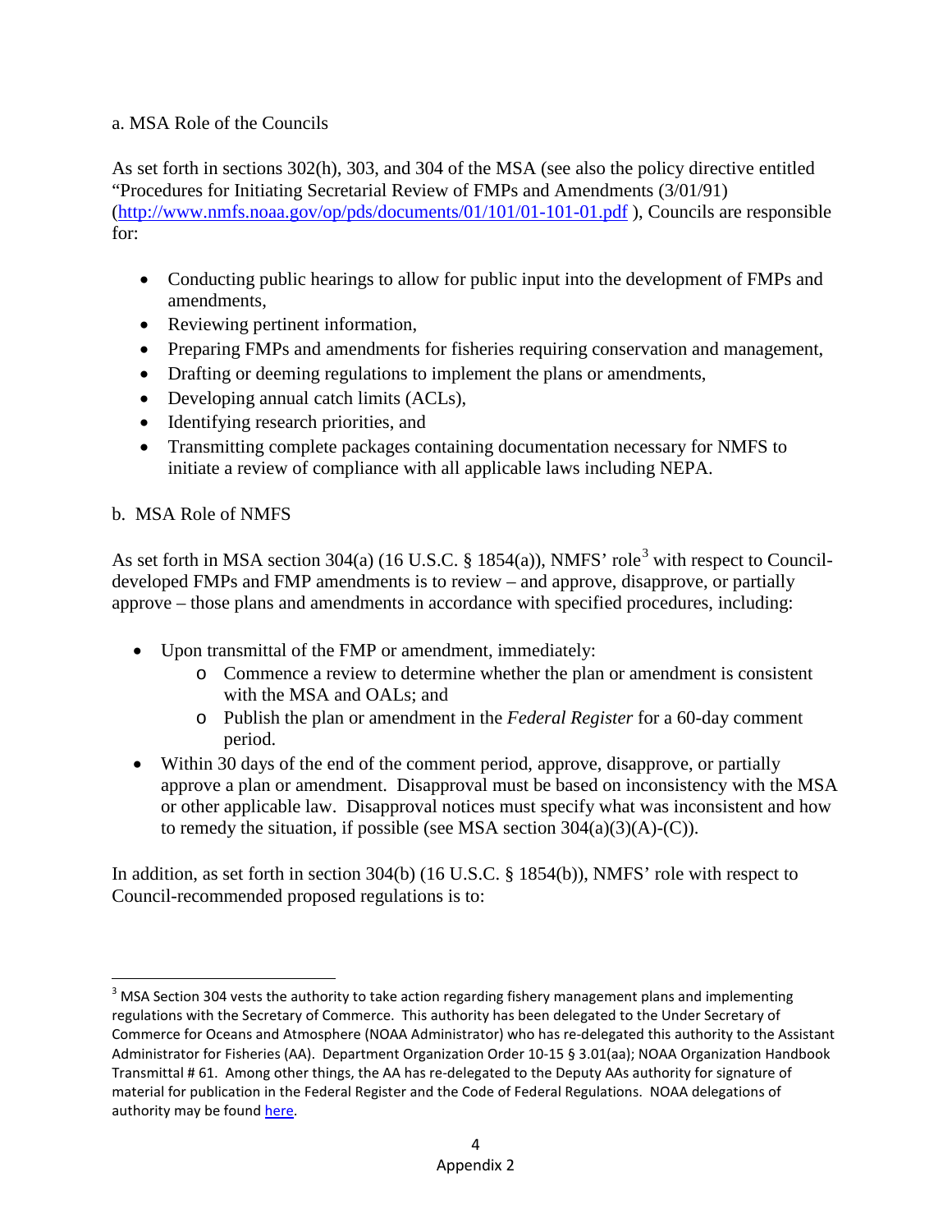a. MSA Role of the Councils

As set forth in sections 302(h), 303, and 304 of the MSA (see also the policy directive entitled "Procedures for Initiating Secretarial Review of FMPs and Amendments (3/01/91) (http://www.nmfs.noaa.gov/op/pds/documents/01/101/01-101-01.pdf ), Councils are responsible for:

- Conducting public hearings to allow for public input into the development of FMPs and amendments,
- Reviewing pertinent information,
- Preparing FMPs and amendments for fisheries requiring conservation and management,
- Drafting or deeming regulations to implement the plans or amendments,
- Developing annual catch limits (ACLs),
- Identifying research priorities, and
- Transmitting complete packages containing documentation necessary for NMFS to initiate a review of compliance with all applicable laws including NEPA.

b. MSA Role of NMFS

As set forth in MSA section 304(a) (16 U.S.C. § 1854(a)), NMFS' role[3] with respect to Council-developed FMPs and FMP amendments is to review – and approve, disapprove, or partially approve – those plans and amendments in accordance with specified procedures, including:

- Upon transmittal of the FMP or amendment, immediately:
  - Commence a review to determine whether the plan or amendment is consistent with the MSA and OALs; and
  - Publish the plan or amendment in the *Federal Register* for a 60-day comment period.
- Within 30 days of the end of the comment period, approve, disapprove, or partially approve a plan or amendment. Disapproval must be based on inconsistency with the MSA or other applicable law. Disapproval notices must specify what was inconsistent and how to remedy the situation, if possible (see MSA section 304(a)(3)(A)-(C)).

In addition, as set forth in section 304(b) (16 U.S.C. § 1854(b)), NMFS' role with respect to Council-recommended proposed regulations is to:

[3] MSA Section 304 vests the authority to take action regarding fishery management plans and implementing regulations with the Secretary of Commerce. This authority has been delegated to the Under Secretary of Commerce for Oceans and Atmosphere (NOAA Administrator) who has re-delegated this authority to the Assistant Administrator for Fisheries (AA). Department Organization Order 10-15 § 3.01(aa); NOAA Organization Handbook Transmittal # 61. Among other things, the AA has re-delegated to the Deputy AAs authority for signature of material for publication in the Federal Register and the Code of Federal Regulations. NOAA delegations of authority may be found here.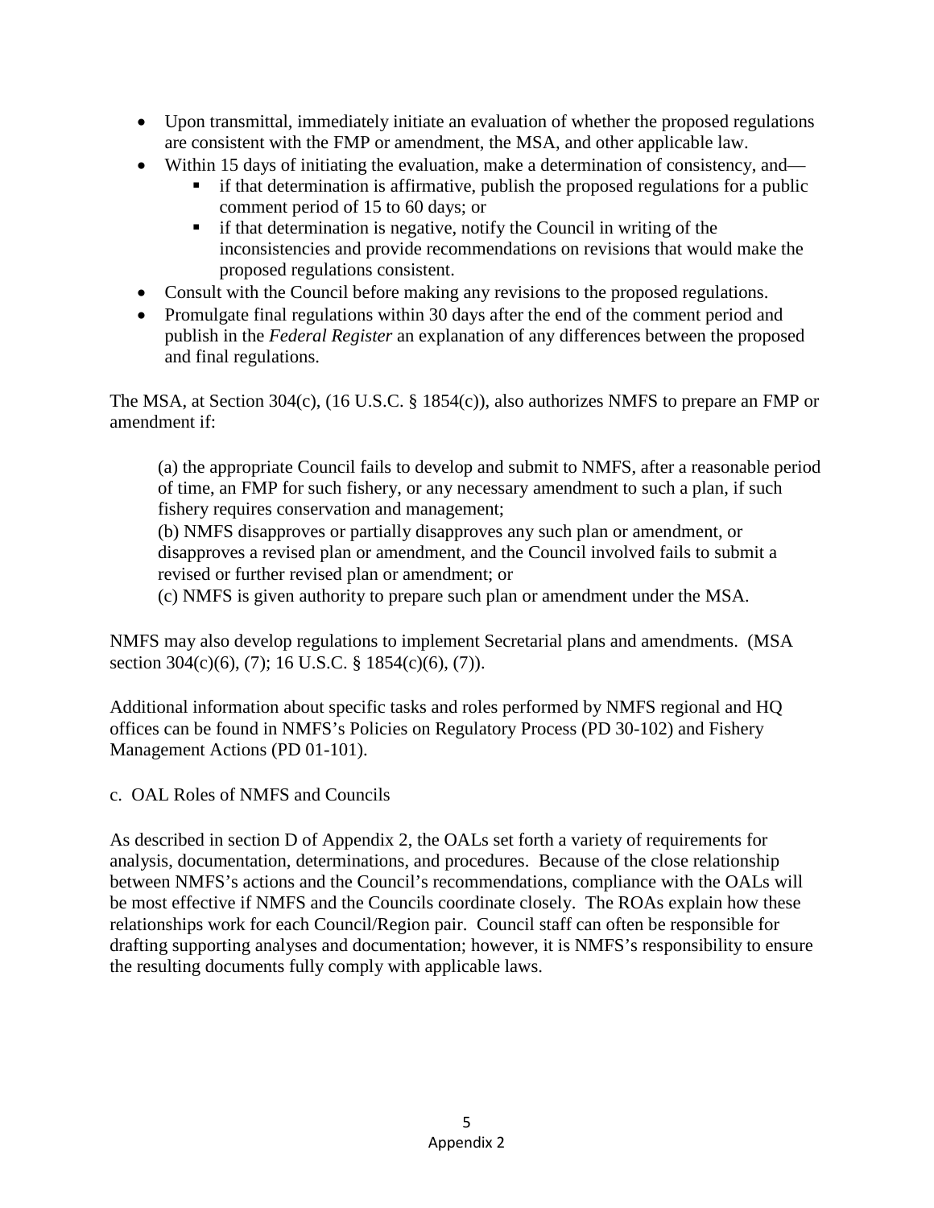- Upon transmittal, immediately initiate an evaluation of whether the proposed regulations are consistent with the FMP or amendment, the MSA, and other applicable law.
- Within 15 days of initiating the evaluation, make a determination of consistency, and—
  - if that determination is affirmative, publish the proposed regulations for a public comment period of 15 to 60 days; or
  - if that determination is negative, notify the Council in writing of the inconsistencies and provide recommendations on revisions that would make the proposed regulations consistent.
- Consult with the Council before making any revisions to the proposed regulations.
- Promulgate final regulations within 30 days after the end of the comment period and publish in the *Federal Register* an explanation of any differences between the proposed and final regulations.

The MSA, at Section 304(c), (16 U.S.C. § 1854(c)), also authorizes NMFS to prepare an FMP or amendment if:

> (a) the appropriate Council fails to develop and submit to NMFS, after a reasonable period of time, an FMP for such fishery, or any necessary amendment to such a plan, if such fishery requires conservation and management;
> (b) NMFS disapproves or partially disapproves any such plan or amendment, or disapproves a revised plan or amendment, and the Council involved fails to submit a revised or further revised plan or amendment; or
> (c) NMFS is given authority to prepare such plan or amendment under the MSA.

NMFS may also develop regulations to implement Secretarial plans and amendments. (MSA section 304(c)(6), (7); 16 U.S.C. § 1854(c)(6), (7)).

Additional information about specific tasks and roles performed by NMFS regional and HQ offices can be found in NMFS's Policies on Regulatory Process (PD 30-102) and Fishery Management Actions (PD 01-101).

c. OAL Roles of NMFS and Councils

As described in section D of Appendix 2, the OALs set forth a variety of requirements for analysis, documentation, determinations, and procedures. Because of the close relationship between NMFS's actions and the Council's recommendations, compliance with the OALs will be most effective if NMFS and the Councils coordinate closely. The ROAs explain how these relationships work for each Council/Region pair. Council staff can often be responsible for drafting supporting analyses and documentation; however, it is NMFS's responsibility to ensure the resulting documents fully comply with applicable laws.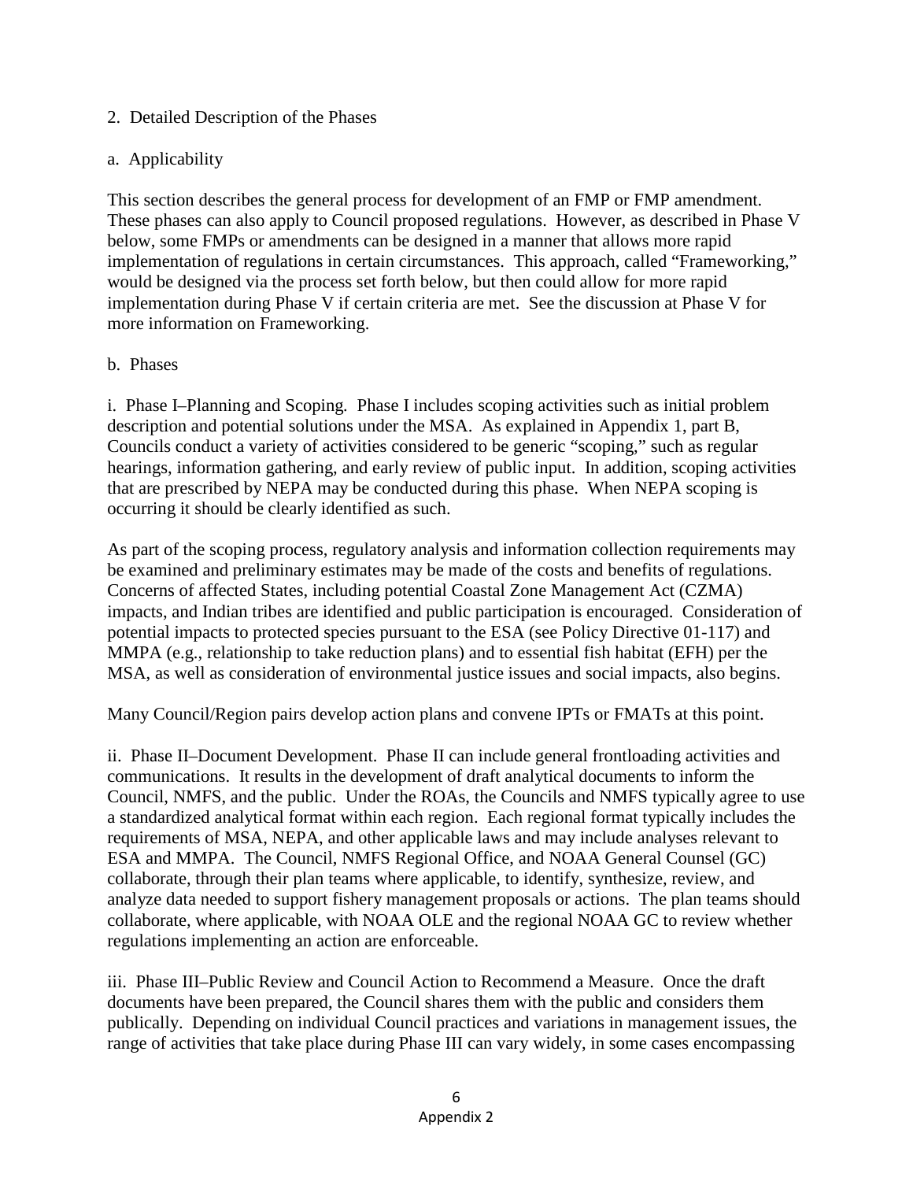2. Detailed Description of the Phases

a. Applicability

This section describes the general process for development of an FMP or FMP amendment. These phases can also apply to Council proposed regulations. However, as described in Phase V below, some FMPs or amendments can be designed in a manner that allows more rapid implementation of regulations in certain circumstances. This approach, called "Frameworking," would be designed via the process set forth below, but then could allow for more rapid implementation during Phase V if certain criteria are met. See the discussion at Phase V for more information on Frameworking.

b. Phases

i. Phase I–Planning and Scoping. Phase I includes scoping activities such as initial problem description and potential solutions under the MSA. As explained in Appendix 1, part B, Councils conduct a variety of activities considered to be generic "scoping," such as regular hearings, information gathering, and early review of public input. In addition, scoping activities that are prescribed by NEPA may be conducted during this phase. When NEPA scoping is occurring it should be clearly identified as such.

As part of the scoping process, regulatory analysis and information collection requirements may be examined and preliminary estimates may be made of the costs and benefits of regulations. Concerns of affected States, including potential Coastal Zone Management Act (CZMA) impacts, and Indian tribes are identified and public participation is encouraged. Consideration of potential impacts to protected species pursuant to the ESA (see Policy Directive 01-117) and MMPA (e.g., relationship to take reduction plans) and to essential fish habitat (EFH) per the MSA, as well as consideration of environmental justice issues and social impacts, also begins.

Many Council/Region pairs develop action plans and convene IPTs or FMATs at this point.

ii. Phase II–Document Development. Phase II can include general frontloading activities and communications. It results in the development of draft analytical documents to inform the Council, NMFS, and the public. Under the ROAs, the Councils and NMFS typically agree to use a standardized analytical format within each region. Each regional format typically includes the requirements of MSA, NEPA, and other applicable laws and may include analyses relevant to ESA and MMPA. The Council, NMFS Regional Office, and NOAA General Counsel (GC) collaborate, through their plan teams where applicable, to identify, synthesize, review, and analyze data needed to support fishery management proposals or actions. The plan teams should collaborate, where applicable, with NOAA OLE and the regional NOAA GC to review whether regulations implementing an action are enforceable.

iii. Phase III–Public Review and Council Action to Recommend a Measure. Once the draft documents have been prepared, the Council shares them with the public and considers them publically. Depending on individual Council practices and variations in management issues, the range of activities that take place during Phase III can vary widely, in some cases encompassing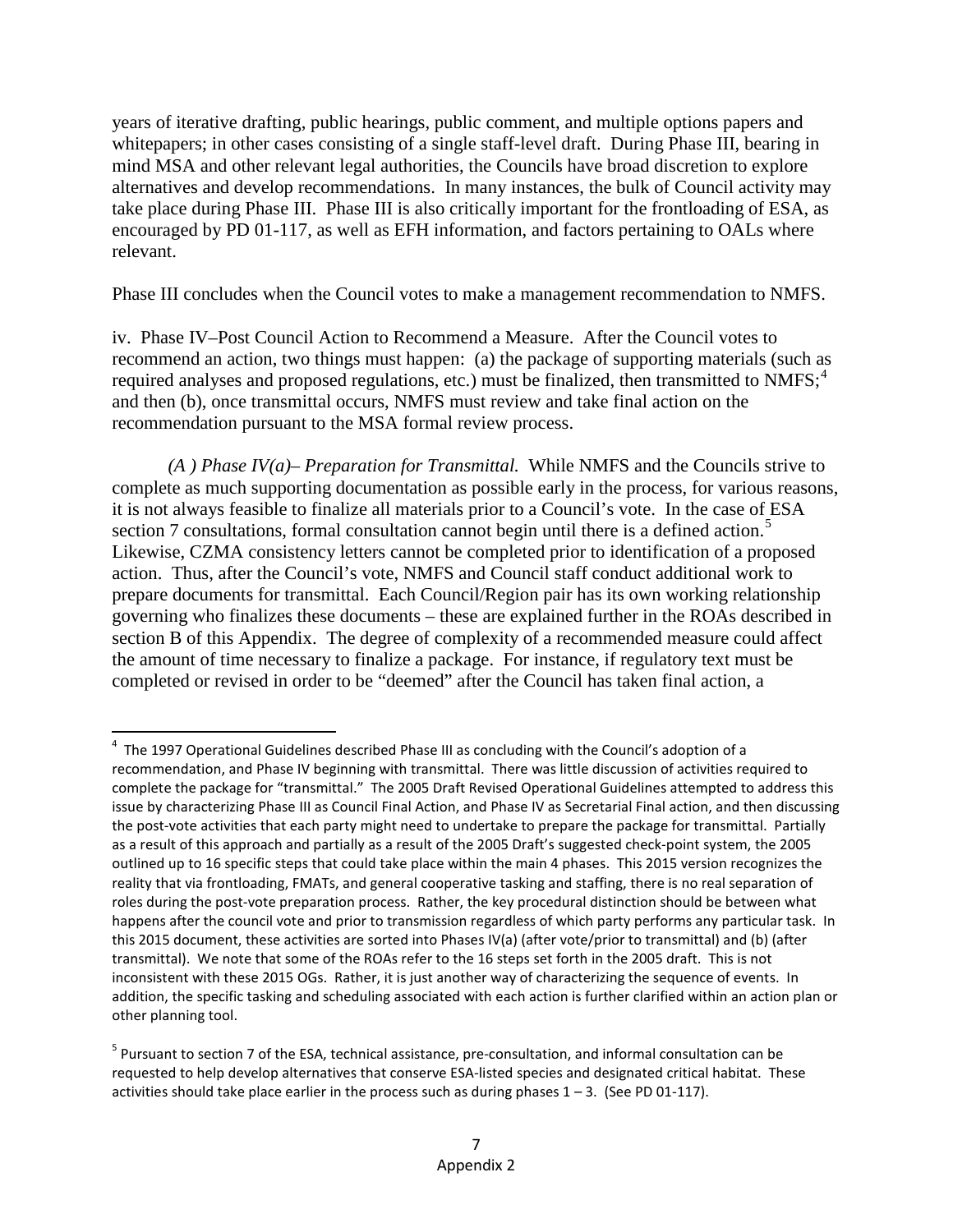years of iterative drafting, public hearings, public comment, and multiple options papers and whitepapers; in other cases consisting of a single staff-level draft. During Phase III, bearing in mind MSA and other relevant legal authorities, the Councils have broad discretion to explore alternatives and develop recommendations. In many instances, the bulk of Council activity may take place during Phase III. Phase III is also critically important for the frontloading of ESA, as encouraged by PD 01-117, as well as EFH information, and factors pertaining to OALs where relevant.

Phase III concludes when the Council votes to make a management recommendation to NMFS.

iv. Phase IV–Post Council Action to Recommend a Measure. After the Council votes to recommend an action, two things must happen: (a) the package of supporting materials (such as required analyses and proposed regulations, etc.) must be finalized, then transmitted to NMFS;[4] and then (b), once transmittal occurs, NMFS must review and take final action on the recommendation pursuant to the MSA formal review process.

*(A ) Phase IV(a)– Preparation for Transmittal.* While NMFS and the Councils strive to complete as much supporting documentation as possible early in the process, for various reasons, it is not always feasible to finalize all materials prior to a Council's vote. In the case of ESA section 7 consultations, formal consultation cannot begin until there is a defined action.[5] Likewise, CZMA consistency letters cannot be completed prior to identification of a proposed action. Thus, after the Council's vote, NMFS and Council staff conduct additional work to prepare documents for transmittal. Each Council/Region pair has its own working relationship governing who finalizes these documents – these are explained further in the ROAs described in section B of this Appendix. The degree of complexity of a recommended measure could affect the amount of time necessary to finalize a package. For instance, if regulatory text must be completed or revised in order to be "deemed" after the Council has taken final action, a

---

[4] The 1997 Operational Guidelines described Phase III as concluding with the Council's adoption of a recommendation, and Phase IV beginning with transmittal. There was little discussion of activities required to complete the package for "transmittal." The 2005 Draft Revised Operational Guidelines attempted to address this issue by characterizing Phase III as Council Final Action, and Phase IV as Secretarial Final action, and then discussing the post-vote activities that each party might need to undertake to prepare the package for transmittal. Partially as a result of this approach and partially as a result of the 2005 Draft's suggested check-point system, the 2005 outlined up to 16 specific steps that could take place within the main 4 phases. This 2015 version recognizes the reality that via frontloading, FMATs, and general cooperative tasking and staffing, there is no real separation of roles during the post-vote preparation process. Rather, the key procedural distinction should be between what happens after the council vote and prior to transmission regardless of which party performs any particular task. In this 2015 document, these activities are sorted into Phases IV(a) (after vote/prior to transmittal) and (b) (after transmittal). We note that some of the ROAs refer to the 16 steps set forth in the 2005 draft. This is not inconsistent with these 2015 OGs. Rather, it is just another way of characterizing the sequence of events. In addition, the specific tasking and scheduling associated with each action is further clarified within an action plan or other planning tool.

[5] Pursuant to section 7 of the ESA, technical assistance, pre-consultation, and informal consultation can be requested to help develop alternatives that conserve ESA-listed species and designated critical habitat. These activities should take place earlier in the process such as during phases 1 – 3. (See PD 01-117).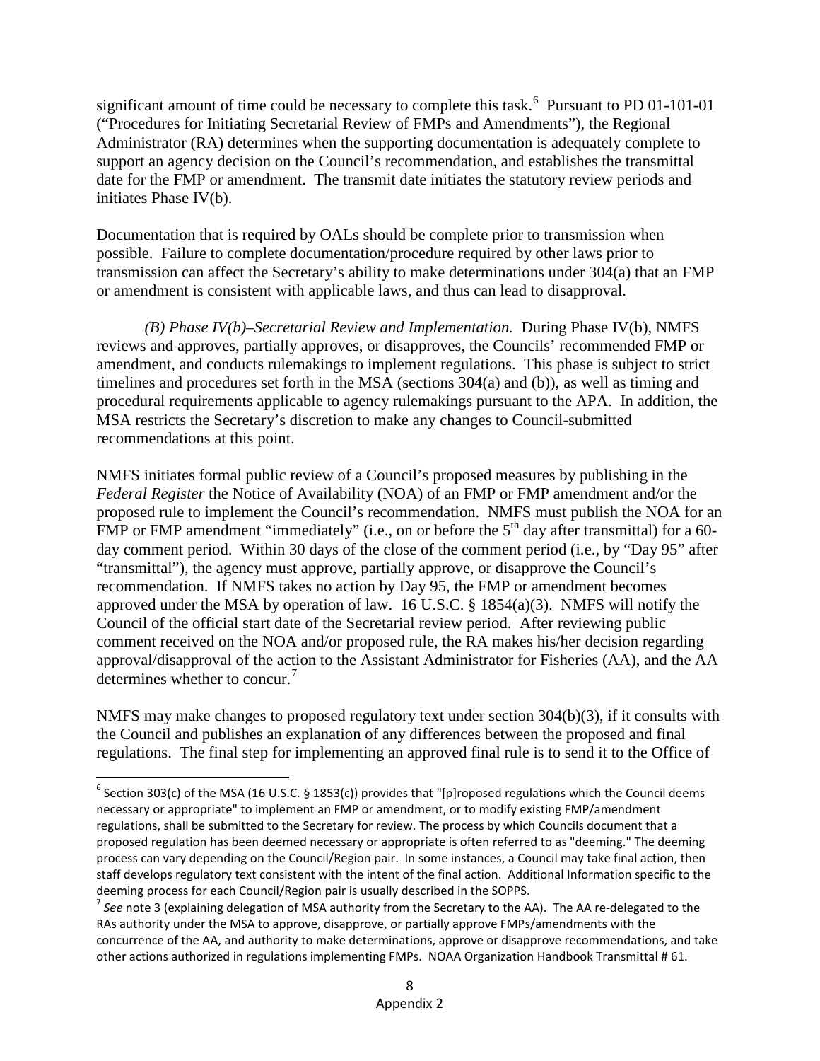significant amount of time could be necessary to complete this task.[6] Pursuant to PD 01-101-01 ("Procedures for Initiating Secretarial Review of FMPs and Amendments"), the Regional Administrator (RA) determines when the supporting documentation is adequately complete to support an agency decision on the Council's recommendation, and establishes the transmittal date for the FMP or amendment. The transmit date initiates the statutory review periods and initiates Phase IV(b).

Documentation that is required by OALs should be complete prior to transmission when possible. Failure to complete documentation/procedure required by other laws prior to transmission can affect the Secretary's ability to make determinations under 304(a) that an FMP or amendment is consistent with applicable laws, and thus can lead to disapproval.

*(B) Phase IV(b)–Secretarial Review and Implementation.* During Phase IV(b), NMFS reviews and approves, partially approves, or disapproves, the Councils' recommended FMP or amendment, and conducts rulemakings to implement regulations. This phase is subject to strict timelines and procedures set forth in the MSA (sections 304(a) and (b)), as well as timing and procedural requirements applicable to agency rulemakings pursuant to the APA. In addition, the MSA restricts the Secretary's discretion to make any changes to Council-submitted recommendations at this point.

NMFS initiates formal public review of a Council's proposed measures by publishing in the *Federal Register* the Notice of Availability (NOA) of an FMP or FMP amendment and/or the proposed rule to implement the Council's recommendation. NMFS must publish the NOA for an FMP or FMP amendment "immediately" (i.e., on or before the 5th day after transmittal) for a 60-day comment period. Within 30 days of the close of the comment period (i.e., by "Day 95" after "transmittal"), the agency must approve, partially approve, or disapprove the Council's recommendation. If NMFS takes no action by Day 95, the FMP or amendment becomes approved under the MSA by operation of law. 16 U.S.C. § 1854(a)(3). NMFS will notify the Council of the official start date of the Secretarial review period. After reviewing public comment received on the NOA and/or proposed rule, the RA makes his/her decision regarding approval/disapproval of the action to the Assistant Administrator for Fisheries (AA), and the AA determines whether to concur.[7]

NMFS may make changes to proposed regulatory text under section 304(b)(3), if it consults with the Council and publishes an explanation of any differences between the proposed and final regulations. The final step for implementing an approved final rule is to send it to the Office of

---

[6] Section 303(c) of the MSA (16 U.S.C. § 1853(c)) provides that "[p]roposed regulations which the Council deems necessary or appropriate" to implement an FMP or amendment, or to modify existing FMP/amendment regulations, shall be submitted to the Secretary for review. The process by which Councils document that a proposed regulation has been deemed necessary or appropriate is often referred to as "deeming." The deeming process can vary depending on the Council/Region pair. In some instances, a Council may take final action, then staff develops regulatory text consistent with the intent of the final action. Additional Information specific to the deeming process for each Council/Region pair is usually described in the SOPPS.

[7] *See* note 3 (explaining delegation of MSA authority from the Secretary to the AA). The AA re-delegated to the RAs authority under the MSA to approve, disapprove, or partially approve FMPs/amendments with the concurrence of the AA, and authority to make determinations, approve or disapprove recommendations, and take other actions authorized in regulations implementing FMPs. NOAA Organization Handbook Transmittal # 61.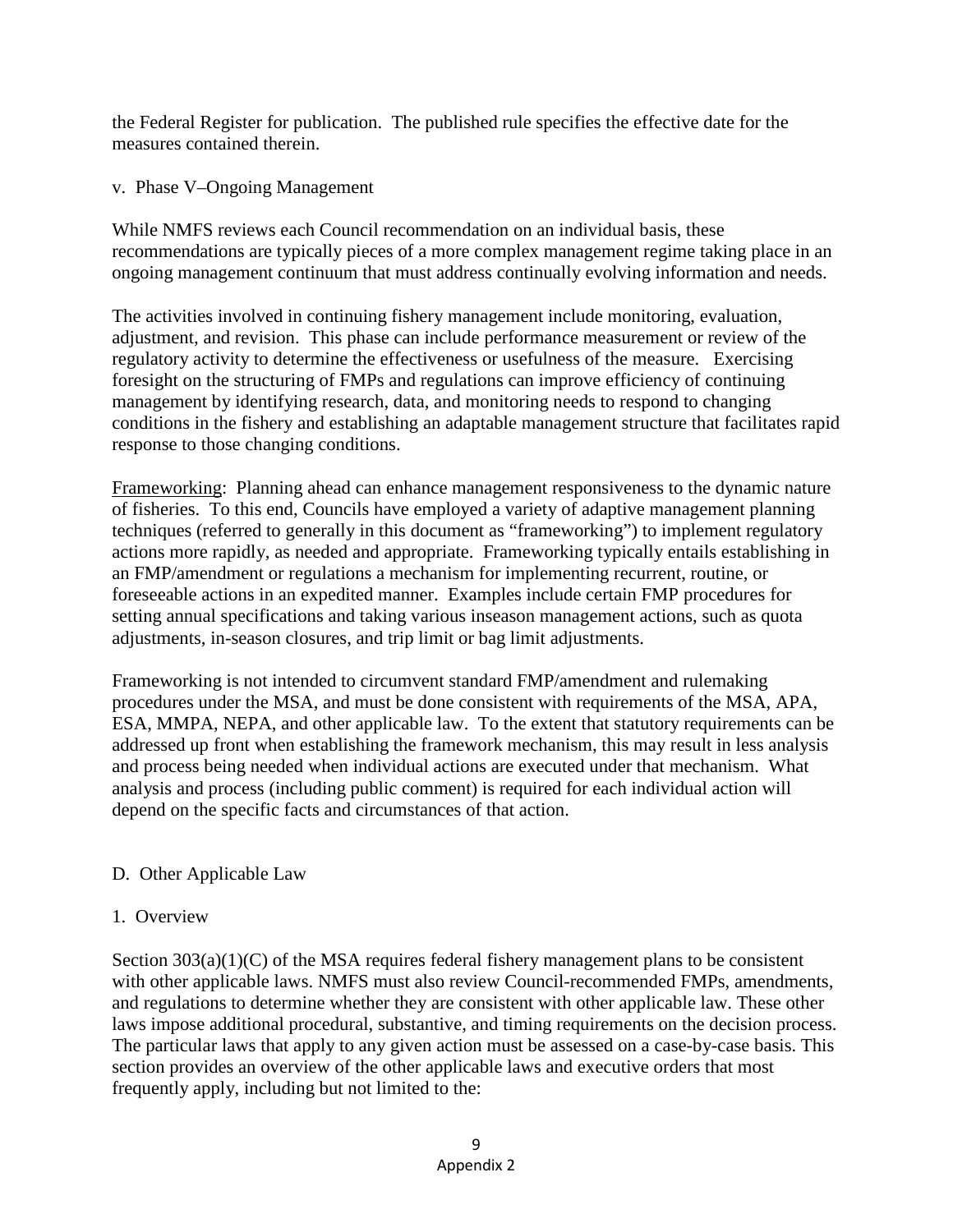the Federal Register for publication. The published rule specifies the effective date for the measures contained therein.

v. Phase V–Ongoing Management

While NMFS reviews each Council recommendation on an individual basis, these recommendations are typically pieces of a more complex management regime taking place in an ongoing management continuum that must address continually evolving information and needs.

The activities involved in continuing fishery management include monitoring, evaluation, adjustment, and revision. This phase can include performance measurement or review of the regulatory activity to determine the effectiveness or usefulness of the measure. Exercising foresight on the structuring of FMPs and regulations can improve efficiency of continuing management by identifying research, data, and monitoring needs to respond to changing conditions in the fishery and establishing an adaptable management structure that facilitates rapid response to those changing conditions.

<u>Frameworking</u>: Planning ahead can enhance management responsiveness to the dynamic nature of fisheries. To this end, Councils have employed a variety of adaptive management planning techniques (referred to generally in this document as "frameworking") to implement regulatory actions more rapidly, as needed and appropriate. Frameworking typically entails establishing in an FMP/amendment or regulations a mechanism for implementing recurrent, routine, or foreseeable actions in an expedited manner. Examples include certain FMP procedures for setting annual specifications and taking various inseason management actions, such as quota adjustments, in-season closures, and trip limit or bag limit adjustments.

Frameworking is not intended to circumvent standard FMP/amendment and rulemaking procedures under the MSA, and must be done consistent with requirements of the MSA, APA, ESA, MMPA, NEPA, and other applicable law. To the extent that statutory requirements can be addressed up front when establishing the framework mechanism, this may result in less analysis and process being needed when individual actions are executed under that mechanism. What analysis and process (including public comment) is required for each individual action will depend on the specific facts and circumstances of that action.

D. Other Applicable Law

1. Overview

Section 303(a)(1)(C) of the MSA requires federal fishery management plans to be consistent with other applicable laws. NMFS must also review Council-recommended FMPs, amendments, and regulations to determine whether they are consistent with other applicable law. These other laws impose additional procedural, substantive, and timing requirements on the decision process. The particular laws that apply to any given action must be assessed on a case-by-case basis. This section provides an overview of the other applicable laws and executive orders that most frequently apply, including but not limited to the: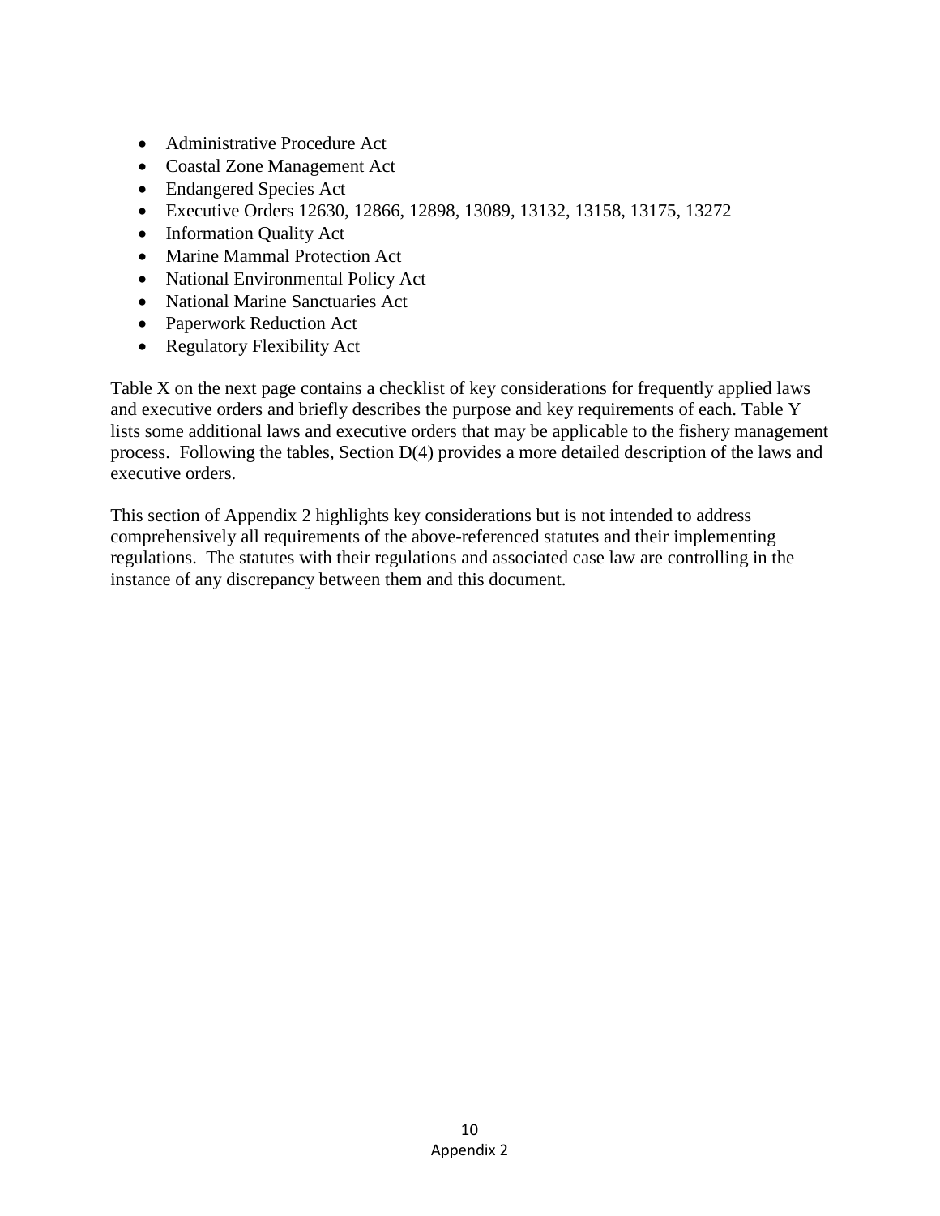- Administrative Procedure Act
- Coastal Zone Management Act
- Endangered Species Act
- Executive Orders 12630, 12866, 12898, 13089, 13132, 13158, 13175, 13272
- Information Quality Act
- Marine Mammal Protection Act
- National Environmental Policy Act
- National Marine Sanctuaries Act
- Paperwork Reduction Act
- Regulatory Flexibility Act

Table X on the next page contains a checklist of key considerations for frequently applied laws and executive orders and briefly describes the purpose and key requirements of each. Table Y lists some additional laws and executive orders that may be applicable to the fishery management process. Following the tables, Section D(4) provides a more detailed description of the laws and executive orders.

This section of Appendix 2 highlights key considerations but is not intended to address comprehensively all requirements of the above-referenced statutes and their implementing regulations. The statutes with their regulations and associated case law are controlling in the instance of any discrepancy between them and this document.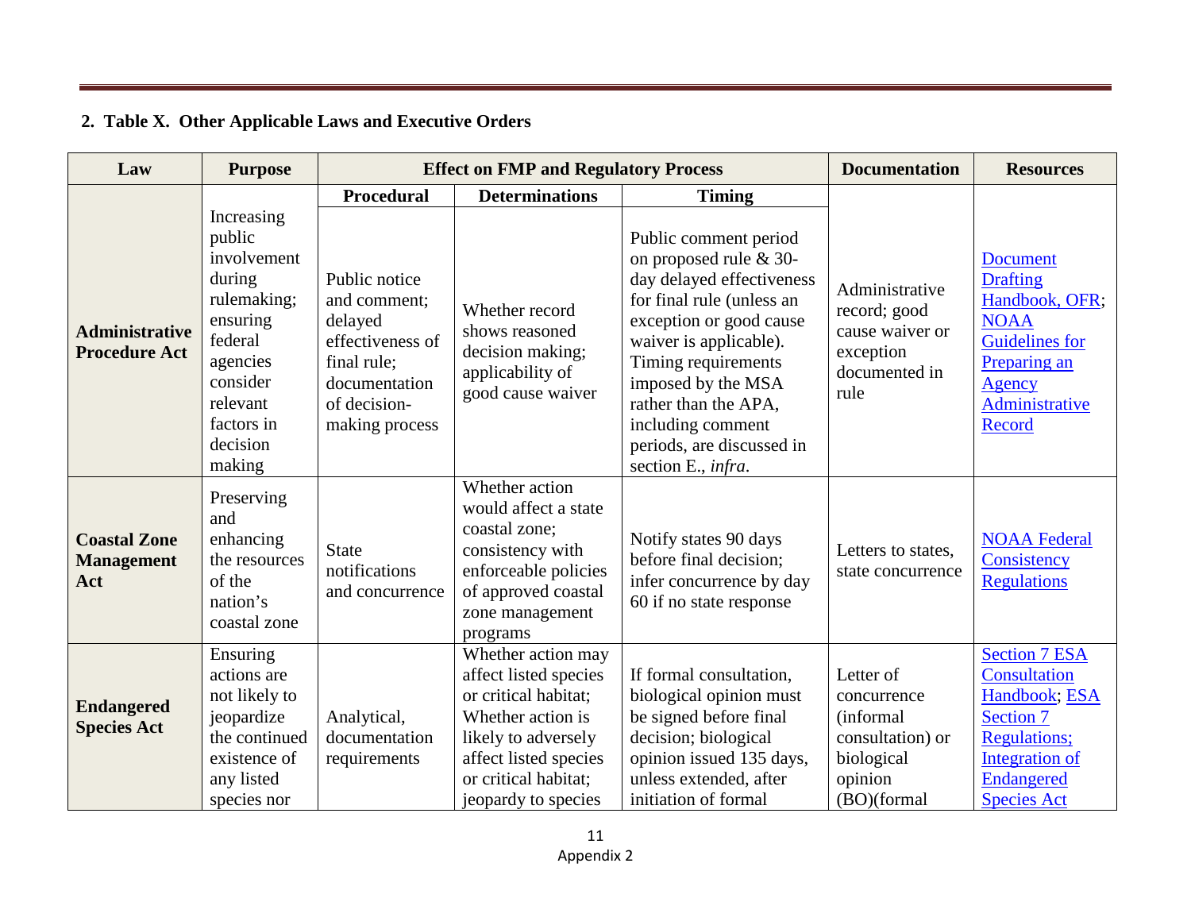**2. Table X. Other Applicable Laws and Executive Orders**

| Law | Purpose | Effect on FMP and Regulatory Process | | | Documentation | Resources |
|---|---|---|---|---|---|---|
| | | Procedural | Determinations | Timing | | |
| **Administrative Procedure Act** | Increasing public involvement during rulemaking; ensuring federal agencies consider relevant factors in decision making | Public notice and comment; delayed effectiveness of final rule; documentation of decision-making process | Whether record shows reasoned decision making; applicability of good cause waiver | Public comment period on proposed rule & 30-day delayed effectiveness for final rule (unless an exception or good cause waiver is applicable). Timing requirements imposed by the MSA rather than the APA, including comment periods, are discussed in section E., *infra*. | Administrative record; good cause waiver or exception documented in rule | Document Drafting Handbook, OFR; NOAA Guidelines for Preparing an Agency Administrative Record |
| **Coastal Zone Management Act** | Preserving and enhancing the resources of the nation's coastal zone | State notifications and concurrence | Whether action would affect a state coastal zone; consistency with enforceable policies of approved coastal zone management programs | Notify states 90 days before final decision; infer concurrence by day 60 if no state response | Letters to states, state concurrence | NOAA Federal Consistency Regulations |
| **Endangered Species Act** | Ensuring actions are not likely to jeopardize the continued existence of any listed species nor | Analytical, documentation requirements | Whether action may affect listed species or critical habitat; Whether action is likely to adversely affect listed species or critical habitat; jeopardy to species | If formal consultation, biological opinion must be signed before final decision; biological opinion issued 135 days, unless extended, after initiation of formal | Letter of concurrence (informal consultation) or biological opinion (BO)(formal | Section 7 ESA Consultation Handbook; ESA Section 7 Regulations; Integration of Endangered Species Act |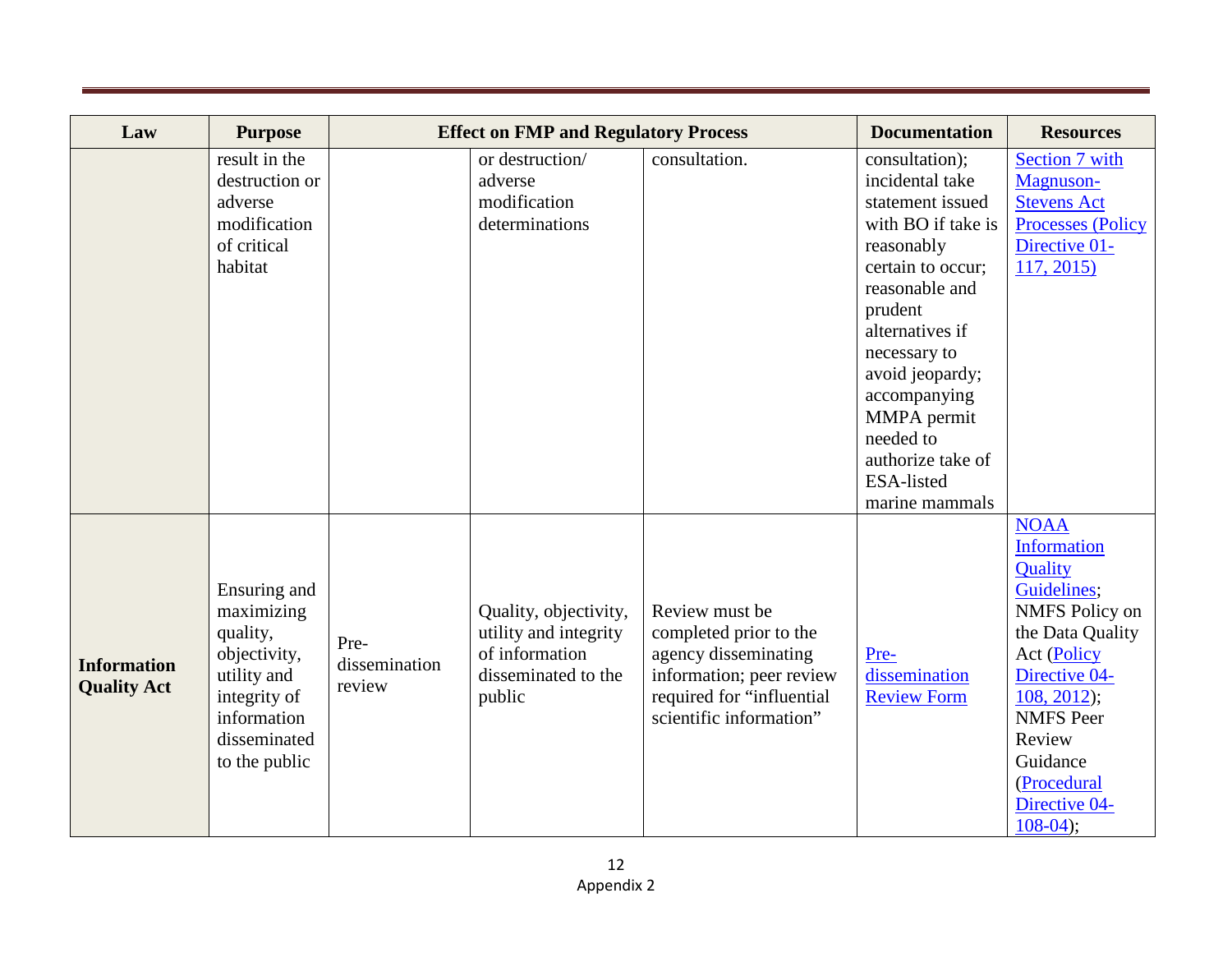| Law | Purpose | Effect on FMP and Regulatory Process | | | Documentation | Resources |
|---|---|---|---|---|---|---|
| | result in the destruction or adverse modification of critical habitat | | or destruction/ adverse modification determinations | consultation. | consultation); incidental take statement issued with BO if take is reasonably certain to occur; reasonable and prudent alternatives if necessary to avoid jeopardy; accompanying MMPA permit needed to authorize take of ESA-listed marine mammals | Section 7 with Magnuson-Stevens Act Processes (Policy Directive 01-117, 2015) |
| **Information Quality Act** | Ensuring and maximizing quality, objectivity, utility and integrity of information disseminated to the public | Pre-dissemination review | Quality, objectivity, utility and integrity of information disseminated to the public | Review must be completed prior to the agency disseminating information; peer review required for "influential scientific information" | Pre-dissemination Review Form | NOAA Information Quality Guidelines; NMFS Policy on the Data Quality Act (Policy Directive 04-108, 2012); NMFS Peer Review Guidance (Procedural Directive 04-108-04); |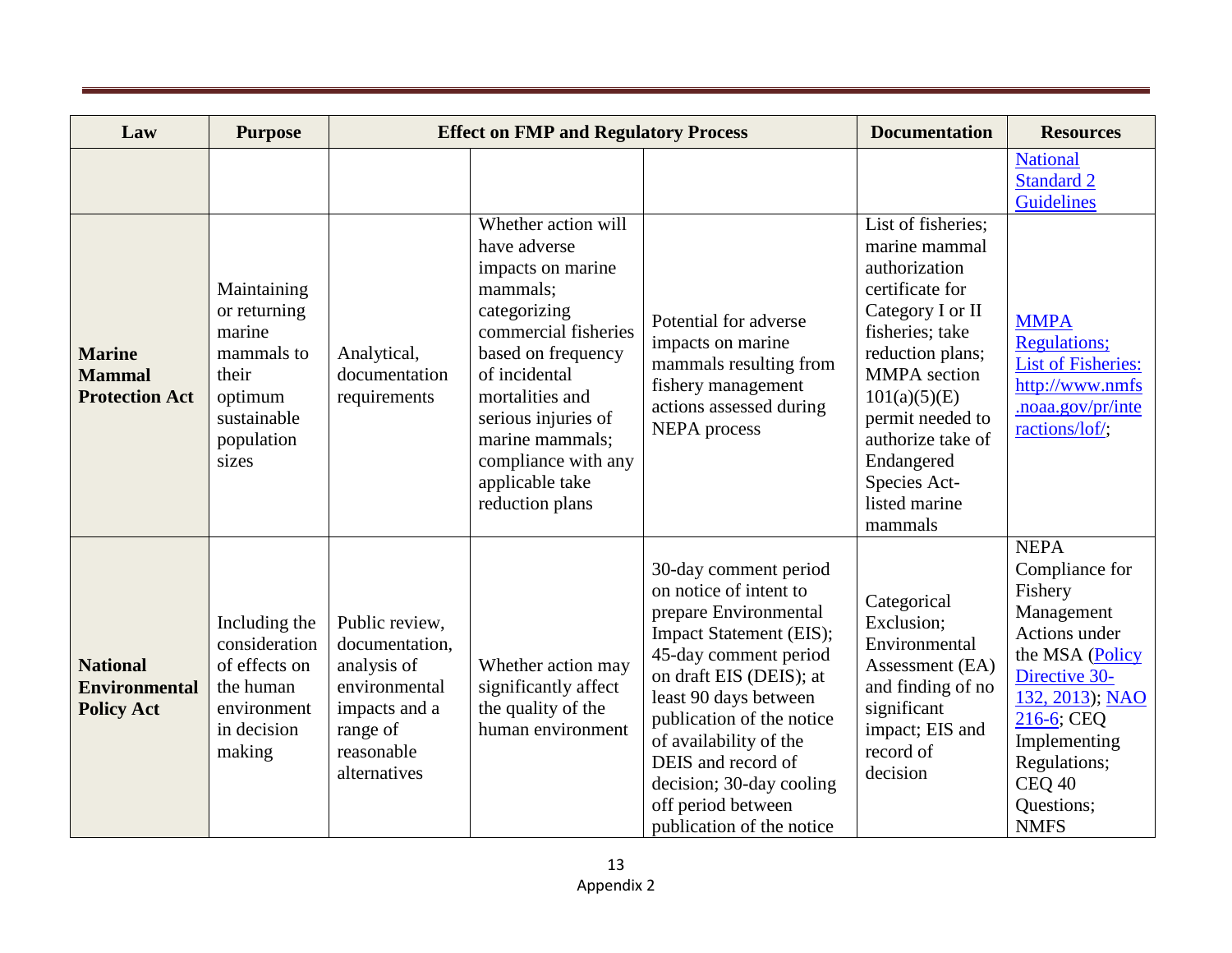| Law | Purpose | Effect on FMP and Regulatory Process | | | Documentation | Resources |
|---|---|---|---|---|---|---|
| | | | | | | National Standard 2 Guidelines |
| **Marine Mammal Protection Act** | Maintaining or returning marine mammals to their optimum sustainable population sizes | Analytical, documentation requirements | Whether action will have adverse impacts on marine mammals; categorizing commercial fisheries based on frequency of incidental mortalities and serious injuries of marine mammals; compliance with any applicable take reduction plans | Potential for adverse impacts on marine mammals resulting from fishery management actions assessed during NEPA process | List of fisheries; marine mammal authorization certificate for Category I or II fisheries; take reduction plans; MMPA section 101(a)(5)(E) permit needed to authorize take of Endangered Species Act-listed marine mammals | MMPA Regulations; List of Fisheries: http://www.nmfs.noaa.gov/pr/interactions/lof/; |
| **National Environmental Policy Act** | Including the consideration of effects on the human environment in decision making | Public review, documentation, analysis of environmental impacts and a range of reasonable alternatives | Whether action may significantly affect the quality of the human environment | 30-day comment period on notice of intent to prepare Environmental Impact Statement (EIS); 45-day comment period on draft EIS (DEIS); at least 90 days between publication of the notice of availability of the DEIS and record of decision; 30-day cooling off period between publication of the notice | Categorical Exclusion; Environmental Assessment (EA) and finding of no significant impact; EIS and record of decision | NEPA Compliance for Fishery Management Actions under the MSA (Policy Directive 30-132, 2013); NAO 216-6; CEQ Implementing Regulations; CEQ 40 Questions; NMFS |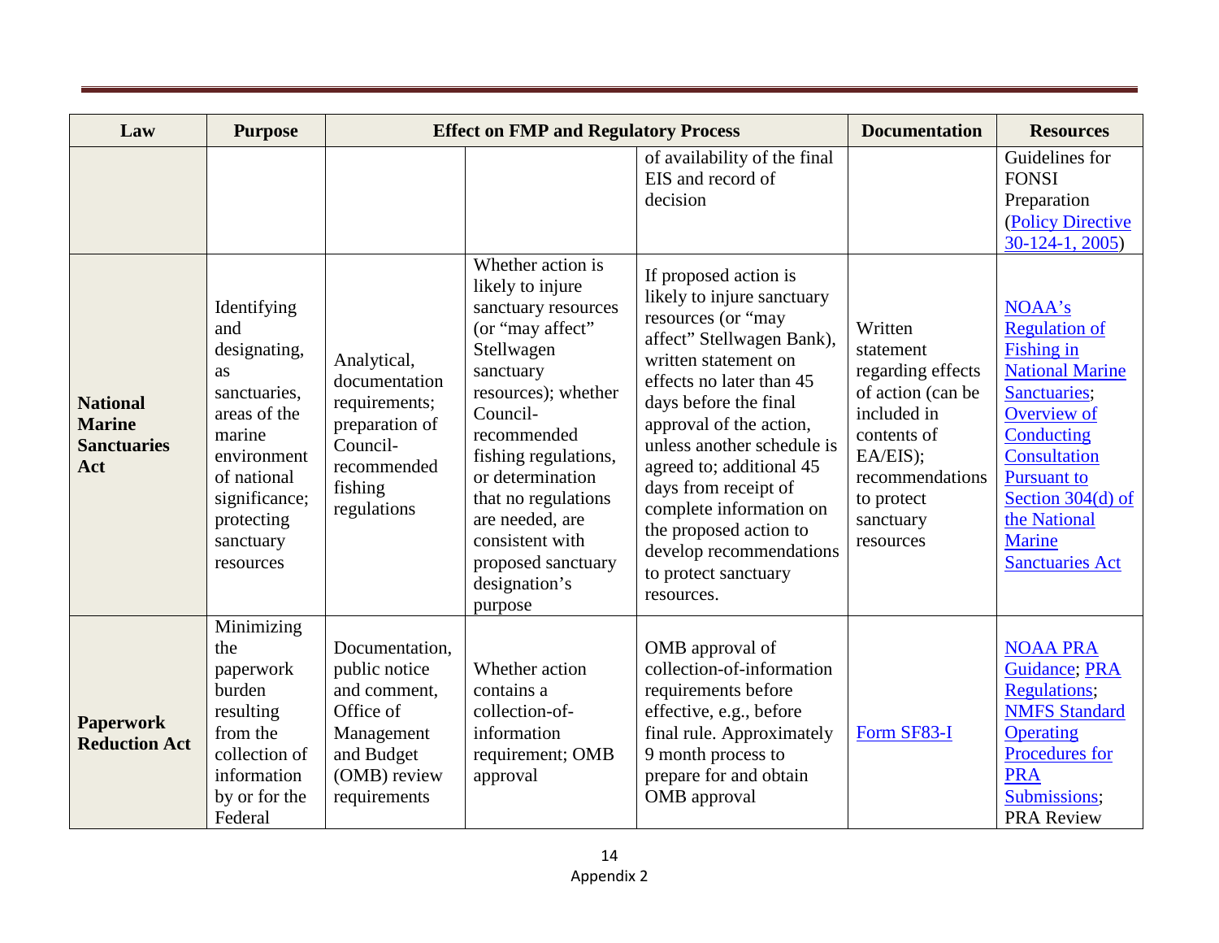| Law | Purpose | Effect on FMP and Regulatory Process | | | Documentation | Resources |
|---|---|---|---|---|---|---|
| | | | | of availability of the final EIS and record of decision | | Guidelines for FONSI Preparation (Policy Directive 30-124-1, 2005) |
| **National Marine Sanctuaries Act** | Identifying and designating, as sanctuaries, areas of the marine environment of national significance; protecting sanctuary resources | Analytical, documentation requirements; preparation of Council-recommended fishing regulations | Whether action is likely to injure sanctuary resources (or "may affect" Stellwagen sanctuary resources); whether Council-recommended fishing regulations, or determination that no regulations are needed, are consistent with proposed sanctuary designation's purpose | If proposed action is likely to injure sanctuary resources (or "may affect" Stellwagen Bank), written statement on effects no later than 45 days before the final approval of the action, unless another schedule is agreed to; additional 45 days from receipt of complete information on the proposed action to develop recommendations to protect sanctuary resources. | Written statement regarding effects of action (can be included in contents of EA/EIS); recommendations to protect sanctuary resources | NOAA's Regulation of Fishing in National Marine Sanctuaries; Overview of Conducting Consultation Pursuant to Section 304(d) of the National Marine Sanctuaries Act |
| **Paperwork Reduction Act** | Minimizing the paperwork burden resulting from the collection of information by or for the Federal | Documentation, public notice and comment, Office of Management and Budget (OMB) review requirements | Whether action contains a collection-of-information requirement; OMB approval | OMB approval of collection-of-information requirements before effective, e.g., before final rule. Approximately 9 month process to prepare for and obtain OMB approval | Form SF83-I | NOAA PRA Guidance; PRA Regulations; NMFS Standard Operating Procedures for PRA Submissions; PRA Review |

Appendix 2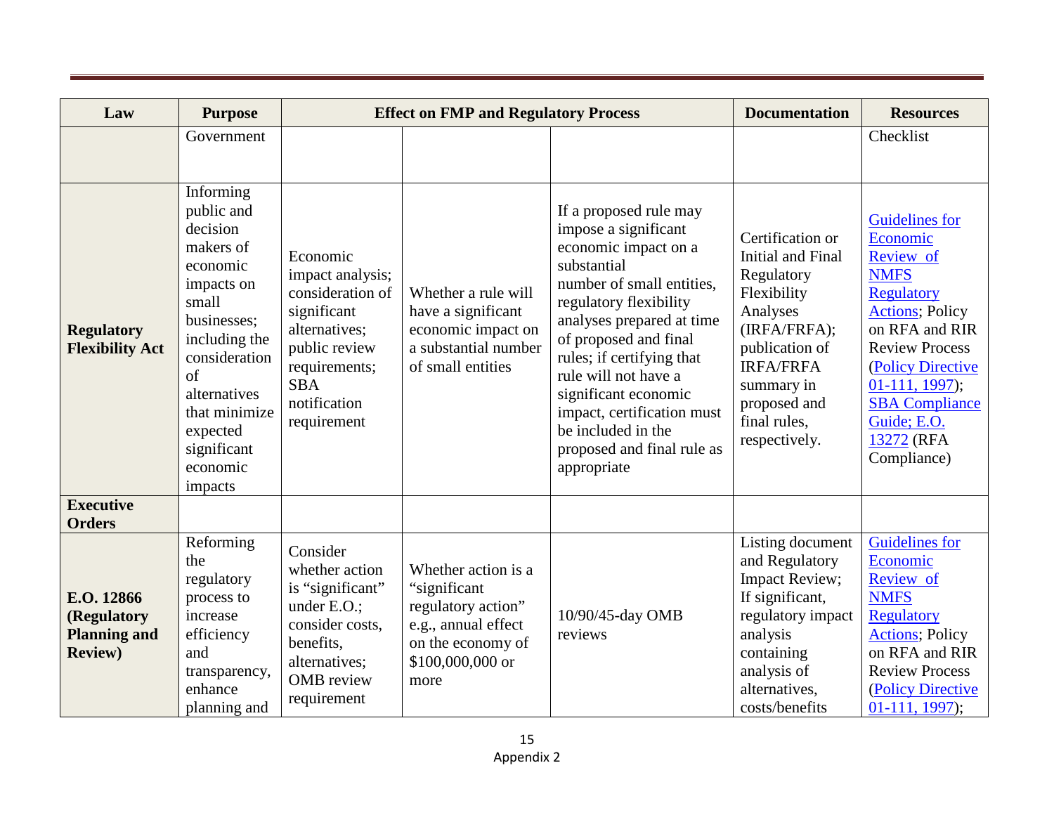| Law | Purpose | Effect on FMP and Regulatory Process | | | Documentation | Resources |
|---|---|---|---|---|---|---|
| | Government | | | | | Checklist |
| **Regulatory Flexibility Act** | Informing public and decision makers of economic impacts on small businesses; including the consideration of alternatives that minimize expected significant economic impacts | Economic impact analysis; consideration of significant alternatives; public review requirements; SBA notification requirement | Whether a rule will have a significant economic impact on a substantial number of small entities | If a proposed rule may impose a significant economic impact on a substantial number of small entities, regulatory flexibility analyses prepared at time of proposed and final rules; if certifying that rule will not have a significant economic impact, certification must be included in the proposed and final rule as appropriate | Certification or Initial and Final Regulatory Flexibility Analyses (IRFA/FRFA); publication of IRFA/FRFA summary in proposed and final rules, respectively. | Guidelines for Economic Review of NMFS Regulatory Actions; Policy on RFA and RIR Review Process (Policy Directive 01-111, 1997); SBA Compliance Guide; E.O. 13272 (RFA Compliance) |
| **Executive Orders** | | | | | | |
| **E.O. 12866 (Regulatory Planning and Review)** | Reforming the regulatory process to increase efficiency and transparency, enhance planning and | Consider whether action is "significant" under E.O.; consider costs, benefits, alternatives; OMB review requirement | Whether action is a "significant regulatory action" e.g., annual effect on the economy of $100,000,000 or more | 10/90/45-day OMB reviews | Listing document and Regulatory Impact Review; If significant, regulatory impact analysis containing analysis of alternatives, costs/benefits | Guidelines for Economic Review of NMFS Regulatory Actions; Policy on RFA and RIR Review Process (Policy Directive 01-111, 1997); |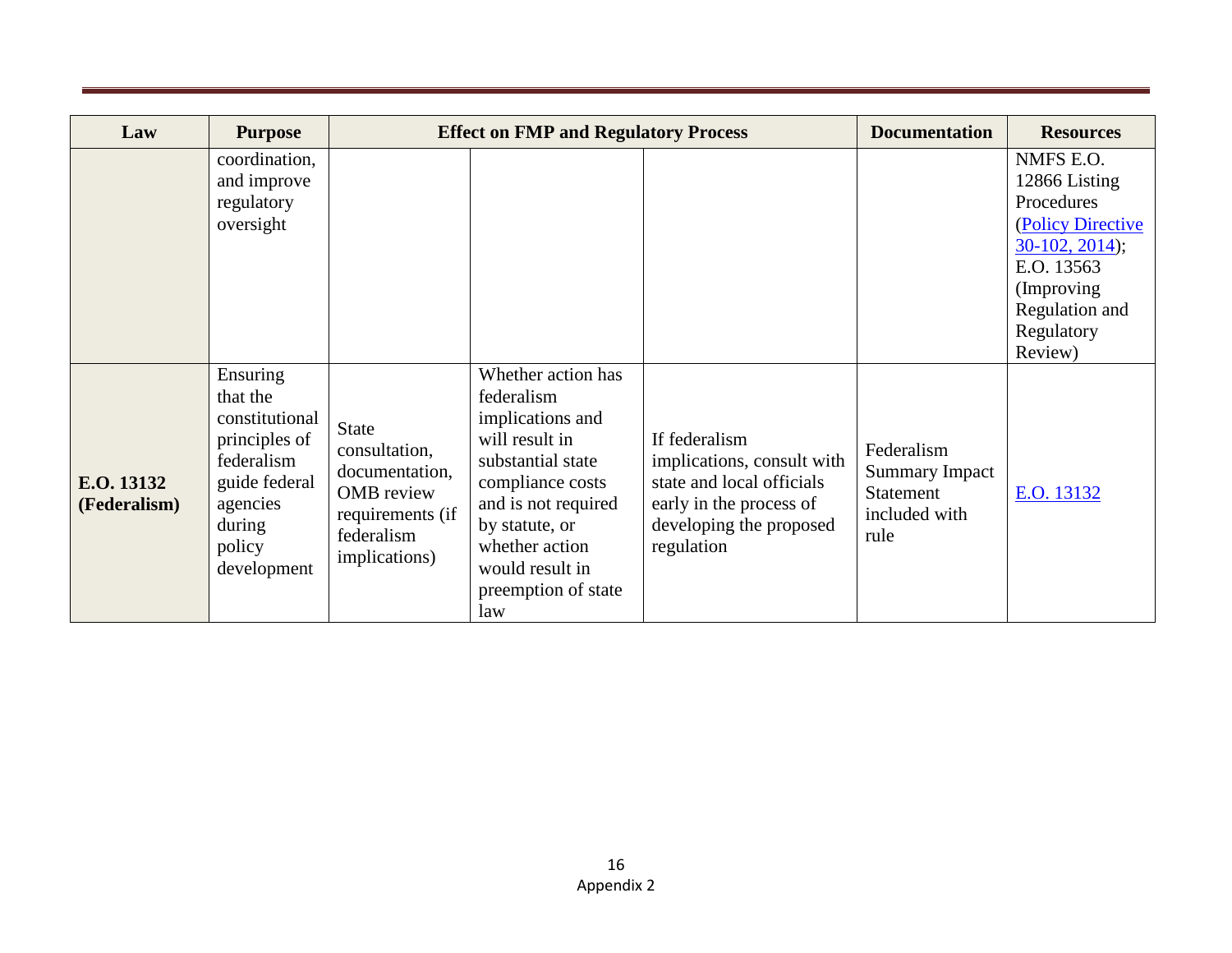| Law | Purpose | Effect on FMP and Regulatory Process | | | Documentation | Resources |
|---|---|---|---|---|---|---|
| | coordination, and improve regulatory oversight | | | | | NMFS E.O. 12866 Listing Procedures (Policy Directive 30-102, 2014); E.O. 13563 (Improving Regulation and Regulatory Review) |
| **E.O. 13132 (Federalism)** | Ensuring that the constitutional principles of federalism guide federal agencies during policy development | State consultation, documentation, OMB review requirements (if federalism implications) | Whether action has federalism implications and will result in substantial state compliance costs and is not required by statute, or whether action would result in preemption of state law | If federalism implications, consult with state and local officials early in the process of developing the proposed regulation | Federalism Summary Impact Statement included with rule | E.O. 13132 |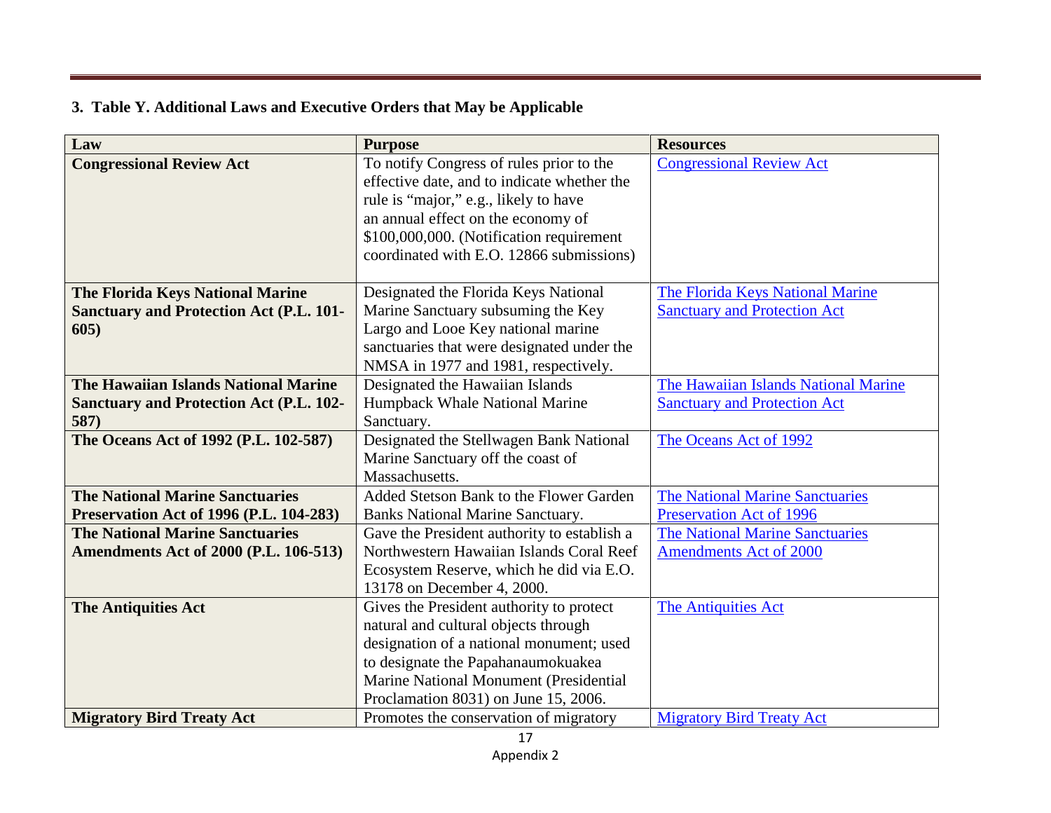### 3. Table Y. Additional Laws and Executive Orders that May be Applicable

| Law | Purpose | Resources |
|---|---|---|
| **Congressional Review Act** | To notify Congress of rules prior to the effective date, and to indicate whether the rule is "major," e.g., likely to have an annual effect on the economy of $100,000,000. (Notification requirement coordinated with E.O. 12866 submissions) | Congressional Review Act |
| **The Florida Keys National Marine Sanctuary and Protection Act (P.L. 101-605)** | Designated the Florida Keys National Marine Sanctuary subsuming the Key Largo and Looe Key national marine sanctuaries that were designated under the NMSA in 1977 and 1981, respectively. | The Florida Keys National Marine Sanctuary and Protection Act |
| **The Hawaiian Islands National Marine Sanctuary and Protection Act (P.L. 102-587)** | Designated the Hawaiian Islands Humpback Whale National Marine Sanctuary. | The Hawaiian Islands National Marine Sanctuary and Protection Act |
| **The Oceans Act of 1992 (P.L. 102-587)** | Designated the Stellwagen Bank National Marine Sanctuary off the coast of Massachusetts. | The Oceans Act of 1992 |
| **The National Marine Sanctuaries Preservation Act of 1996 (P.L. 104-283)** | Added Stetson Bank to the Flower Garden Banks National Marine Sanctuary. | The National Marine Sanctuaries Preservation Act of 1996 |
| **The National Marine Sanctuaries Amendments Act of 2000 (P.L. 106-513)** | Gave the President authority to establish a Northwestern Hawaiian Islands Coral Reef Ecosystem Reserve, which he did via E.O. 13178 on December 4, 2000. | The National Marine Sanctuaries Amendments Act of 2000 |
| **The Antiquities Act** | Gives the President authority to protect natural and cultural objects through designation of a national monument; used to designate the Papahanaumokuakea Marine National Monument (Presidential Proclamation 8031) on June 15, 2006. | The Antiquities Act |
| **Migratory Bird Treaty Act** | Promotes the conservation of migratory | Migratory Bird Treaty Act |

Appendix 2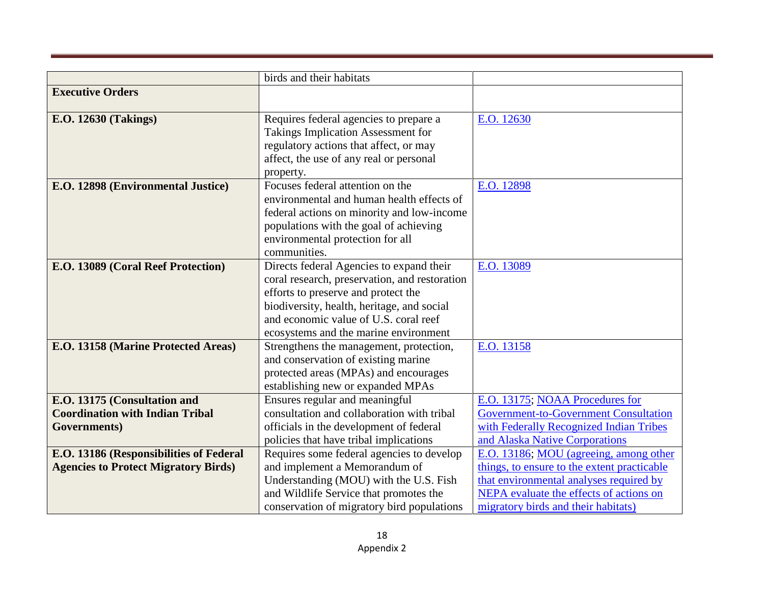| | | |
|---|---|---|
| | birds and their habitats | |
| **Executive Orders** | | |
| **E.O. 12630 (Takings)** | Requires federal agencies to prepare a Takings Implication Assessment for regulatory actions that affect, or may affect, the use of any real or personal property. | E.O. 12630 |
| **E.O. 12898 (Environmental Justice)** | Focuses federal attention on the environmental and human health effects of federal actions on minority and low-income populations with the goal of achieving environmental protection for all communities. | E.O. 12898 |
| **E.O. 13089 (Coral Reef Protection)** | Directs federal Agencies to expand their coral research, preservation, and restoration efforts to preserve and protect the biodiversity, health, heritage, and social and economic value of U.S. coral reef ecosystems and the marine environment | E.O. 13089 |
| **E.O. 13158 (Marine Protected Areas)** | Strengthens the management, protection, and conservation of existing marine protected areas (MPAs) and encourages establishing new or expanded MPAs | E.O. 13158 |
| **E.O. 13175 (Consultation and Coordination with Indian Tribal Governments)** | Ensures regular and meaningful consultation and collaboration with tribal officials in the development of federal policies that have tribal implications | E.O. 13175; NOAA Procedures for Government-to-Government Consultation with Federally Recognized Indian Tribes and Alaska Native Corporations |
| **E.O. 13186 (Responsibilities of Federal Agencies to Protect Migratory Birds)** | Requires some federal agencies to develop and implement a Memorandum of Understanding (MOU) with the U.S. Fish and Wildlife Service that promotes the conservation of migratory bird populations | E.O. 13186; MOU (agreeing, among other things, to ensure to the extent practicable that environmental analyses required by NEPA evaluate the effects of actions on migratory birds and their habitats) |

Appendix 2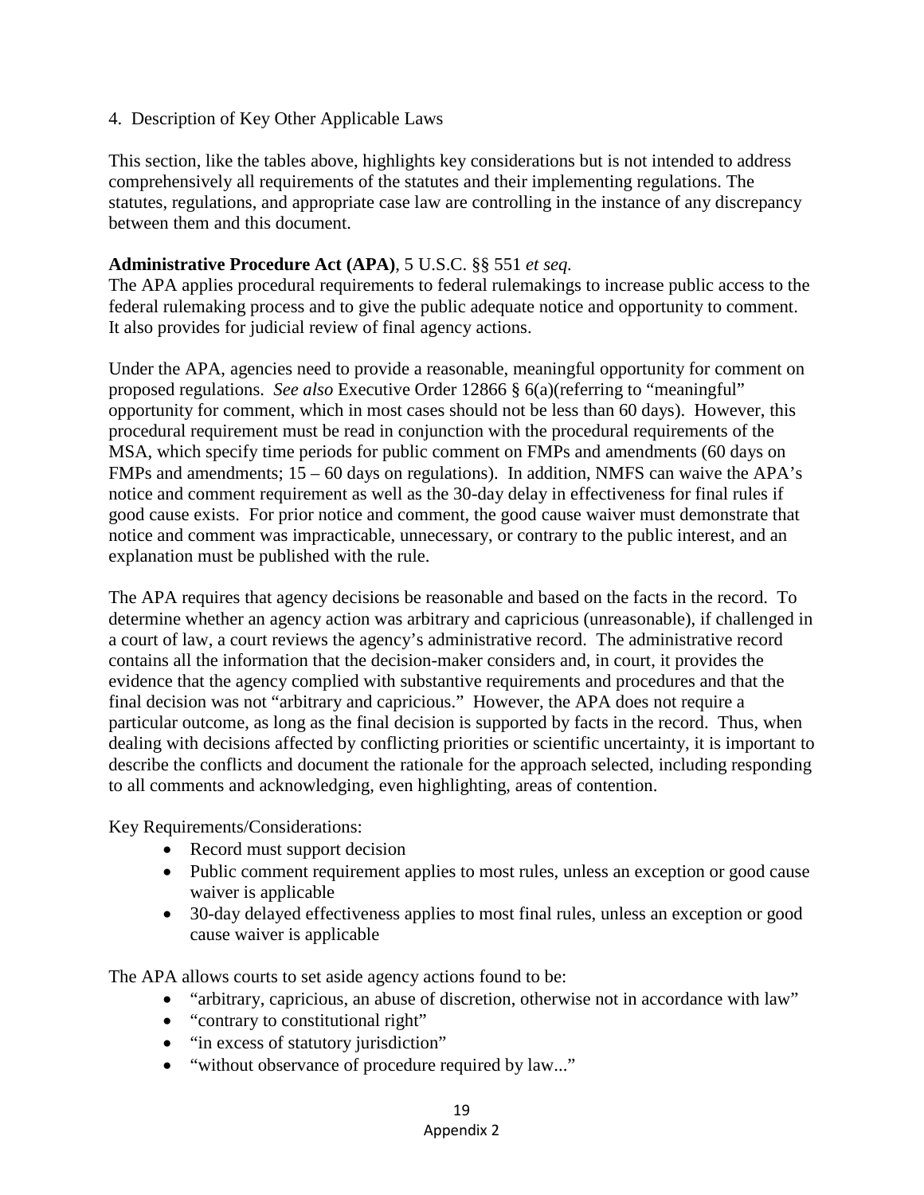4. Description of Key Other Applicable Laws

This section, like the tables above, highlights key considerations but is not intended to address comprehensively all requirements of the statutes and their implementing regulations. The statutes, regulations, and appropriate case law are controlling in the instance of any discrepancy between them and this document.

**Administrative Procedure Act (APA)**, 5 U.S.C. §§ 551 *et seq.*

The APA applies procedural requirements to federal rulemakings to increase public access to the federal rulemaking process and to give the public adequate notice and opportunity to comment. It also provides for judicial review of final agency actions.

Under the APA, agencies need to provide a reasonable, meaningful opportunity for comment on proposed regulations. *See also* Executive Order 12866 § 6(a)(referring to "meaningful" opportunity for comment, which in most cases should not be less than 60 days). However, this procedural requirement must be read in conjunction with the procedural requirements of the MSA, which specify time periods for public comment on FMPs and amendments (60 days on FMPs and amendments; 15 – 60 days on regulations). In addition, NMFS can waive the APA's notice and comment requirement as well as the 30-day delay in effectiveness for final rules if good cause exists. For prior notice and comment, the good cause waiver must demonstrate that notice and comment was impracticable, unnecessary, or contrary to the public interest, and an explanation must be published with the rule.

The APA requires that agency decisions be reasonable and based on the facts in the record. To determine whether an agency action was arbitrary and capricious (unreasonable), if challenged in a court of law, a court reviews the agency's administrative record. The administrative record contains all the information that the decision-maker considers and, in court, it provides the evidence that the agency complied with substantive requirements and procedures and that the final decision was not "arbitrary and capricious." However, the APA does not require a particular outcome, as long as the final decision is supported by facts in the record. Thus, when dealing with decisions affected by conflicting priorities or scientific uncertainty, it is important to describe the conflicts and document the rationale for the approach selected, including responding to all comments and acknowledging, even highlighting, areas of contention.

Key Requirements/Considerations:

- Record must support decision
- Public comment requirement applies to most rules, unless an exception or good cause waiver is applicable
- 30-day delayed effectiveness applies to most final rules, unless an exception or good cause waiver is applicable

The APA allows courts to set aside agency actions found to be:

- "arbitrary, capricious, an abuse of discretion, otherwise not in accordance with law"
- "contrary to constitutional right"
- "in excess of statutory jurisdiction"
- "without observance of procedure required by law..."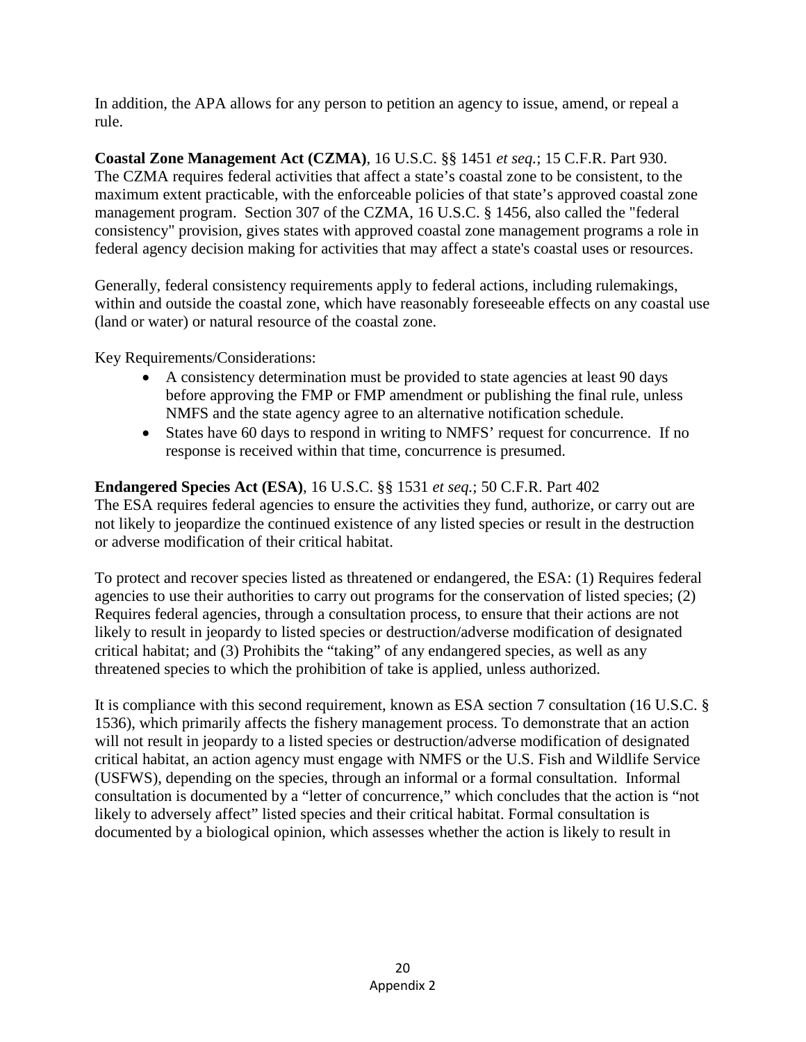In addition, the APA allows for any person to petition an agency to issue, amend, or repeal a rule.

**Coastal Zone Management Act (CZMA)**, 16 U.S.C. §§ 1451 *et seq.*; 15 C.F.R. Part 930.
The CZMA requires federal activities that affect a state's coastal zone to be consistent, to the maximum extent practicable, with the enforceable policies of that state's approved coastal zone management program. Section 307 of the CZMA, 16 U.S.C. § 1456, also called the "federal consistency" provision, gives states with approved coastal zone management programs a role in federal agency decision making for activities that may affect a state's coastal uses or resources.

Generally, federal consistency requirements apply to federal actions, including rulemakings, within and outside the coastal zone, which have reasonably foreseeable effects on any coastal use (land or water) or natural resource of the coastal zone.

Key Requirements/Considerations:

- A consistency determination must be provided to state agencies at least 90 days before approving the FMP or FMP amendment or publishing the final rule, unless NMFS and the state agency agree to an alternative notification schedule.
- States have 60 days to respond in writing to NMFS' request for concurrence. If no response is received within that time, concurrence is presumed.

**Endangered Species Act (ESA)**, 16 U.S.C. §§ 1531 *et seq.*; 50 C.F.R. Part 402
The ESA requires federal agencies to ensure the activities they fund, authorize, or carry out are not likely to jeopardize the continued existence of any listed species or result in the destruction or adverse modification of their critical habitat.

To protect and recover species listed as threatened or endangered, the ESA: (1) Requires federal agencies to use their authorities to carry out programs for the conservation of listed species; (2) Requires federal agencies, through a consultation process, to ensure that their actions are not likely to result in jeopardy to listed species or destruction/adverse modification of designated critical habitat; and (3) Prohibits the "taking" of any endangered species, as well as any threatened species to which the prohibition of take is applied, unless authorized.

It is compliance with this second requirement, known as ESA section 7 consultation (16 U.S.C. § 1536), which primarily affects the fishery management process. To demonstrate that an action will not result in jeopardy to a listed species or destruction/adverse modification of designated critical habitat, an action agency must engage with NMFS or the U.S. Fish and Wildlife Service (USFWS), depending on the species, through an informal or a formal consultation. Informal consultation is documented by a "letter of concurrence," which concludes that the action is "not likely to adversely affect" listed species and their critical habitat. Formal consultation is documented by a biological opinion, which assesses whether the action is likely to result in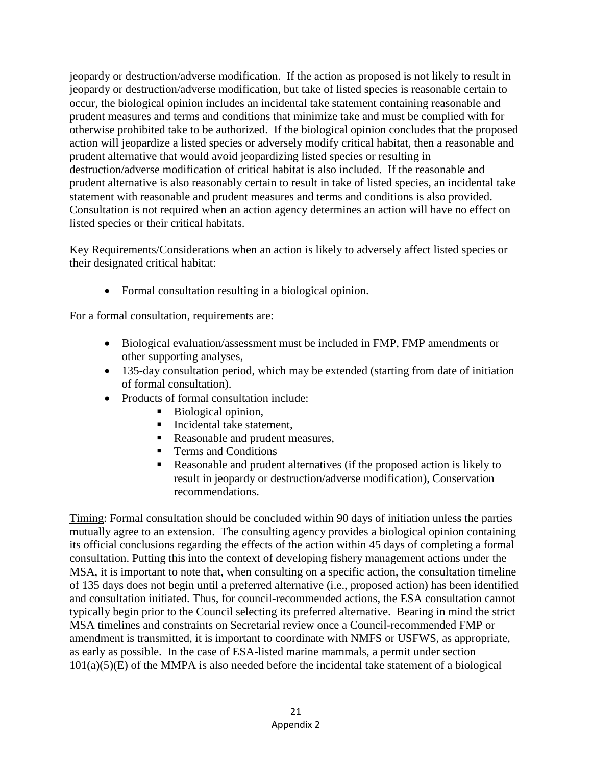jeopardy or destruction/adverse modification. If the action as proposed is not likely to result in jeopardy or destruction/adverse modification, but take of listed species is reasonable certain to occur, the biological opinion includes an incidental take statement containing reasonable and prudent measures and terms and conditions that minimize take and must be complied with for otherwise prohibited take to be authorized. If the biological opinion concludes that the proposed action will jeopardize a listed species or adversely modify critical habitat, then a reasonable and prudent alternative that would avoid jeopardizing listed species or resulting in destruction/adverse modification of critical habitat is also included. If the reasonable and prudent alternative is also reasonably certain to result in take of listed species, an incidental take statement with reasonable and prudent measures and terms and conditions is also provided. Consultation is not required when an action agency determines an action will have no effect on listed species or their critical habitats.

Key Requirements/Considerations when an action is likely to adversely affect listed species or their designated critical habitat:

- Formal consultation resulting in a biological opinion.

For a formal consultation, requirements are:

- Biological evaluation/assessment must be included in FMP, FMP amendments or other supporting analyses,
- 135-day consultation period, which may be extended (starting from date of initiation of formal consultation).
- Products of formal consultation include:
    - Biological opinion,
    - Incidental take statement,
    - Reasonable and prudent measures,
    - Terms and Conditions
    - Reasonable and prudent alternatives (if the proposed action is likely to result in jeopardy or destruction/adverse modification), Conservation recommendations.

Timing: Formal consultation should be concluded within 90 days of initiation unless the parties mutually agree to an extension. The consulting agency provides a biological opinion containing its official conclusions regarding the effects of the action within 45 days of completing a formal consultation. Putting this into the context of developing fishery management actions under the MSA, it is important to note that, when consulting on a specific action, the consultation timeline of 135 days does not begin until a preferred alternative (i.e., proposed action) has been identified and consultation initiated. Thus, for council-recommended actions, the ESA consultation cannot typically begin prior to the Council selecting its preferred alternative. Bearing in mind the strict MSA timelines and constraints on Secretarial review once a Council-recommended FMP or amendment is transmitted, it is important to coordinate with NMFS or USFWS, as appropriate, as early as possible. In the case of ESA-listed marine mammals, a permit under section 101(a)(5)(E) of the MMPA is also needed before the incidental take statement of a biological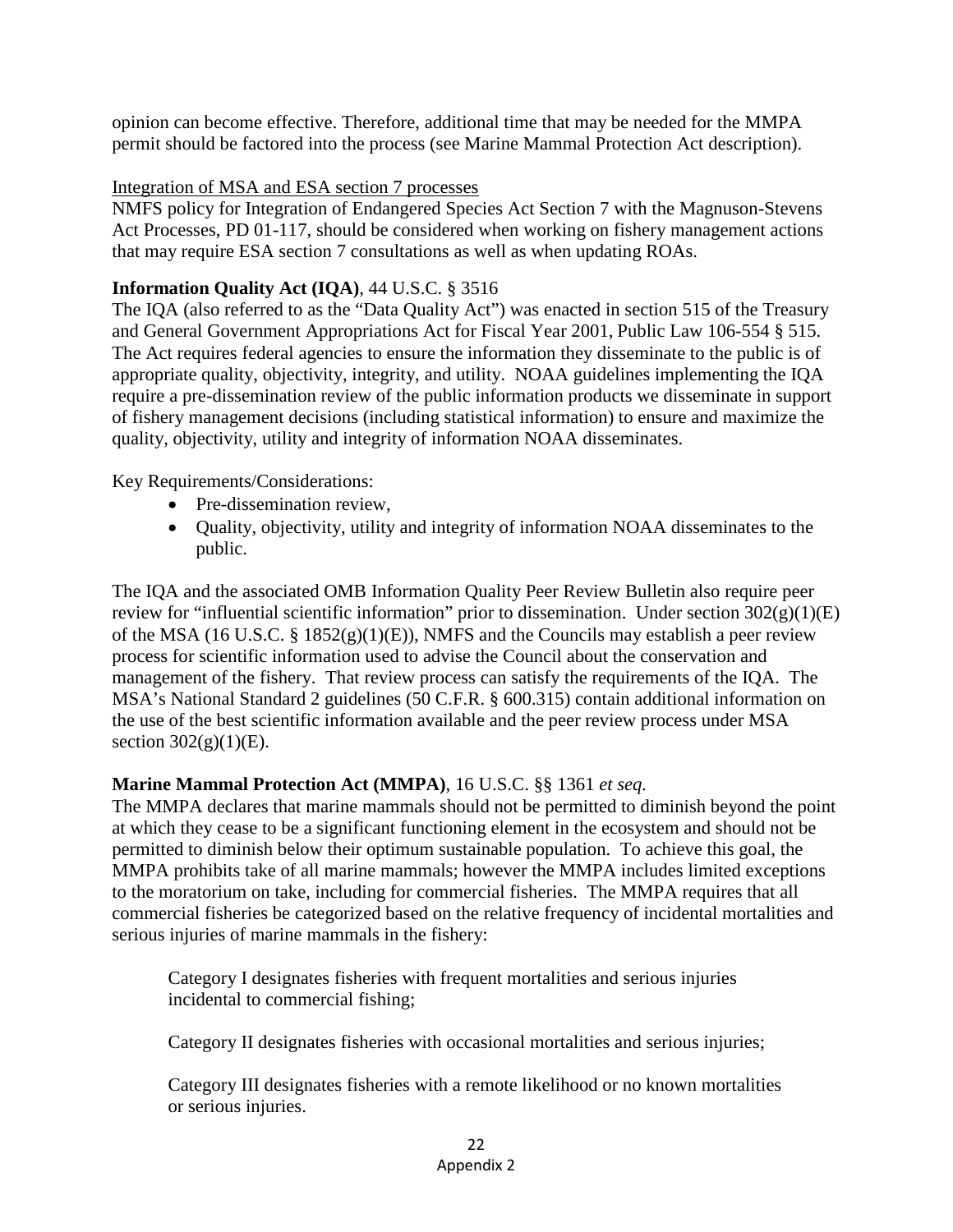opinion can become effective. Therefore, additional time that may be needed for the MMPA permit should be factored into the process (see Marine Mammal Protection Act description).

Integration of MSA and ESA section 7 processes

NMFS policy for Integration of Endangered Species Act Section 7 with the Magnuson-Stevens Act Processes, PD 01-117, should be considered when working on fishery management actions that may require ESA section 7 consultations as well as when updating ROAs.

**Information Quality Act (IQA)**, 44 U.S.C. § 3516

The IQA (also referred to as the "Data Quality Act") was enacted in section 515 of the Treasury and General Government Appropriations Act for Fiscal Year 2001, Public Law 106-554 § 515. The Act requires federal agencies to ensure the information they disseminate to the public is of appropriate quality, objectivity, integrity, and utility. NOAA guidelines implementing the IQA require a pre-dissemination review of the public information products we disseminate in support of fishery management decisions (including statistical information) to ensure and maximize the quality, objectivity, utility and integrity of information NOAA disseminates.

Key Requirements/Considerations:

- Pre-dissemination review,
- Quality, objectivity, utility and integrity of information NOAA disseminates to the public.

The IQA and the associated OMB Information Quality Peer Review Bulletin also require peer review for "influential scientific information" prior to dissemination. Under section 302(g)(1)(E) of the MSA (16 U.S.C. § 1852(g)(1)(E)), NMFS and the Councils may establish a peer review process for scientific information used to advise the Council about the conservation and management of the fishery. That review process can satisfy the requirements of the IQA. The MSA's National Standard 2 guidelines (50 C.F.R. § 600.315) contain additional information on the use of the best scientific information available and the peer review process under MSA section 302(g)(1)(E).

**Marine Mammal Protection Act (MMPA)**, 16 U.S.C. §§ 1361 *et seq.*

The MMPA declares that marine mammals should not be permitted to diminish beyond the point at which they cease to be a significant functioning element in the ecosystem and should not be permitted to diminish below their optimum sustainable population. To achieve this goal, the MMPA prohibits take of all marine mammals; however the MMPA includes limited exceptions to the moratorium on take, including for commercial fisheries. The MMPA requires that all commercial fisheries be categorized based on the relative frequency of incidental mortalities and serious injuries of marine mammals in the fishery:

> Category I designates fisheries with frequent mortalities and serious injuries incidental to commercial fishing;
>
> Category II designates fisheries with occasional mortalities and serious injuries;
>
> Category III designates fisheries with a remote likelihood or no known mortalities or serious injuries.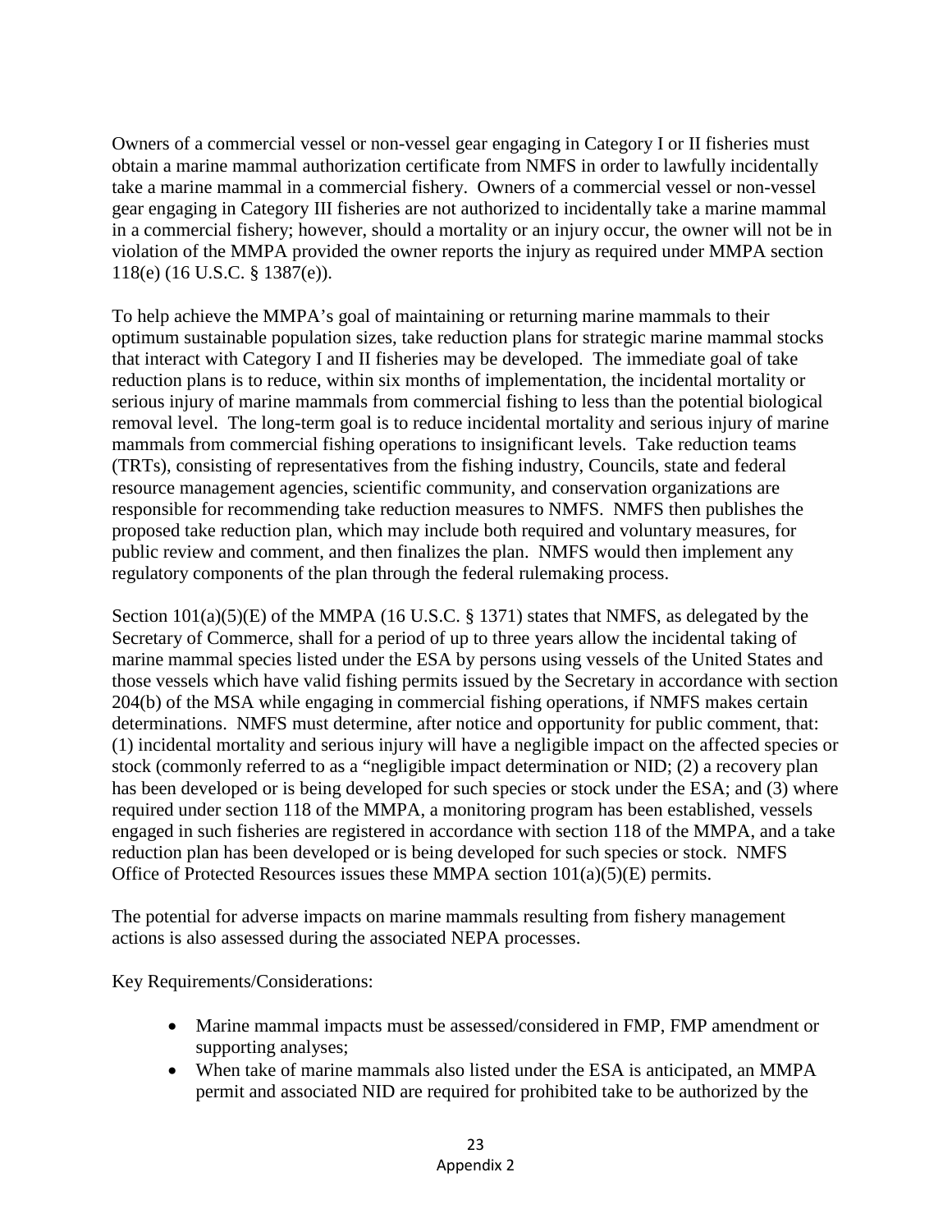Owners of a commercial vessel or non-vessel gear engaging in Category I or II fisheries must obtain a marine mammal authorization certificate from NMFS in order to lawfully incidentally take a marine mammal in a commercial fishery. Owners of a commercial vessel or non-vessel gear engaging in Category III fisheries are not authorized to incidentally take a marine mammal in a commercial fishery; however, should a mortality or an injury occur, the owner will not be in violation of the MMPA provided the owner reports the injury as required under MMPA section 118(e) (16 U.S.C. § 1387(e)).

To help achieve the MMPA's goal of maintaining or returning marine mammals to their optimum sustainable population sizes, take reduction plans for strategic marine mammal stocks that interact with Category I and II fisheries may be developed. The immediate goal of take reduction plans is to reduce, within six months of implementation, the incidental mortality or serious injury of marine mammals from commercial fishing to less than the potential biological removal level. The long-term goal is to reduce incidental mortality and serious injury of marine mammals from commercial fishing operations to insignificant levels. Take reduction teams (TRTs), consisting of representatives from the fishing industry, Councils, state and federal resource management agencies, scientific community, and conservation organizations are responsible for recommending take reduction measures to NMFS. NMFS then publishes the proposed take reduction plan, which may include both required and voluntary measures, for public review and comment, and then finalizes the plan. NMFS would then implement any regulatory components of the plan through the federal rulemaking process.

Section 101(a)(5)(E) of the MMPA (16 U.S.C. § 1371) states that NMFS, as delegated by the Secretary of Commerce, shall for a period of up to three years allow the incidental taking of marine mammal species listed under the ESA by persons using vessels of the United States and those vessels which have valid fishing permits issued by the Secretary in accordance with section 204(b) of the MSA while engaging in commercial fishing operations, if NMFS makes certain determinations. NMFS must determine, after notice and opportunity for public comment, that: (1) incidental mortality and serious injury will have a negligible impact on the affected species or stock (commonly referred to as a "negligible impact determination or NID; (2) a recovery plan has been developed or is being developed for such species or stock under the ESA; and (3) where required under section 118 of the MMPA, a monitoring program has been established, vessels engaged in such fisheries are registered in accordance with section 118 of the MMPA, and a take reduction plan has been developed or is being developed for such species or stock. NMFS Office of Protected Resources issues these MMPA section 101(a)(5)(E) permits.

The potential for adverse impacts on marine mammals resulting from fishery management actions is also assessed during the associated NEPA processes.

Key Requirements/Considerations:

- Marine mammal impacts must be assessed/considered in FMP, FMP amendment or supporting analyses;
- When take of marine mammals also listed under the ESA is anticipated, an MMPA permit and associated NID are required for prohibited take to be authorized by the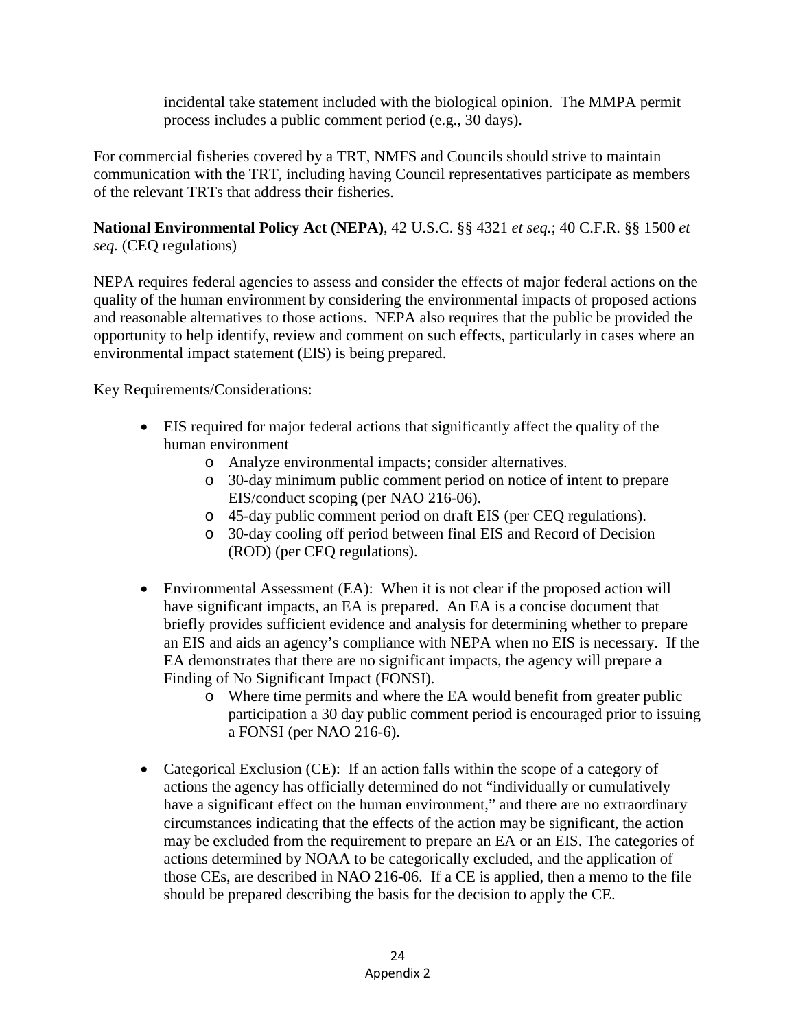incidental take statement included with the biological opinion. The MMPA permit process includes a public comment period (e.g., 30 days).

For commercial fisheries covered by a TRT, NMFS and Councils should strive to maintain communication with the TRT, including having Council representatives participate as members of the relevant TRTs that address their fisheries.

**National Environmental Policy Act (NEPA)**, 42 U.S.C. §§ 4321 *et seq.*; 40 C.F.R. §§ 1500 *et seq.* (CEQ regulations)

NEPA requires federal agencies to assess and consider the effects of major federal actions on the quality of the human environment by considering the environmental impacts of proposed actions and reasonable alternatives to those actions. NEPA also requires that the public be provided the opportunity to help identify, review and comment on such effects, particularly in cases where an environmental impact statement (EIS) is being prepared.

Key Requirements/Considerations:

- EIS required for major federal actions that significantly affect the quality of the human environment
  - Analyze environmental impacts; consider alternatives.
  - 30-day minimum public comment period on notice of intent to prepare EIS/conduct scoping (per NAO 216-06).
  - 45-day public comment period on draft EIS (per CEQ regulations).
  - 30-day cooling off period between final EIS and Record of Decision (ROD) (per CEQ regulations).
- Environmental Assessment (EA): When it is not clear if the proposed action will have significant impacts, an EA is prepared. An EA is a concise document that briefly provides sufficient evidence and analysis for determining whether to prepare an EIS and aids an agency's compliance with NEPA when no EIS is necessary. If the EA demonstrates that there are no significant impacts, the agency will prepare a Finding of No Significant Impact (FONSI).
  - Where time permits and where the EA would benefit from greater public participation a 30 day public comment period is encouraged prior to issuing a FONSI (per NAO 216-6).
- Categorical Exclusion (CE): If an action falls within the scope of a category of actions the agency has officially determined do not "individually or cumulatively have a significant effect on the human environment," and there are no extraordinary circumstances indicating that the effects of the action may be significant, the action may be excluded from the requirement to prepare an EA or an EIS. The categories of actions determined by NOAA to be categorically excluded, and the application of those CEs, are described in NAO 216-06. If a CE is applied, then a memo to the file should be prepared describing the basis for the decision to apply the CE.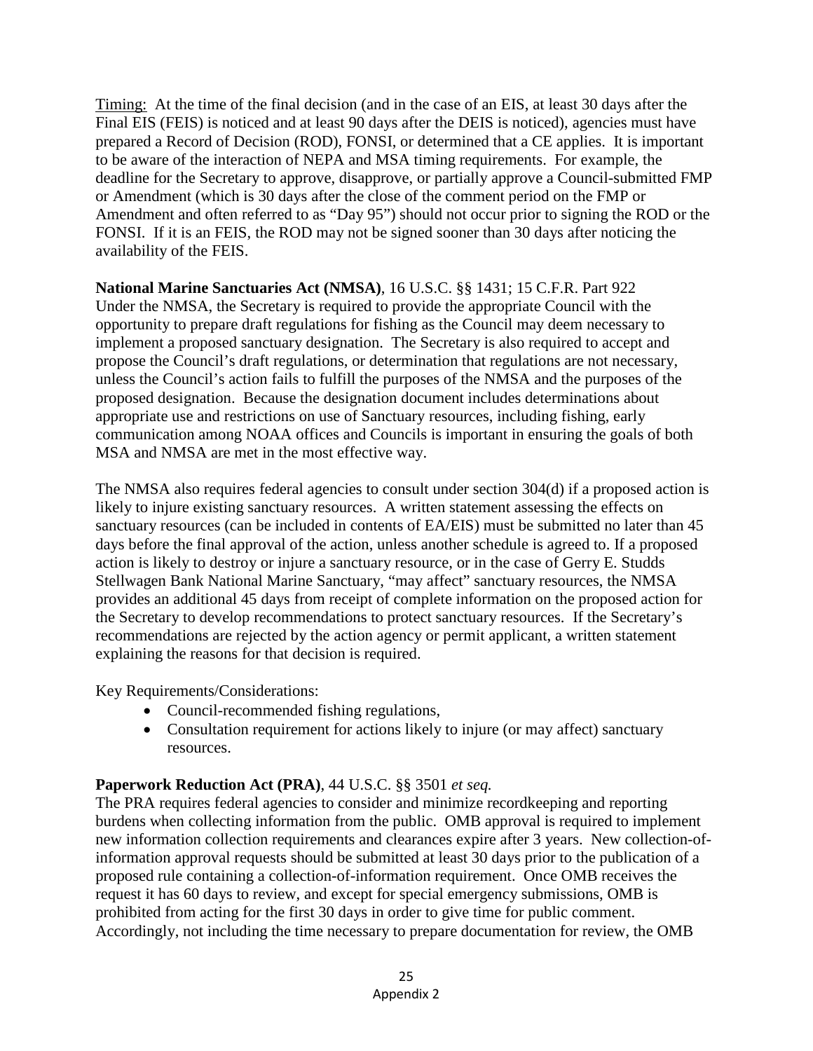<u>Timing:</u> At the time of the final decision (and in the case of an EIS, at least 30 days after the Final EIS (FEIS) is noticed and at least 90 days after the DEIS is noticed), agencies must have prepared a Record of Decision (ROD), FONSI, or determined that a CE applies. It is important to be aware of the interaction of NEPA and MSA timing requirements. For example, the deadline for the Secretary to approve, disapprove, or partially approve a Council-submitted FMP or Amendment (which is 30 days after the close of the comment period on the FMP or Amendment and often referred to as "Day 95") should not occur prior to signing the ROD or the FONSI. If it is an FEIS, the ROD may not be signed sooner than 30 days after noticing the availability of the FEIS.

**National Marine Sanctuaries Act (NMSA)**, 16 U.S.C. §§ 1431; 15 C.F.R. Part 922
Under the NMSA, the Secretary is required to provide the appropriate Council with the opportunity to prepare draft regulations for fishing as the Council may deem necessary to implement a proposed sanctuary designation. The Secretary is also required to accept and propose the Council's draft regulations, or determination that regulations are not necessary, unless the Council's action fails to fulfill the purposes of the NMSA and the purposes of the proposed designation. Because the designation document includes determinations about appropriate use and restrictions on use of Sanctuary resources, including fishing, early communication among NOAA offices and Councils is important in ensuring the goals of both MSA and NMSA are met in the most effective way.

The NMSA also requires federal agencies to consult under section 304(d) if a proposed action is likely to injure existing sanctuary resources. A written statement assessing the effects on sanctuary resources (can be included in contents of EA/EIS) must be submitted no later than 45 days before the final approval of the action, unless another schedule is agreed to. If a proposed action is likely to destroy or injure a sanctuary resource, or in the case of Gerry E. Studds Stellwagen Bank National Marine Sanctuary, "may affect" sanctuary resources, the NMSA provides an additional 45 days from receipt of complete information on the proposed action for the Secretary to develop recommendations to protect sanctuary resources. If the Secretary's recommendations are rejected by the action agency or permit applicant, a written statement explaining the reasons for that decision is required.

Key Requirements/Considerations:

- Council-recommended fishing regulations,
- Consultation requirement for actions likely to injure (or may affect) sanctuary resources.

**Paperwork Reduction Act (PRA)**, 44 U.S.C. §§ 3501 *et seq.*
The PRA requires federal agencies to consider and minimize recordkeeping and reporting burdens when collecting information from the public. OMB approval is required to implement new information collection requirements and clearances expire after 3 years. New collection-of-information approval requests should be submitted at least 30 days prior to the publication of a proposed rule containing a collection-of-information requirement. Once OMB receives the request it has 60 days to review, and except for special emergency submissions, OMB is prohibited from acting for the first 30 days in order to give time for public comment. Accordingly, not including the time necessary to prepare documentation for review, the OMB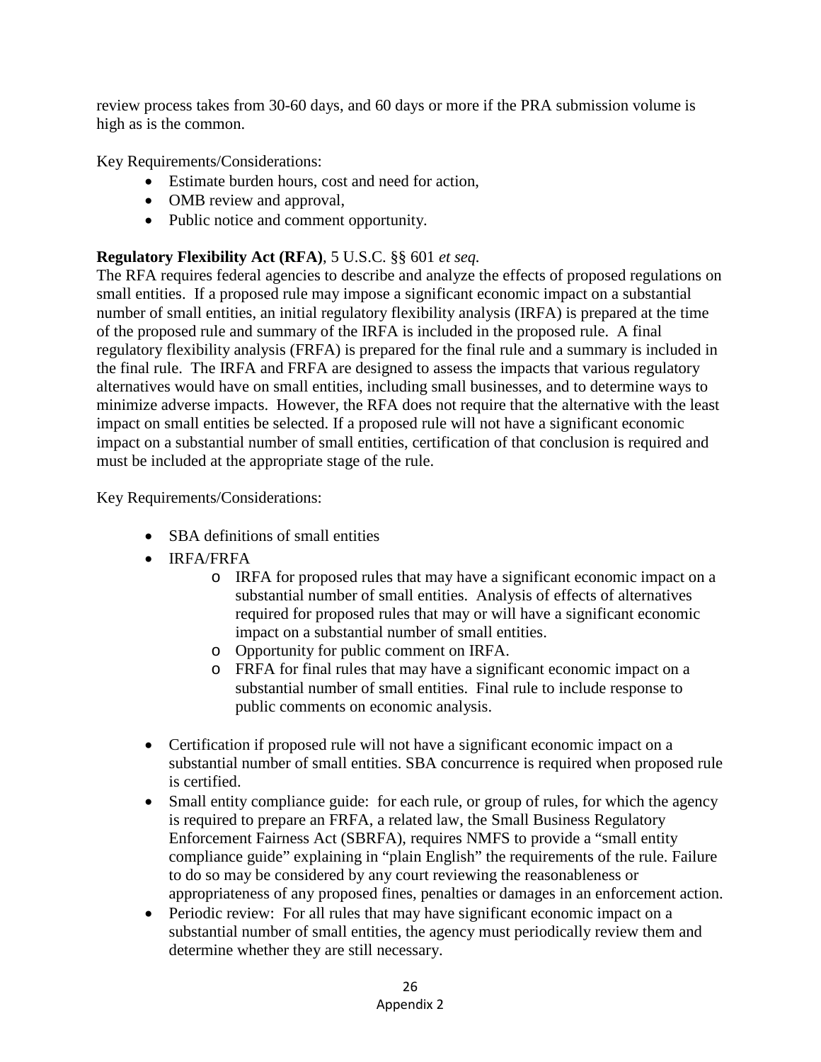review process takes from 30-60 days, and 60 days or more if the PRA submission volume is high as is the common.

Key Requirements/Considerations:

- Estimate burden hours, cost and need for action,
- OMB review and approval,
- Public notice and comment opportunity.

**Regulatory Flexibility Act (RFA)**, 5 U.S.C. §§ 601 *et seq.*

The RFA requires federal agencies to describe and analyze the effects of proposed regulations on small entities. If a proposed rule may impose a significant economic impact on a substantial number of small entities, an initial regulatory flexibility analysis (IRFA) is prepared at the time of the proposed rule and summary of the IRFA is included in the proposed rule. A final regulatory flexibility analysis (FRFA) is prepared for the final rule and a summary is included in the final rule. The IRFA and FRFA are designed to assess the impacts that various regulatory alternatives would have on small entities, including small businesses, and to determine ways to minimize adverse impacts. However, the RFA does not require that the alternative with the least impact on small entities be selected. If a proposed rule will not have a significant economic impact on a substantial number of small entities, certification of that conclusion is required and must be included at the appropriate stage of the rule.

Key Requirements/Considerations:

- SBA definitions of small entities
- IRFA/FRFA
    - IRFA for proposed rules that may have a significant economic impact on a substantial number of small entities. Analysis of effects of alternatives required for proposed rules that may or will have a significant economic impact on a substantial number of small entities.
    - Opportunity for public comment on IRFA.
    - FRFA for final rules that may have a significant economic impact on a substantial number of small entities. Final rule to include response to public comments on economic analysis.
- Certification if proposed rule will not have a significant economic impact on a substantial number of small entities. SBA concurrence is required when proposed rule is certified.
- Small entity compliance guide: for each rule, or group of rules, for which the agency is required to prepare an FRFA, a related law, the Small Business Regulatory Enforcement Fairness Act (SBRFA), requires NMFS to provide a "small entity compliance guide" explaining in "plain English" the requirements of the rule. Failure to do so may be considered by any court reviewing the reasonableness or appropriateness of any proposed fines, penalties or damages in an enforcement action.
- Periodic review: For all rules that may have significant economic impact on a substantial number of small entities, the agency must periodically review them and determine whether they are still necessary.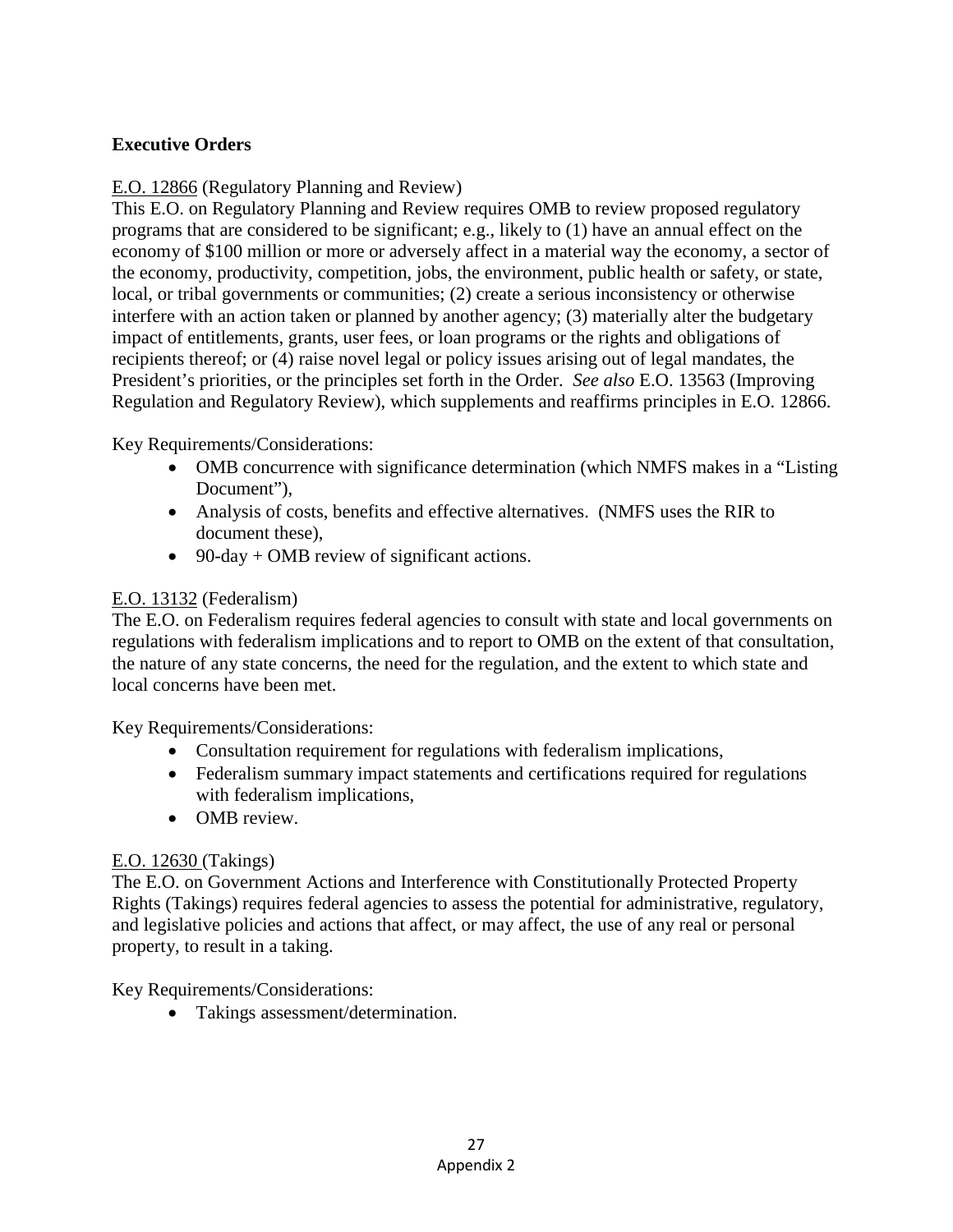## Executive Orders

E.O. 12866 (Regulatory Planning and Review)

This E.O. on Regulatory Planning and Review requires OMB to review proposed regulatory programs that are considered to be significant; e.g., likely to (1) have an annual effect on the economy of $100 million or more or adversely affect in a material way the economy, a sector of the economy, productivity, competition, jobs, the environment, public health or safety, or state, local, or tribal governments or communities; (2) create a serious inconsistency or otherwise interfere with an action taken or planned by another agency; (3) materially alter the budgetary impact of entitlements, grants, user fees, or loan programs or the rights and obligations of recipients thereof; or (4) raise novel legal or policy issues arising out of legal mandates, the President's priorities, or the principles set forth in the Order. *See also* E.O. 13563 (Improving Regulation and Regulatory Review), which supplements and reaffirms principles in E.O. 12866.

Key Requirements/Considerations:

- OMB concurrence with significance determination (which NMFS makes in a "Listing Document"),
- Analysis of costs, benefits and effective alternatives. (NMFS uses the RIR to document these),
- 90-day + OMB review of significant actions.

E.O. 13132 (Federalism)

The E.O. on Federalism requires federal agencies to consult with state and local governments on regulations with federalism implications and to report to OMB on the extent of that consultation, the nature of any state concerns, the need for the regulation, and the extent to which state and local concerns have been met.

Key Requirements/Considerations:

- Consultation requirement for regulations with federalism implications,
- Federalism summary impact statements and certifications required for regulations with federalism implications,
- OMB review.

E.O. 12630 (Takings)

The E.O. on Government Actions and Interference with Constitutionally Protected Property Rights (Takings) requires federal agencies to assess the potential for administrative, regulatory, and legislative policies and actions that affect, or may affect, the use of any real or personal property, to result in a taking.

Key Requirements/Considerations:

- Takings assessment/determination.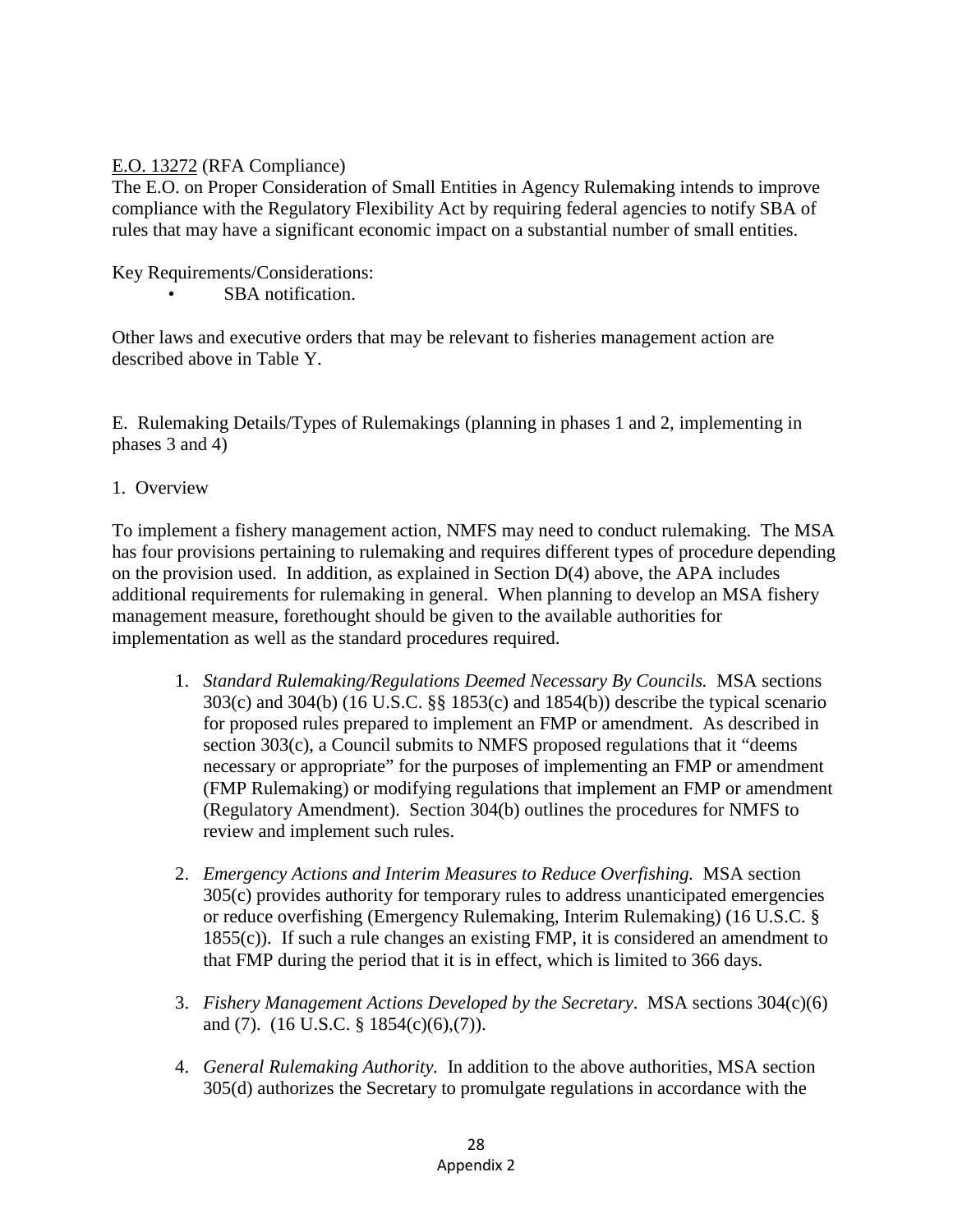E.O. 13272 (RFA Compliance)

The E.O. on Proper Consideration of Small Entities in Agency Rulemaking intends to improve compliance with the Regulatory Flexibility Act by requiring federal agencies to notify SBA of rules that may have a significant economic impact on a substantial number of small entities.

Key Requirements/Considerations:

- SBA notification.

Other laws and executive orders that may be relevant to fisheries management action are described above in Table Y.

E. Rulemaking Details/Types of Rulemakings (planning in phases 1 and 2, implementing in phases 3 and 4)

1. Overview

To implement a fishery management action, NMFS may need to conduct rulemaking. The MSA has four provisions pertaining to rulemaking and requires different types of procedure depending on the provision used. In addition, as explained in Section D(4) above, the APA includes additional requirements for rulemaking in general. When planning to develop an MSA fishery management measure, forethought should be given to the available authorities for implementation as well as the standard procedures required.

1. *Standard Rulemaking/Regulations Deemed Necessary By Councils.* MSA sections 303(c) and 304(b) (16 U.S.C. §§ 1853(c) and 1854(b)) describe the typical scenario for proposed rules prepared to implement an FMP or amendment. As described in section 303(c), a Council submits to NMFS proposed regulations that it "deems necessary or appropriate" for the purposes of implementing an FMP or amendment (FMP Rulemaking) or modifying regulations that implement an FMP or amendment (Regulatory Amendment). Section 304(b) outlines the procedures for NMFS to review and implement such rules.

2. *Emergency Actions and Interim Measures to Reduce Overfishing.* MSA section 305(c) provides authority for temporary rules to address unanticipated emergencies or reduce overfishing (Emergency Rulemaking, Interim Rulemaking) (16 U.S.C. § 1855(c)). If such a rule changes an existing FMP, it is considered an amendment to that FMP during the period that it is in effect, which is limited to 366 days.

3. *Fishery Management Actions Developed by the Secretary*. MSA sections 304(c)(6) and (7). (16 U.S.C. § 1854(c)(6),(7)).

4. *General Rulemaking Authority.* In addition to the above authorities, MSA section 305(d) authorizes the Secretary to promulgate regulations in accordance with the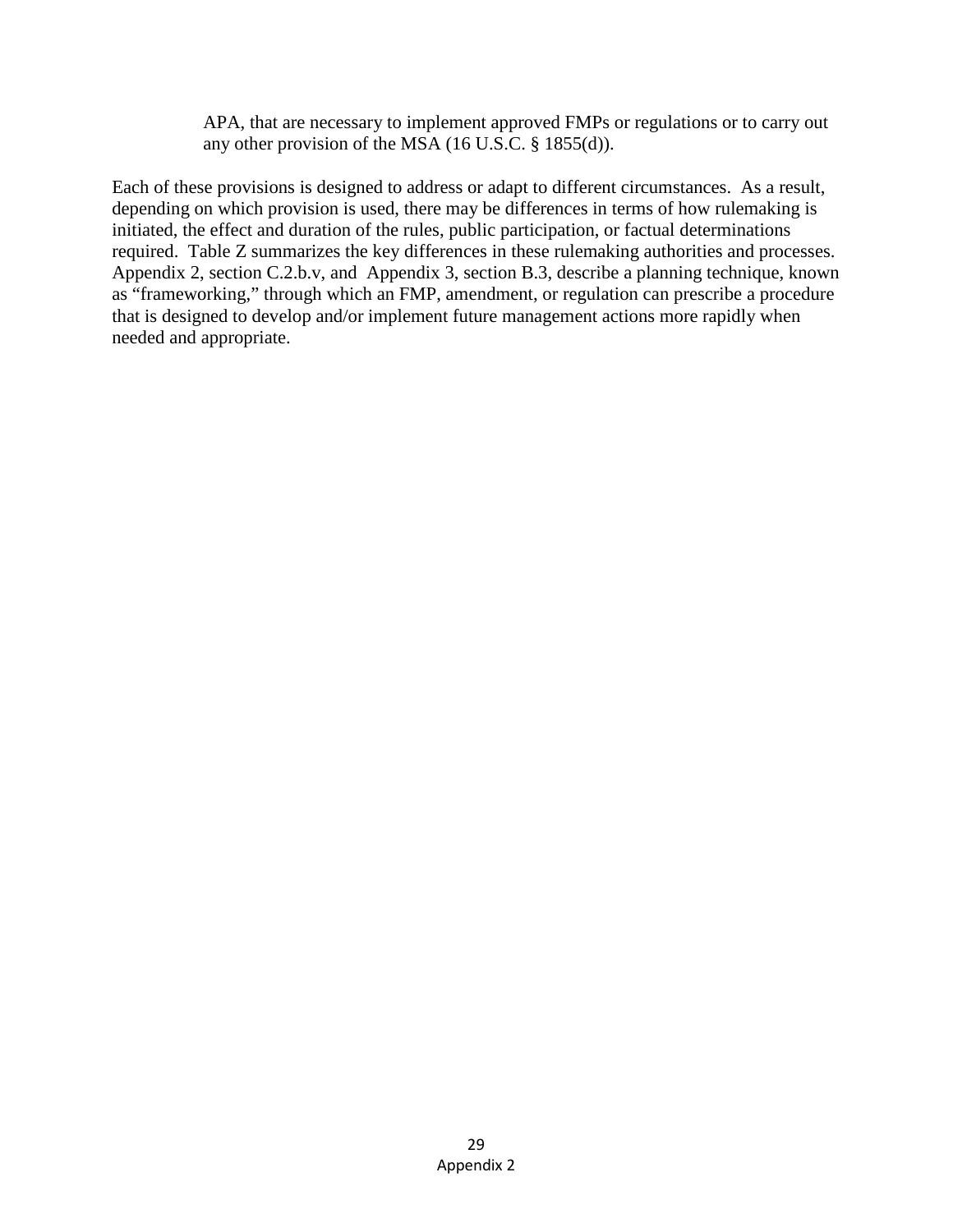APA, that are necessary to implement approved FMPs or regulations or to carry out any other provision of the MSA (16 U.S.C. § 1855(d)).

Each of these provisions is designed to address or adapt to different circumstances. As a result, depending on which provision is used, there may be differences in terms of how rulemaking is initiated, the effect and duration of the rules, public participation, or factual determinations required. Table Z summarizes the key differences in these rulemaking authorities and processes. Appendix 2, section C.2.b.v, and Appendix 3, section B.3, describe a planning technique, known as "frameworking," through which an FMP, amendment, or regulation can prescribe a procedure that is designed to develop and/or implement future management actions more rapidly when needed and appropriate.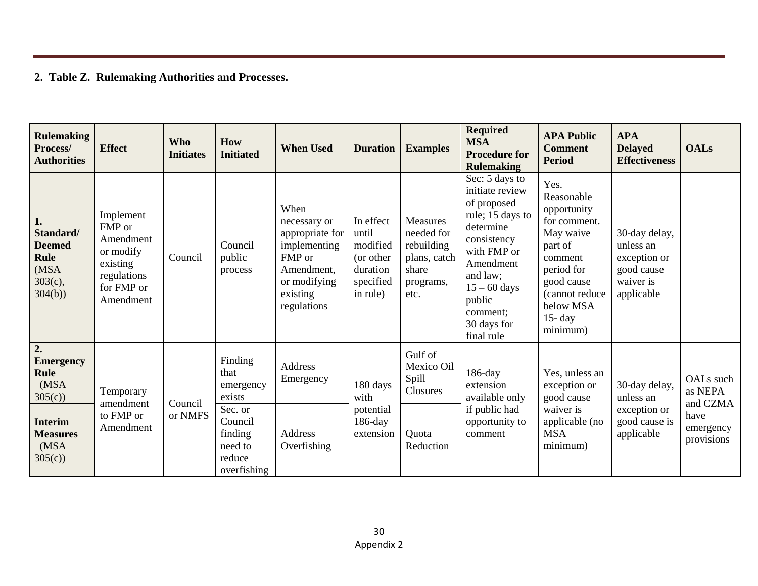**2. Table Z. Rulemaking Authorities and Processes.**

| Rulemaking Process/ Authorities | Effect | Who Initiates | How Initiated | When Used | Duration | Examples | Required MSA Procedure for Rulemaking | APA Public Comment Period | APA Delayed Effectiveness | OALs |
|---|---|---|---|---|---|---|---|---|---|---|
| **1. Standard/ Deemed Rule** (MSA 303(c), 304(b)) | Implement FMP or Amendment or modify existing regulations for FMP or Amendment | Council | Council public process | When necessary or appropriate for implementing FMP or Amendment, or modifying existing regulations | In effect until modified (or other duration specified in rule) | Measures needed for rebuilding plans, catch share programs, etc. | Sec: 5 days to initiate review of proposed rule; 15 days to determine consistency with FMP or Amendment and law; 15 – 60 days public comment; 30 days for final rule | Yes. Reasonable opportunity for comment. May waive part of comment period for good cause (cannot reduce below MSA 15- day minimum) | 30-day delay, unless an exception or good cause waiver is applicable | |
| **2. Emergency Rule** (MSA 305(c)) | Temporary amendment to FMP or Amendment | Council or NMFS | Finding that emergency exists | Address Emergency | 180 days with potential 186-day extension | Gulf of Mexico Oil Spill Closures | 186-day extension available only if public had opportunity to comment | Yes, unless an exception or good cause waiver is applicable (no MSA minimum) | 30-day delay, unless an exception or good cause is applicable | OALs such as NEPA and CZMA have emergency provisions |
| **Interim Measures** (MSA 305(c)) | | | Sec. or Council finding need to reduce overfishing | Address Overfishing | | Quota Reduction | | | | |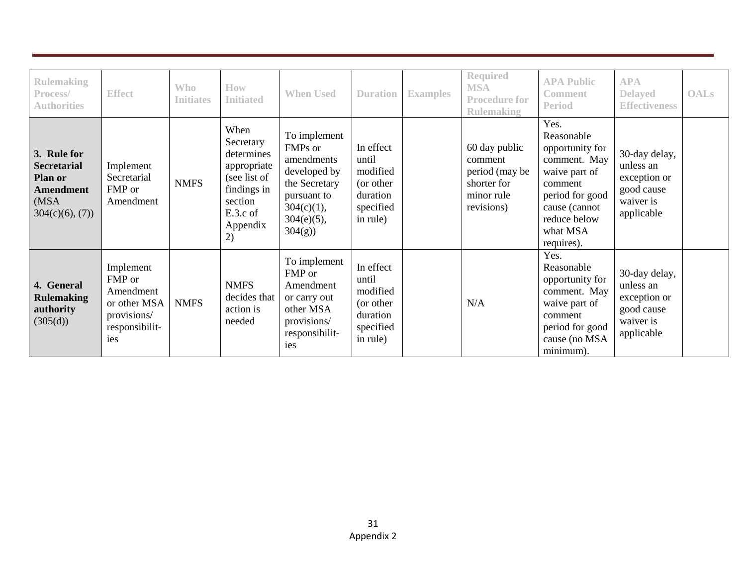| Rulemaking Process/ Authorities | Effect | Who Initiates | How Initiated | When Used | Duration | Examples | Required MSA Procedure for Rulemaking | APA Public Comment Period | APA Delayed Effectiveness | OALs |
|---|---|---|---|---|---|---|---|---|---|---|
| **3. Rule for Secretarial Plan or Amendment** (MSA 304(c)(6), (7)) | Implement Secretarial FMP or Amendment | NMFS | When Secretary determines appropriate (see list of findings in section E.3.c of Appendix 2) | To implement FMPs or amendments developed by the Secretary pursuant to 304(c)(1), 304(e)(5), 304(g)) | In effect until modified (or other duration specified in rule) | | 60 day public comment period (may be shorter for minor rule revisions) | Yes. Reasonable opportunity for comment. May waive part of comment period for good cause (cannot reduce below what MSA requires). | 30-day delay, unless an exception or good cause waiver is applicable | |
| **4. General Rulemaking authority** (305(d)) | Implement FMP or Amendment or other MSA provisions/ responsibilit-ies | NMFS | NMFS decides that action is needed | To implement FMP or Amendment or carry out other MSA provisions/ responsibilit-ies | In effect until modified (or other duration specified in rule) | | N/A | Yes. Reasonable opportunity for comment. May waive part of comment period for good cause (no MSA minimum). | 30-day delay, unless an exception or good cause waiver is applicable | |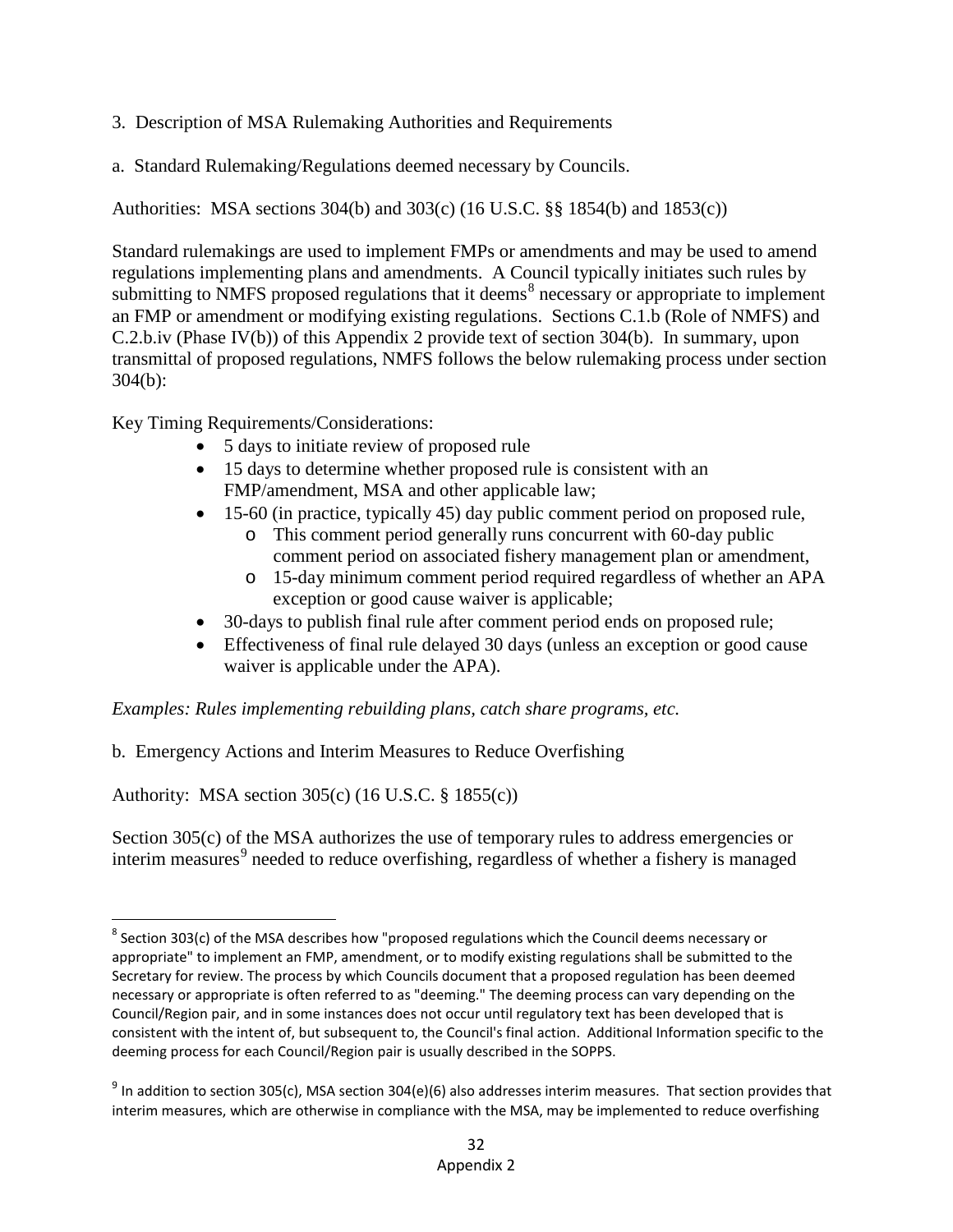### 3. Description of MSA Rulemaking Authorities and Requirements

#### a. Standard Rulemaking/Regulations deemed necessary by Councils.

Authorities: MSA sections 304(b) and 303(c) (16 U.S.C. §§ 1854(b) and 1853(c))

Standard rulemakings are used to implement FMPs or amendments and may be used to amend regulations implementing plans and amendments. A Council typically initiates such rules by submitting to NMFS proposed regulations that it deems[8] necessary or appropriate to implement an FMP or amendment or modifying existing regulations. Sections C.1.b (Role of NMFS) and C.2.b.iv (Phase IV(b)) of this Appendix 2 provide text of section 304(b). In summary, upon transmittal of proposed regulations, NMFS follows the below rulemaking process under section 304(b):

Key Timing Requirements/Considerations:

- 5 days to initiate review of proposed rule
- 15 days to determine whether proposed rule is consistent with an FMP/amendment, MSA and other applicable law;
- 15-60 (in practice, typically 45) day public comment period on proposed rule,
  - This comment period generally runs concurrent with 60-day public comment period on associated fishery management plan or amendment,
  - 15-day minimum comment period required regardless of whether an APA exception or good cause waiver is applicable;
- 30-days to publish final rule after comment period ends on proposed rule;
- Effectiveness of final rule delayed 30 days (unless an exception or good cause waiver is applicable under the APA).

*Examples: Rules implementing rebuilding plans, catch share programs, etc.*

#### b. Emergency Actions and Interim Measures to Reduce Overfishing

Authority: MSA section 305(c) (16 U.S.C. § 1855(c))

Section 305(c) of the MSA authorizes the use of temporary rules to address emergencies or interim measures[9] needed to reduce overfishing, regardless of whether a fishery is managed

---

[8] Section 303(c) of the MSA describes how "proposed regulations which the Council deems necessary or appropriate" to implement an FMP, amendment, or to modify existing regulations shall be submitted to the Secretary for review. The process by which Councils document that a proposed regulation has been deemed necessary or appropriate is often referred to as "deeming." The deeming process can vary depending on the Council/Region pair, and in some instances does not occur until regulatory text has been developed that is consistent with the intent of, but subsequent to, the Council's final action. Additional Information specific to the deeming process for each Council/Region pair is usually described in the SOPPS.

[9] In addition to section 305(c), MSA section 304(e)(6) also addresses interim measures. That section provides that interim measures, which are otherwise in compliance with the MSA, may be implemented to reduce overfishing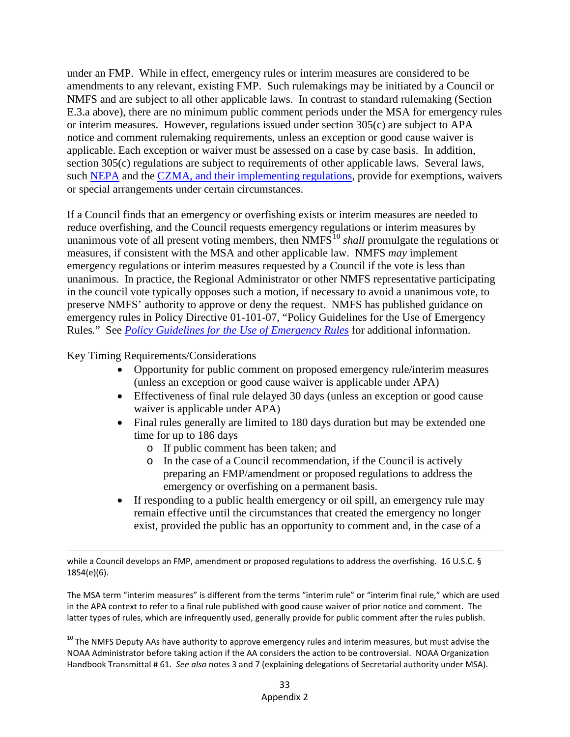under an FMP. While in effect, emergency rules or interim measures are considered to be amendments to any relevant, existing FMP. Such rulemakings may be initiated by a Council or NMFS and are subject to all other applicable laws. In contrast to standard rulemaking (Section E.3.a above), there are no minimum public comment periods under the MSA for emergency rules or interim measures. However, regulations issued under section 305(c) are subject to APA notice and comment rulemaking requirements, unless an exception or good cause waiver is applicable. Each exception or waiver must be assessed on a case by case basis. In addition, section 305(c) regulations are subject to requirements of other applicable laws. Several laws, such NEPA and the CZMA, and their implementing regulations, provide for exemptions, waivers or special arrangements under certain circumstances.

If a Council finds that an emergency or overfishing exists or interim measures are needed to reduce overfishing, and the Council requests emergency regulations or interim measures by unanimous vote of all present voting members, then NMFS[10] *shall* promulgate the regulations or measures, if consistent with the MSA and other applicable law. NMFS *may* implement emergency regulations or interim measures requested by a Council if the vote is less than unanimous. In practice, the Regional Administrator or other NMFS representative participating in the council vote typically opposes such a motion, if necessary to avoid a unanimous vote, to preserve NMFS' authority to approve or deny the request. NMFS has published guidance on emergency rules in Policy Directive 01-101-07, "Policy Guidelines for the Use of Emergency Rules." See *Policy Guidelines for the Use of Emergency Rules* for additional information.

Key Timing Requirements/Considerations

- Opportunity for public comment on proposed emergency rule/interim measures (unless an exception or good cause waiver is applicable under APA)
- Effectiveness of final rule delayed 30 days (unless an exception or good cause waiver is applicable under APA)
- Final rules generally are limited to 180 days duration but may be extended one time for up to 186 days
  - If public comment has been taken; and
  - In the case of a Council recommendation, if the Council is actively preparing an FMP/amendment or proposed regulations to address the emergency or overfishing on a permanent basis.
- If responding to a public health emergency or oil spill, an emergency rule may remain effective until the circumstances that created the emergency no longer exist, provided the public has an opportunity to comment and, in the case of a

---

while a Council develops an FMP, amendment or proposed regulations to address the overfishing. 16 U.S.C. § 1854(e)(6).

The MSA term "interim measures" is different from the terms "interim rule" or "interim final rule," which are used in the APA context to refer to a final rule published with good cause waiver of prior notice and comment. The latter types of rules, which are infrequently used, generally provide for public comment after the rules publish.

[10] The NMFS Deputy AAs have authority to approve emergency rules and interim measures, but must advise the NOAA Administrator before taking action if the AA considers the action to be controversial. NOAA Organization Handbook Transmittal # 61. *See also* notes 3 and 7 (explaining delegations of Secretarial authority under MSA).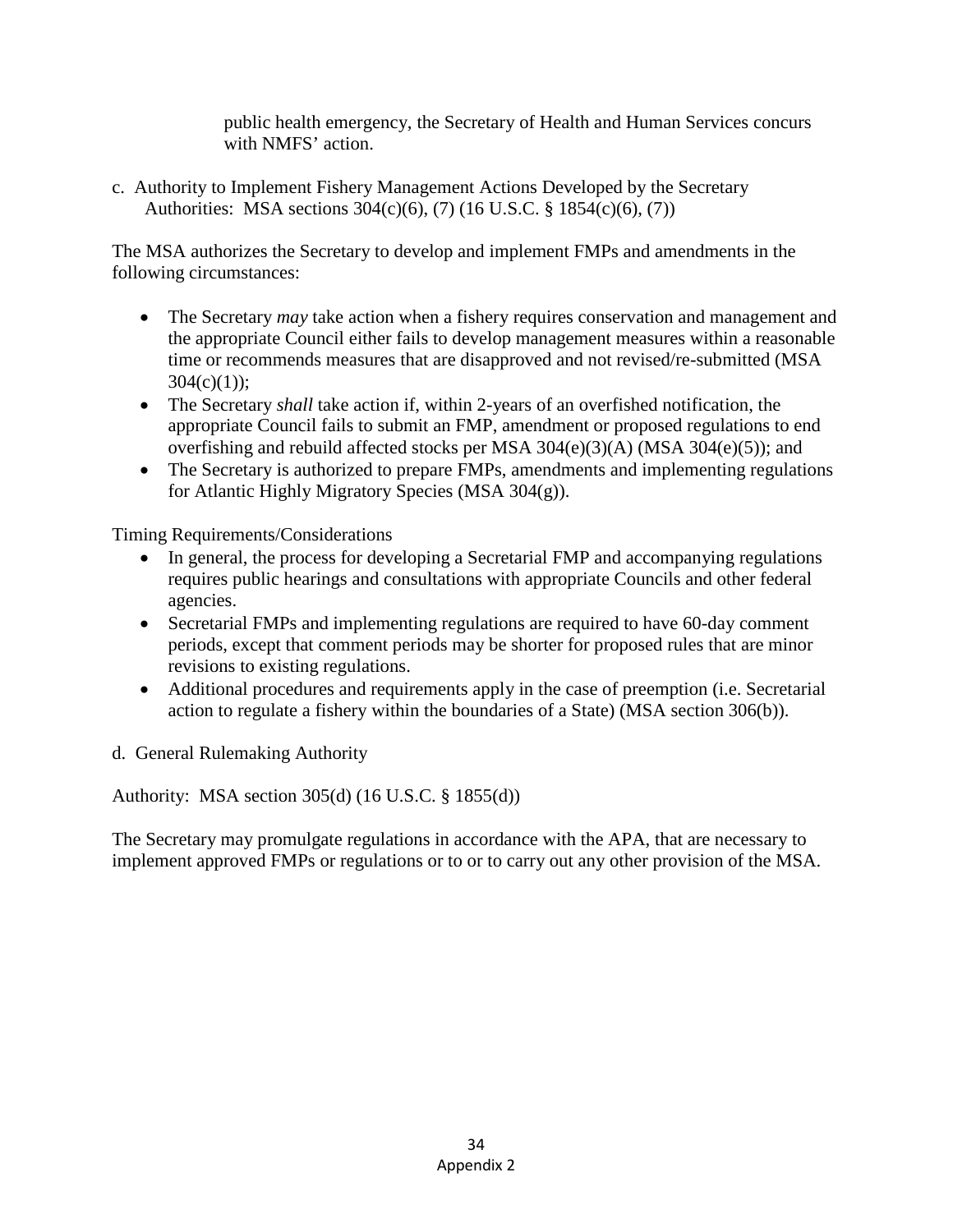public health emergency, the Secretary of Health and Human Services concurs with NMFS' action.

c. Authority to Implement Fishery Management Actions Developed by the Secretary
Authorities: MSA sections 304(c)(6), (7) (16 U.S.C. § 1854(c)(6), (7))

The MSA authorizes the Secretary to develop and implement FMPs and amendments in the following circumstances:

- The Secretary *may* take action when a fishery requires conservation and management and the appropriate Council either fails to develop management measures within a reasonable time or recommends measures that are disapproved and not revised/re-submitted (MSA 304(c)(1));
- The Secretary *shall* take action if, within 2-years of an overfished notification, the appropriate Council fails to submit an FMP, amendment or proposed regulations to end overfishing and rebuild affected stocks per MSA 304(e)(3)(A) (MSA 304(e)(5)); and
- The Secretary is authorized to prepare FMPs, amendments and implementing regulations for Atlantic Highly Migratory Species (MSA 304(g)).

Timing Requirements/Considerations

- In general, the process for developing a Secretarial FMP and accompanying regulations requires public hearings and consultations with appropriate Councils and other federal agencies.
- Secretarial FMPs and implementing regulations are required to have 60-day comment periods, except that comment periods may be shorter for proposed rules that are minor revisions to existing regulations.
- Additional procedures and requirements apply in the case of preemption (i.e. Secretarial action to regulate a fishery within the boundaries of a State) (MSA section 306(b)).

d. General Rulemaking Authority

Authority: MSA section 305(d) (16 U.S.C. § 1855(d))

The Secretary may promulgate regulations in accordance with the APA, that are necessary to implement approved FMPs or regulations or to or to carry out any other provision of the MSA.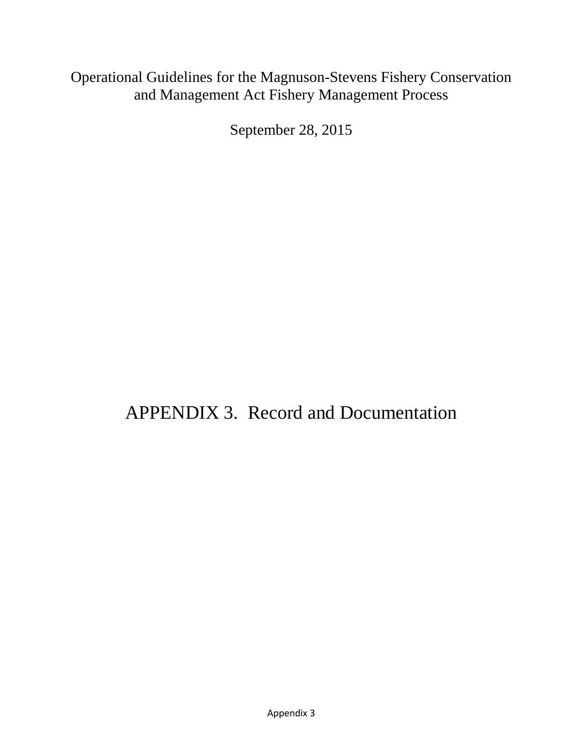Operational Guidelines for the Magnuson-Stevens Fishery Conservation and Management Act Fishery Management Process

September 28, 2015

# APPENDIX 3. Record and Documentation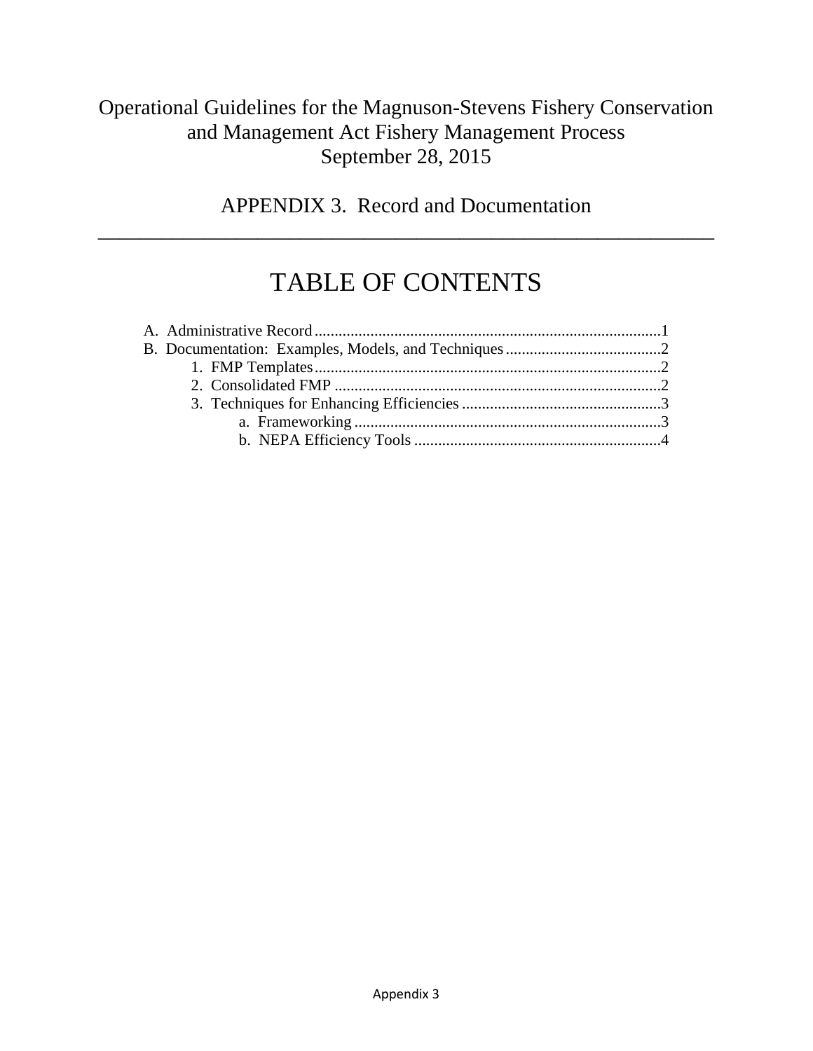Operational Guidelines for the Magnuson-Stevens Fishery Conservation and Management Act Fishery Management Process
September 28, 2015

# APPENDIX 3. Record and Documentation

## TABLE OF CONTENTS

A. Administrative Record .......................................................................................1
B. Documentation: Examples, Models, and Techniques .......................................2
- 1. FMP Templates .......................................................................................2
- 2. Consolidated FMP ..................................................................................2
- 3. Techniques for Enhancing Efficiencies ..................................................3
  - a. Frameworking ............................................................................3
  - b. NEPA Efficiency Tools .............................................................4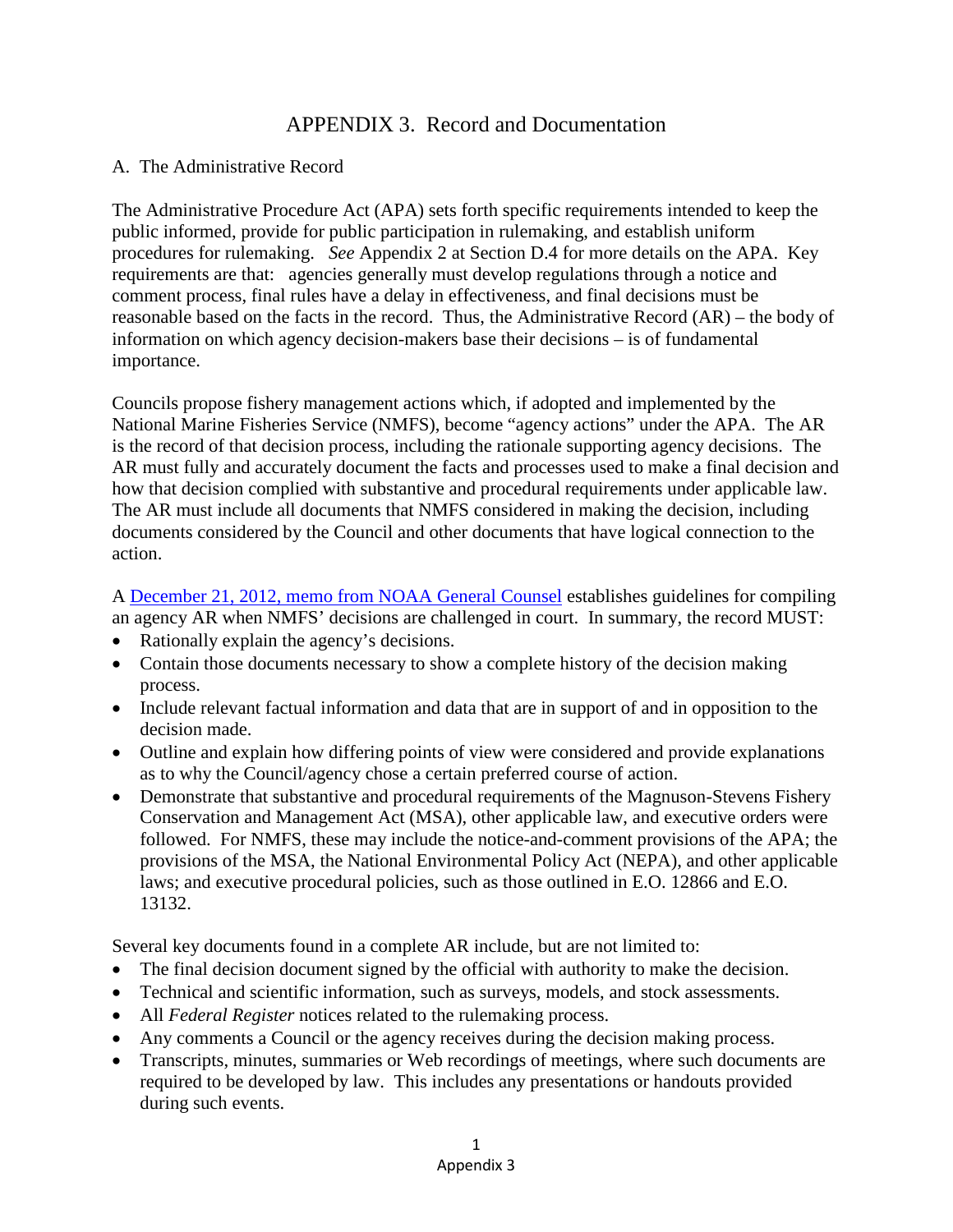# APPENDIX 3. Record and Documentation

## A. The Administrative Record

The Administrative Procedure Act (APA) sets forth specific requirements intended to keep the public informed, provide for public participation in rulemaking, and establish uniform procedures for rulemaking. *See* Appendix 2 at Section D.4 for more details on the APA. Key requirements are that: agencies generally must develop regulations through a notice and comment process, final rules have a delay in effectiveness, and final decisions must be reasonable based on the facts in the record. Thus, the Administrative Record (AR) – the body of information on which agency decision-makers base their decisions – is of fundamental importance.

Councils propose fishery management actions which, if adopted and implemented by the National Marine Fisheries Service (NMFS), become "agency actions" under the APA. The AR is the record of that decision process, including the rationale supporting agency decisions. The AR must fully and accurately document the facts and processes used to make a final decision and how that decision complied with substantive and procedural requirements under applicable law. The AR must include all documents that NMFS considered in making the decision, including documents considered by the Council and other documents that have logical connection to the action.

A December 21, 2012, memo from NOAA General Counsel establishes guidelines for compiling an agency AR when NMFS' decisions are challenged in court. In summary, the record MUST:

- Rationally explain the agency's decisions.
- Contain those documents necessary to show a complete history of the decision making process.
- Include relevant factual information and data that are in support of and in opposition to the decision made.
- Outline and explain how differing points of view were considered and provide explanations as to why the Council/agency chose a certain preferred course of action.
- Demonstrate that substantive and procedural requirements of the Magnuson-Stevens Fishery Conservation and Management Act (MSA), other applicable law, and executive orders were followed. For NMFS, these may include the notice-and-comment provisions of the APA; the provisions of the MSA, the National Environmental Policy Act (NEPA), and other applicable laws; and executive procedural policies, such as those outlined in E.O. 12866 and E.O. 13132.

Several key documents found in a complete AR include, but are not limited to:

- The final decision document signed by the official with authority to make the decision.
- Technical and scientific information, such as surveys, models, and stock assessments.
- All *Federal Register* notices related to the rulemaking process.
- Any comments a Council or the agency receives during the decision making process.
- Transcripts, minutes, summaries or Web recordings of meetings, where such documents are required to be developed by law. This includes any presentations or handouts provided during such events.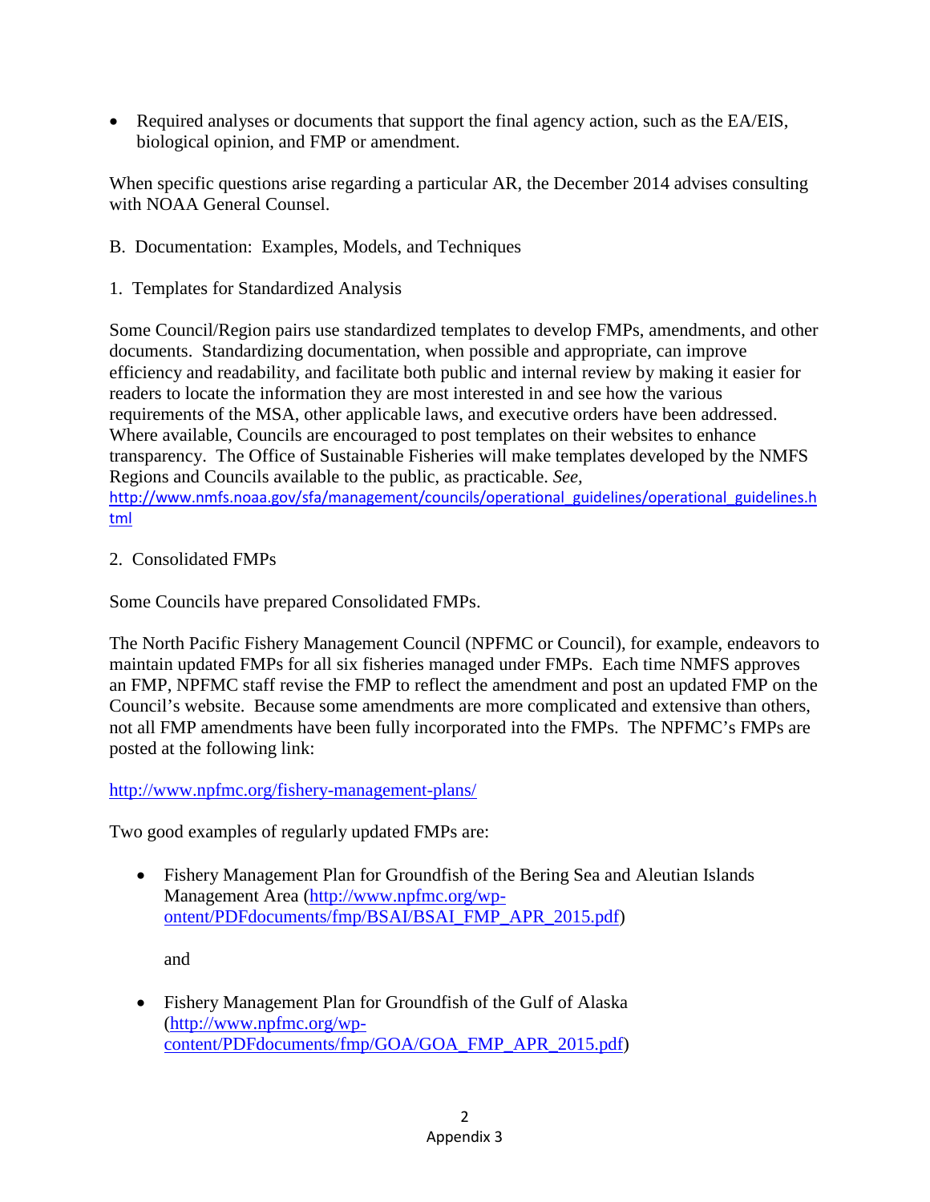- Required analyses or documents that support the final agency action, such as the EA/EIS, biological opinion, and FMP or amendment.

When specific questions arise regarding a particular AR, the December 2014 advises consulting with NOAA General Counsel.

B. Documentation: Examples, Models, and Techniques

1. Templates for Standardized Analysis

Some Council/Region pairs use standardized templates to develop FMPs, amendments, and other documents. Standardizing documentation, when possible and appropriate, can improve efficiency and readability, and facilitate both public and internal review by making it easier for readers to locate the information they are most interested in and see how the various requirements of the MSA, other applicable laws, and executive orders have been addressed. Where available, Councils are encouraged to post templates on their websites to enhance transparency. The Office of Sustainable Fisheries will make templates developed by the NMFS Regions and Councils available to the public, as practicable. *See,* http://www.nmfs.noaa.gov/sfa/management/councils/operational_guidelines/operational_guidelines.html

2. Consolidated FMPs

Some Councils have prepared Consolidated FMPs.

The North Pacific Fishery Management Council (NPFMC or Council), for example, endeavors to maintain updated FMPs for all six fisheries managed under FMPs. Each time NMFS approves an FMP, NPFMC staff revise the FMP to reflect the amendment and post an updated FMP on the Council's website. Because some amendments are more complicated and extensive than others, not all FMP amendments have been fully incorporated into the FMPs. The NPFMC's FMPs are posted at the following link:

http://www.npfmc.org/fishery-management-plans/

Two good examples of regularly updated FMPs are:

- Fishery Management Plan for Groundfish of the Bering Sea and Aleutian Islands Management Area (http://www.npfmc.org/wp-ontent/PDFdocuments/fmp/BSAI/BSAI_FMP_APR_2015.pdf)

  and

- Fishery Management Plan for Groundfish of the Gulf of Alaska (http://www.npfmc.org/wp-content/PDFdocuments/fmp/GOA/GOA_FMP_APR_2015.pdf)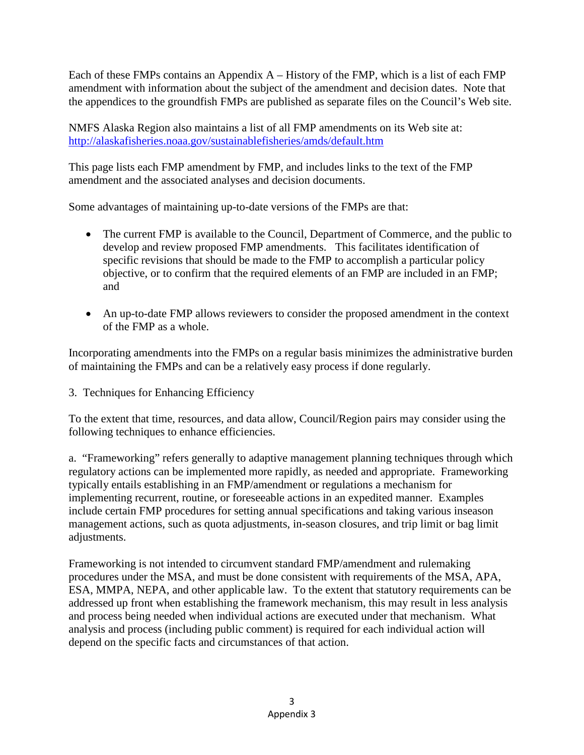Each of these FMPs contains an Appendix A – History of the FMP, which is a list of each FMP amendment with information about the subject of the amendment and decision dates. Note that the appendices to the groundfish FMPs are published as separate files on the Council's Web site.

NMFS Alaska Region also maintains a list of all FMP amendments on its Web site at: [http://alaskafisheries.noaa.gov/sustainablefisheries/amds/default.htm](http://alaskafisheries.noaa.gov/sustainablefisheries/amds/default.htm)

This page lists each FMP amendment by FMP, and includes links to the text of the FMP amendment and the associated analyses and decision documents.

Some advantages of maintaining up-to-date versions of the FMPs are that:

- The current FMP is available to the Council, Department of Commerce, and the public to develop and review proposed FMP amendments. This facilitates identification of specific revisions that should be made to the FMP to accomplish a particular policy objective, or to confirm that the required elements of an FMP are included in an FMP; and
- An up-to-date FMP allows reviewers to consider the proposed amendment in the context of the FMP as a whole.

Incorporating amendments into the FMPs on a regular basis minimizes the administrative burden of maintaining the FMPs and can be a relatively easy process if done regularly.

3. Techniques for Enhancing Efficiency

To the extent that time, resources, and data allow, Council/Region pairs may consider using the following techniques to enhance efficiencies.

a. "Frameworking" refers generally to adaptive management planning techniques through which regulatory actions can be implemented more rapidly, as needed and appropriate. Frameworking typically entails establishing in an FMP/amendment or regulations a mechanism for implementing recurrent, routine, or foreseeable actions in an expedited manner. Examples include certain FMP procedures for setting annual specifications and taking various inseason management actions, such as quota adjustments, in-season closures, and trip limit or bag limit adjustments.

Frameworking is not intended to circumvent standard FMP/amendment and rulemaking procedures under the MSA, and must be done consistent with requirements of the MSA, APA, ESA, MMPA, NEPA, and other applicable law. To the extent that statutory requirements can be addressed up front when establishing the framework mechanism, this may result in less analysis and process being needed when individual actions are executed under that mechanism. What analysis and process (including public comment) is required for each individual action will depend on the specific facts and circumstances of that action.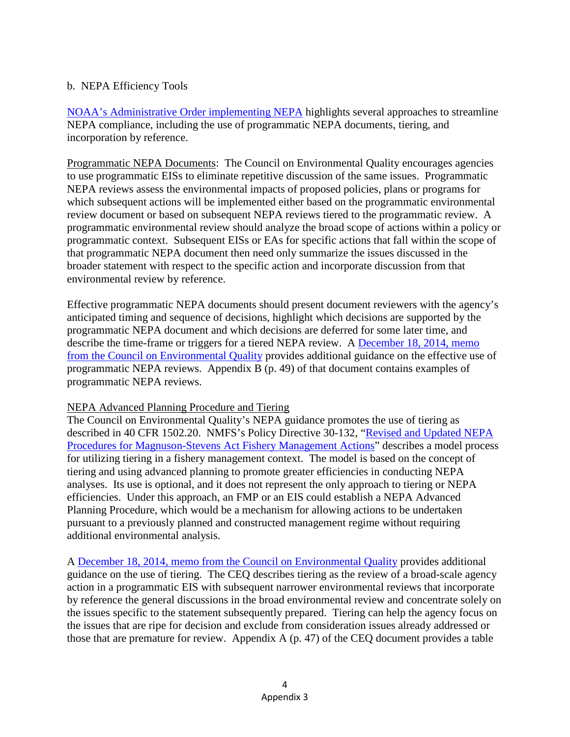b. NEPA Efficiency Tools

NOAA's Administrative Order implementing NEPA highlights several approaches to streamline NEPA compliance, including the use of programmatic NEPA documents, tiering, and incorporation by reference.

Programmatic NEPA Documents: The Council on Environmental Quality encourages agencies to use programmatic EISs to eliminate repetitive discussion of the same issues. Programmatic NEPA reviews assess the environmental impacts of proposed policies, plans or programs for which subsequent actions will be implemented either based on the programmatic environmental review document or based on subsequent NEPA reviews tiered to the programmatic review. A programmatic environmental review should analyze the broad scope of actions within a policy or programmatic context. Subsequent EISs or EAs for specific actions that fall within the scope of that programmatic NEPA document then need only summarize the issues discussed in the broader statement with respect to the specific action and incorporate discussion from that environmental review by reference.

Effective programmatic NEPA documents should present document reviewers with the agency's anticipated timing and sequence of decisions, highlight which decisions are supported by the programmatic NEPA document and which decisions are deferred for some later time, and describe the time-frame or triggers for a tiered NEPA review. A December 18, 2014, memo from the Council on Environmental Quality provides additional guidance on the effective use of programmatic NEPA reviews. Appendix B (p. 49) of that document contains examples of programmatic NEPA reviews.

NEPA Advanced Planning Procedure and Tiering

The Council on Environmental Quality's NEPA guidance promotes the use of tiering as described in 40 CFR 1502.20. NMFS's Policy Directive 30-132, "Revised and Updated NEPA Procedures for Magnuson-Stevens Act Fishery Management Actions" describes a model process for utilizing tiering in a fishery management context. The model is based on the concept of tiering and using advanced planning to promote greater efficiencies in conducting NEPA analyses. Its use is optional, and it does not represent the only approach to tiering or NEPA efficiencies. Under this approach, an FMP or an EIS could establish a NEPA Advanced Planning Procedure, which would be a mechanism for allowing actions to be undertaken pursuant to a previously planned and constructed management regime without requiring additional environmental analysis.

A December 18, 2014, memo from the Council on Environmental Quality provides additional guidance on the use of tiering. The CEQ describes tiering as the review of a broad-scale agency action in a programmatic EIS with subsequent narrower environmental reviews that incorporate by reference the general discussions in the broad environmental review and concentrate solely on the issues specific to the statement subsequently prepared. Tiering can help the agency focus on the issues that are ripe for decision and exclude from consideration issues already addressed or those that are premature for review. Appendix A (p. 47) of the CEQ document provides a table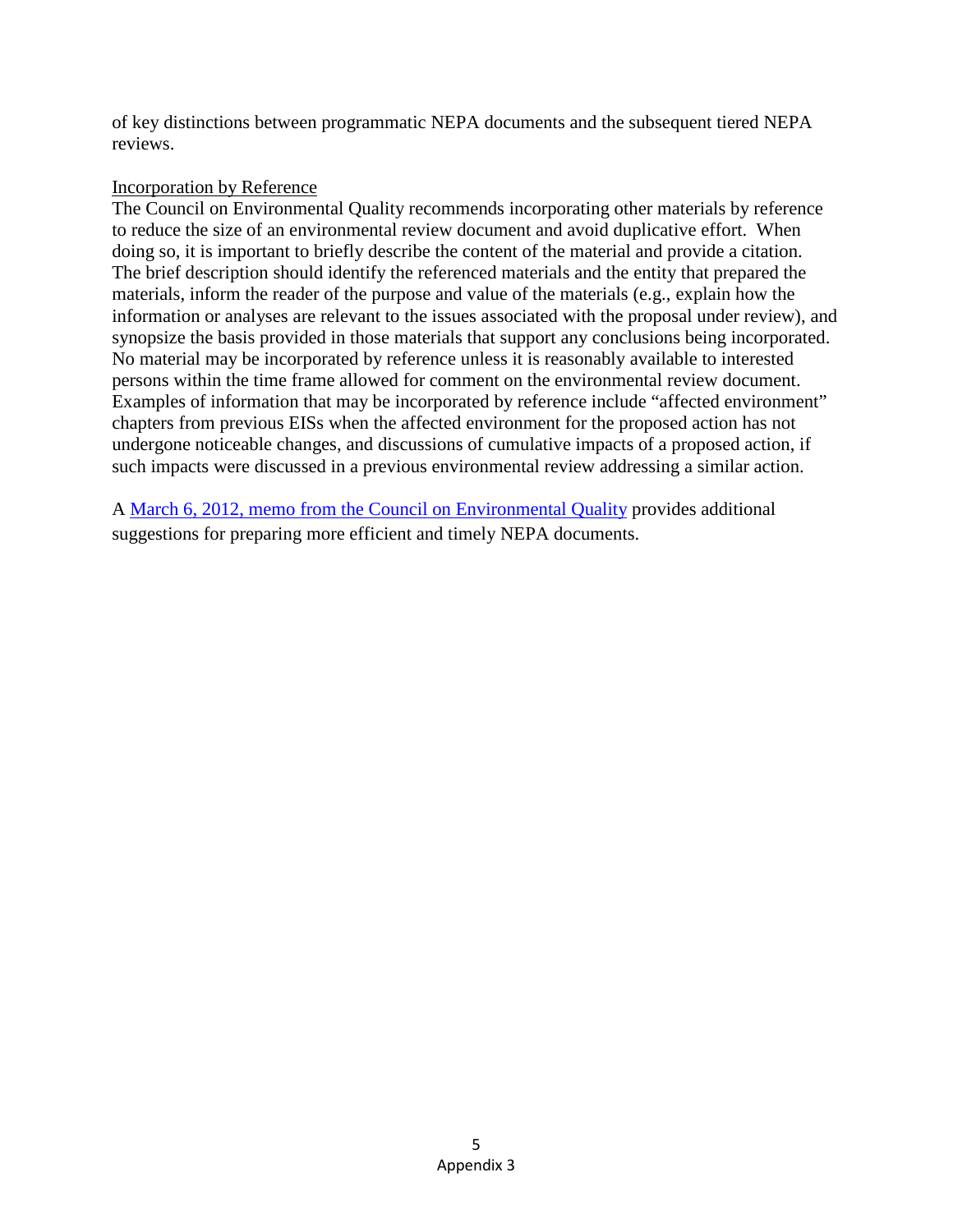of key distinctions between programmatic NEPA documents and the subsequent tiered NEPA reviews.

Incorporation by Reference

The Council on Environmental Quality recommends incorporating other materials by reference to reduce the size of an environmental review document and avoid duplicative effort. When doing so, it is important to briefly describe the content of the material and provide a citation. The brief description should identify the referenced materials and the entity that prepared the materials, inform the reader of the purpose and value of the materials (e.g., explain how the information or analyses are relevant to the issues associated with the proposal under review), and synopsize the basis provided in those materials that support any conclusions being incorporated. No material may be incorporated by reference unless it is reasonably available to interested persons within the time frame allowed for comment on the environmental review document. Examples of information that may be incorporated by reference include "affected environment" chapters from previous EISs when the affected environment for the proposed action has not undergone noticeable changes, and discussions of cumulative impacts of a proposed action, if such impacts were discussed in a previous environmental review addressing a similar action.

A March 6, 2012, memo from the Council on Environmental Quality provides additional suggestions for preparing more efficient and timely NEPA documents.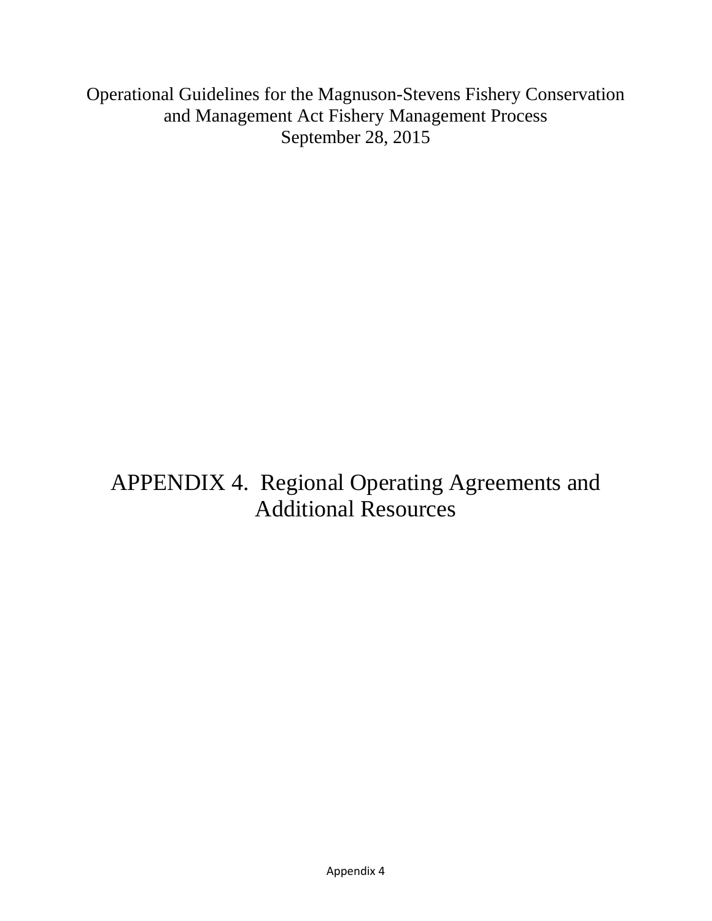Operational Guidelines for the Magnuson-Stevens Fishery Conservation and Management Act Fishery Management Process
September 28, 2015

# APPENDIX 4. Regional Operating Agreements and Additional Resources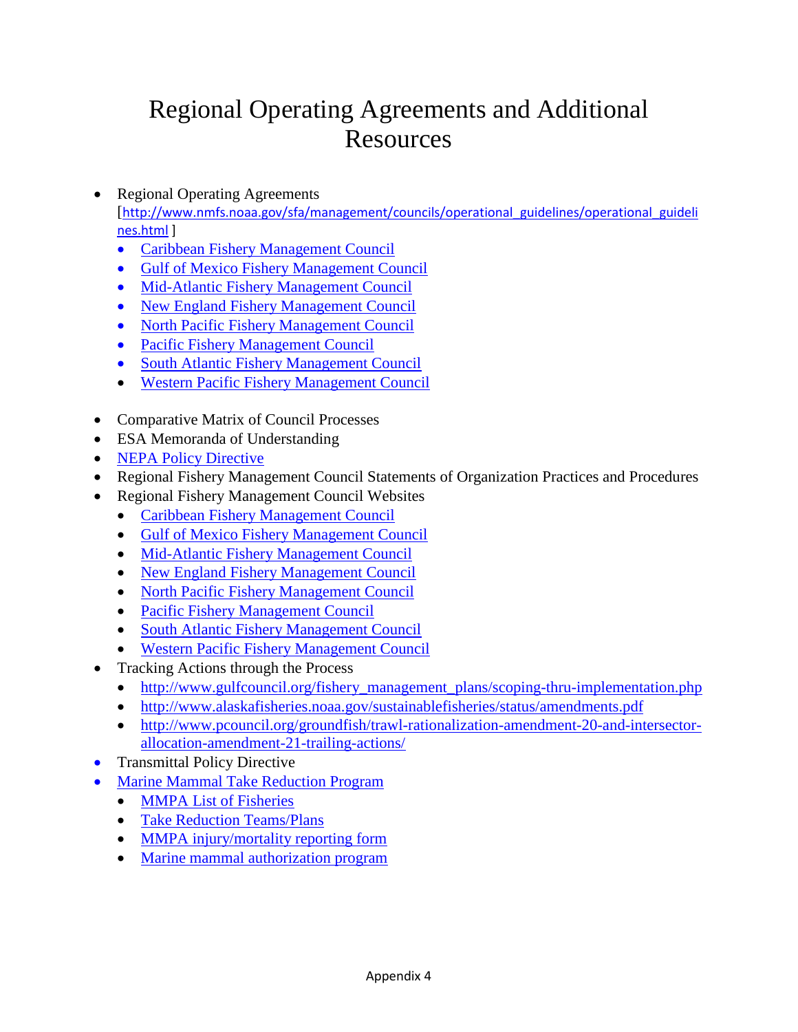# Regional Operating Agreements and Additional Resources

- Regional Operating Agreements [http://www.nmfs.noaa.gov/sfa/management/councils/operational_guidelines/operational_guidelines.html ]
  - Caribbean Fishery Management Council
  - Gulf of Mexico Fishery Management Council
  - Mid-Atlantic Fishery Management Council
  - New England Fishery Management Council
  - North Pacific Fishery Management Council
  - Pacific Fishery Management Council
  - South Atlantic Fishery Management Council
  - Western Pacific Fishery Management Council

- Comparative Matrix of Council Processes
- ESA Memoranda of Understanding
- NEPA Policy Directive
- Regional Fishery Management Council Statements of Organization Practices and Procedures
- Regional Fishery Management Council Websites
  - Caribbean Fishery Management Council
  - Gulf of Mexico Fishery Management Council
  - Mid-Atlantic Fishery Management Council
  - New England Fishery Management Council
  - North Pacific Fishery Management Council
  - Pacific Fishery Management Council
  - South Atlantic Fishery Management Council
  - Western Pacific Fishery Management Council
- Tracking Actions through the Process
  - http://www.gulfcouncil.org/fishery_management_plans/scoping-thru-implementation.php
  - http://www.alaskafisheries.noaa.gov/sustainablefisheries/status/amendments.pdf
  - http://www.pcouncil.org/groundfish/trawl-rationalization-amendment-20-and-intersector-allocation-amendment-21-trailing-actions/
- Transmittal Policy Directive
- Marine Mammal Take Reduction Program
  - MMPA List of Fisheries
  - Take Reduction Teams/Plans
  - MMPA injury/mortality reporting form
  - Marine mammal authorization program

Appendix 4